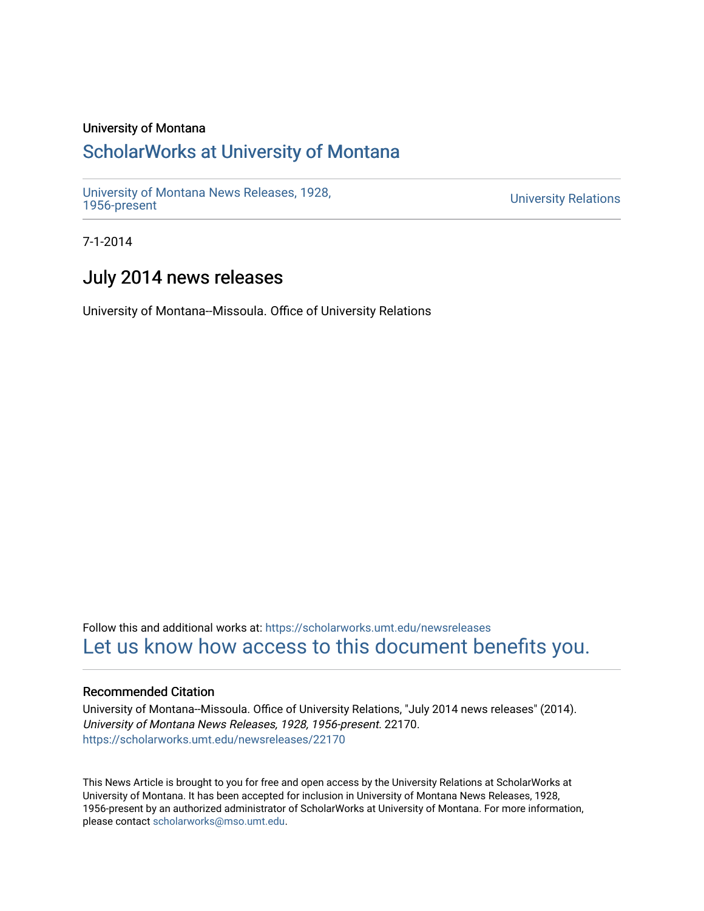University of Montana

# ScholarWorks at University of Montana

University of Montana News Releases, 1928, 1956-present

University Relations

7-1-2014

## July 2014 news releases

University of Montana--Missoula. Office of University Relations

Follow this and additional works at: https://scholarworks.umt.edu/newsreleases

Let us know how access to this document benefits you.

### Recommended Citation

University of Montana--Missoula. Office of University Relations, "July 2014 news releases" (2014). *University of Montana News Releases, 1928, 1956-present*. 22170.
https://scholarworks.umt.edu/newsreleases/22170

This News Article is brought to you for free and open access by the University Relations at ScholarWorks at University of Montana. It has been accepted for inclusion in University of Montana News Releases, 1928, 1956-present by an authorized administrator of ScholarWorks at University of Montana. For more information, please contact scholarworks@mso.umt.edu.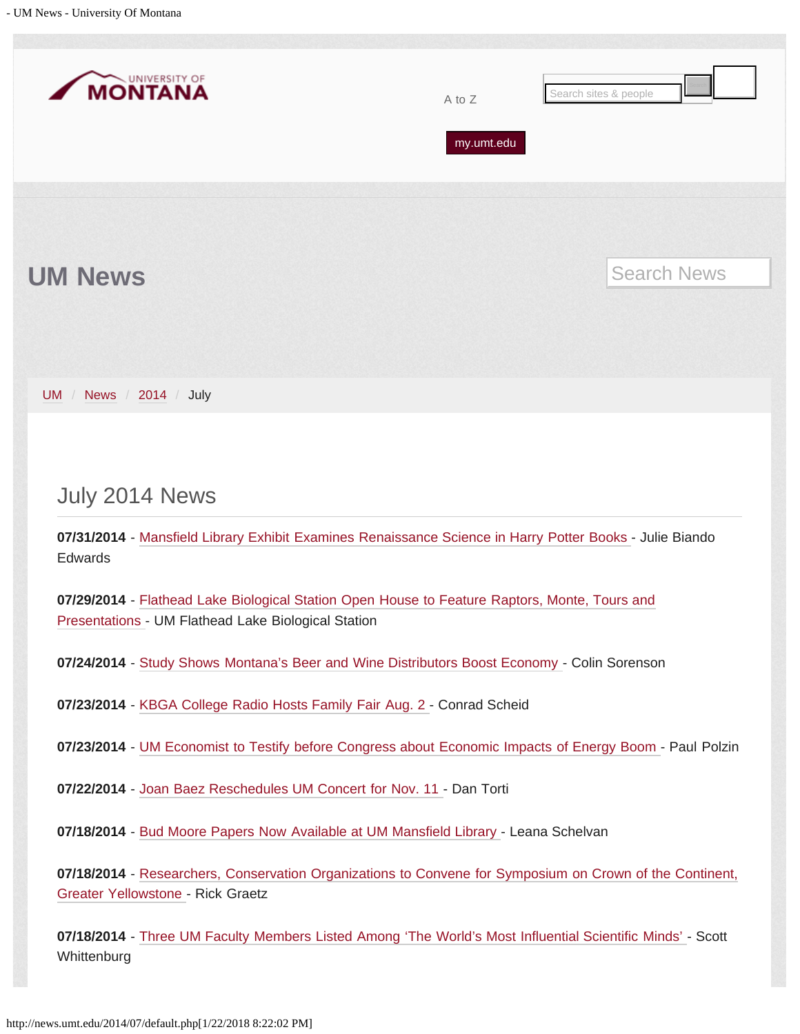UNIVERSITY OF MONTANA

A to Z

my.umt.edu

# UM News

UM / News / 2014 / July

## July 2014 News

**07/31/2014** - Mansfield Library Exhibit Examines Renaissance Science in Harry Potter Books - Julie Biando Edwards

**07/29/2014** - Flathead Lake Biological Station Open House to Feature Raptors, Monte, Tours and Presentations - UM Flathead Lake Biological Station

**07/24/2014** - Study Shows Montana's Beer and Wine Distributors Boost Economy - Colin Sorenson

**07/23/2014** - KBGA College Radio Hosts Family Fair Aug. 2 - Conrad Scheid

**07/23/2014** - UM Economist to Testify before Congress about Economic Impacts of Energy Boom - Paul Polzin

**07/22/2014** - Joan Baez Reschedules UM Concert for Nov. 11 - Dan Torti

**07/18/2014** - Bud Moore Papers Now Available at UM Mansfield Library - Leana Schelvan

**07/18/2014** - Researchers, Conservation Organizations to Convene for Symposium on Crown of the Continent, Greater Yellowstone - Rick Graetz

**07/18/2014** - Three UM Faculty Members Listed Among 'The World's Most Influential Scientific Minds' - Scott Whittenburg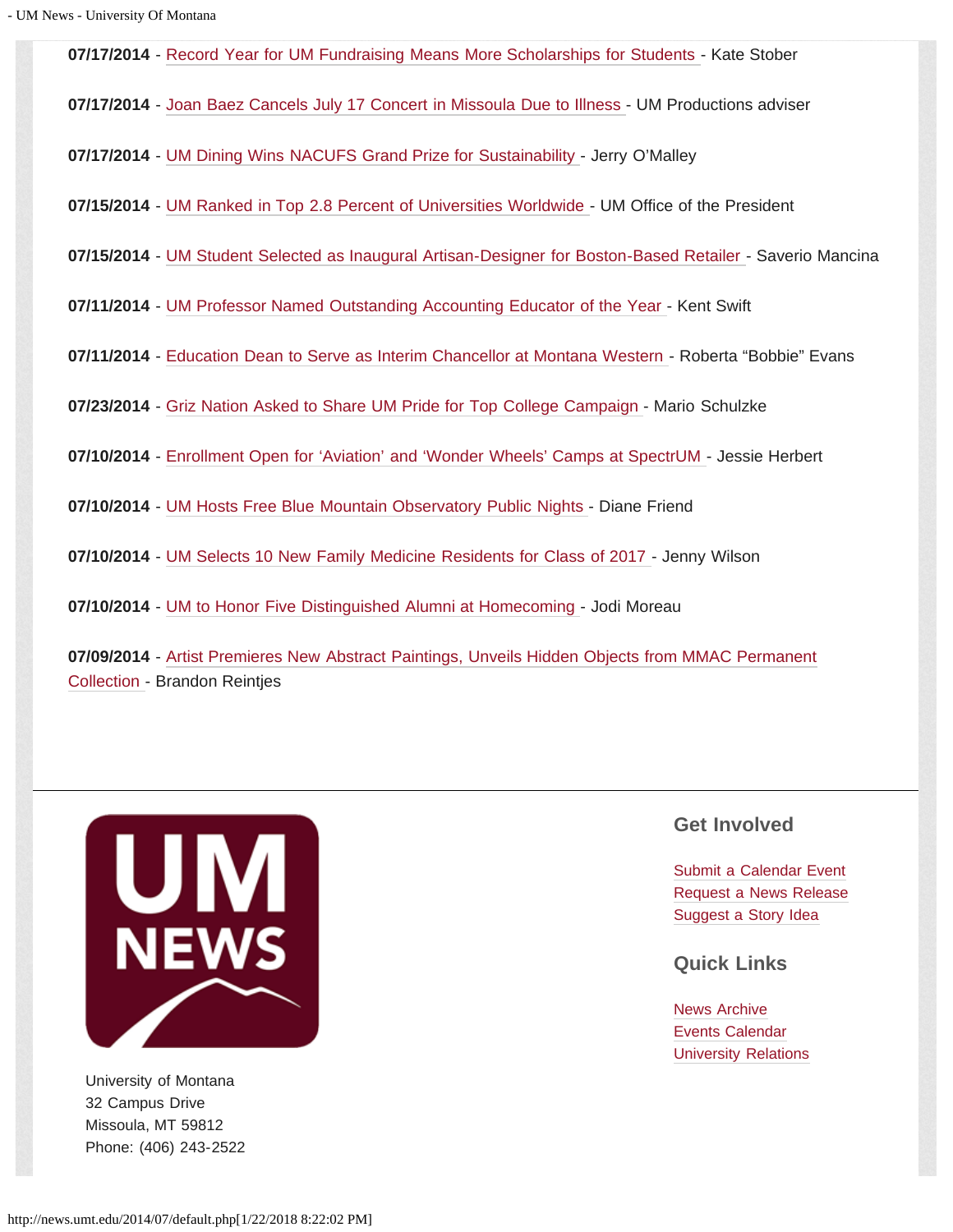**07/17/2014** - Record Year for UM Fundraising Means More Scholarships for Students - Kate Stober

**07/17/2014** - Joan Baez Cancels July 17 Concert in Missoula Due to Illness - UM Productions adviser

**07/17/2014** - UM Dining Wins NACUFS Grand Prize for Sustainability - Jerry O'Malley

**07/15/2014** - UM Ranked in Top 2.8 Percent of Universities Worldwide - UM Office of the President

**07/15/2014** - UM Student Selected as Inaugural Artisan-Designer for Boston-Based Retailer - Saverio Mancina

**07/11/2014** - UM Professor Named Outstanding Accounting Educator of the Year - Kent Swift

**07/11/2014** - Education Dean to Serve as Interim Chancellor at Montana Western - Roberta "Bobbie" Evans

**07/23/2014** - Griz Nation Asked to Share UM Pride for Top College Campaign - Mario Schulzke

**07/10/2014** - Enrollment Open for 'Aviation' and 'Wonder Wheels' Camps at SpectrUM - Jessie Herbert

**07/10/2014** - UM Hosts Free Blue Mountain Observatory Public Nights - Diane Friend

**07/10/2014** - UM Selects 10 New Family Medicine Residents for Class of 2017 - Jenny Wilson

**07/10/2014** - UM to Honor Five Distinguished Alumni at Homecoming - Jodi Moreau

**07/09/2014** - Artist Premieres New Abstract Paintings, Unveils Hidden Objects from MMAC Permanent Collection - Brandon Reintjes

---

UM NEWS

University of Montana
32 Campus Drive
Missoula, MT 59812
Phone: (406) 243-2522

## Get Involved

Submit a Calendar Event
Request a News Release
Suggest a Story Idea

## Quick Links

News Archive
Events Calendar
University Relations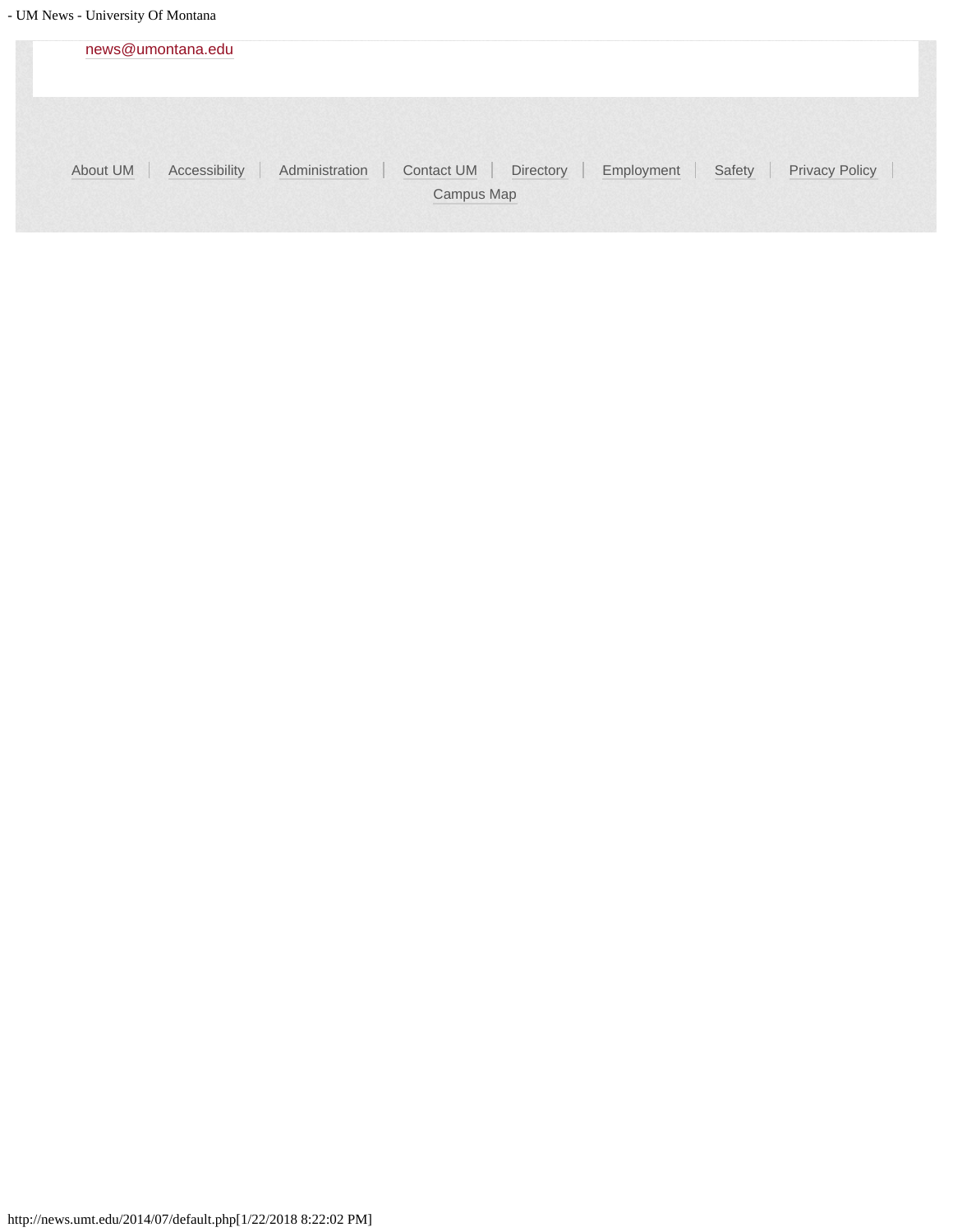news@umontana.edu

About UM | Accessibility | Administration | Contact UM | Directory | Employment | Safety | Privacy Policy | Campus Map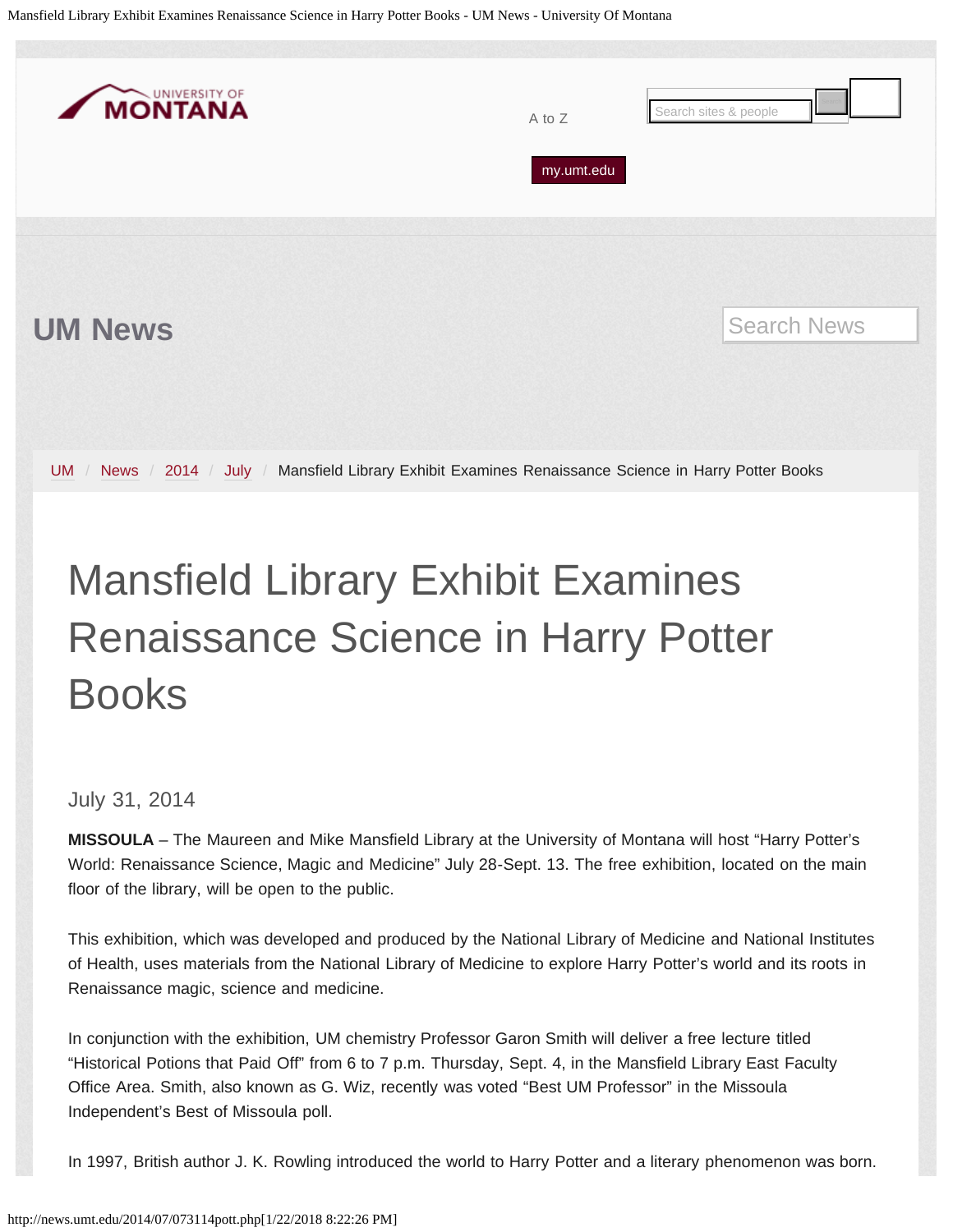# Mansfield Library Exhibit Examines Renaissance Science in Harry Potter Books

July 31, 2014

**MISSOULA** – The Maureen and Mike Mansfield Library at the University of Montana will host "Harry Potter's World: Renaissance Science, Magic and Medicine" July 28-Sept. 13. The free exhibition, located on the main floor of the library, will be open to the public.

This exhibition, which was developed and produced by the National Library of Medicine and National Institutes of Health, uses materials from the National Library of Medicine to explore Harry Potter's world and its roots in Renaissance magic, science and medicine.

In conjunction with the exhibition, UM chemistry Professor Garon Smith will deliver a free lecture titled "Historical Potions that Paid Off" from 6 to 7 p.m. Thursday, Sept. 4, in the Mansfield Library East Faculty Office Area. Smith, also known as G. Wiz, recently was voted "Best UM Professor" in the Missoula Independent's Best of Missoula poll.

In 1997, British author J. K. Rowling introduced the world to Harry Potter and a literary phenomenon was born.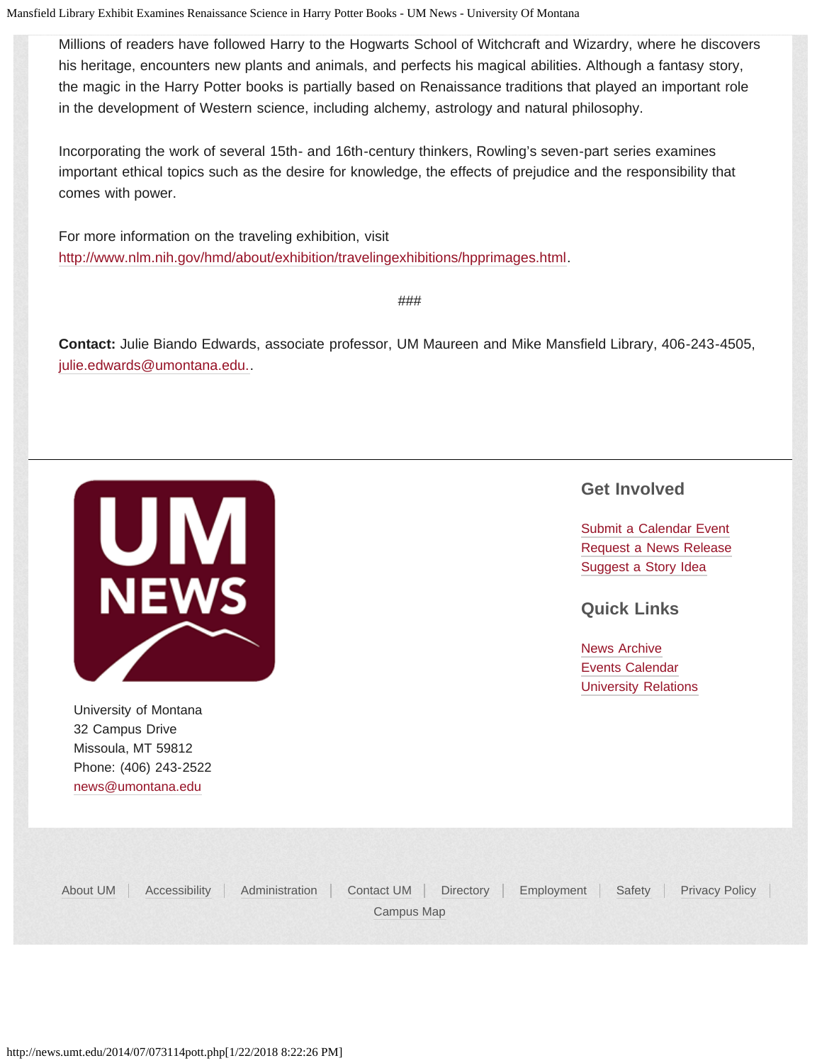Millions of readers have followed Harry to the Hogwarts School of Witchcraft and Wizardry, where he discovers his heritage, encounters new plants and animals, and perfects his magical abilities. Although a fantasy story, the magic in the Harry Potter books is partially based on Renaissance traditions that played an important role in the development of Western science, including alchemy, astrology and natural philosophy.

Incorporating the work of several 15th- and 16th-century thinkers, Rowling's seven-part series examines important ethical topics such as the desire for knowledge, the effects of prejudice and the responsibility that comes with power.

For more information on the traveling exhibition, visit http://www.nlm.nih.gov/hmd/about/exhibition/travelingexhibitions/hpprimages.html.

###

**Contact:** Julie Biando Edwards, associate professor, UM Maureen and Mike Mansfield Library, 406-243-4505, julie.edwards@umontana.edu..

UM NEWS

University of Montana
32 Campus Drive
Missoula, MT 59812
Phone: (406) 243-2522
news@umontana.edu

## Get Involved

Submit a Calendar Event
Request a News Release
Suggest a Story Idea

## Quick Links

News Archive
Events Calendar
University Relations

About UM | Accessibility | Administration | Contact UM | Directory | Employment | Safety | Privacy Policy | Campus Map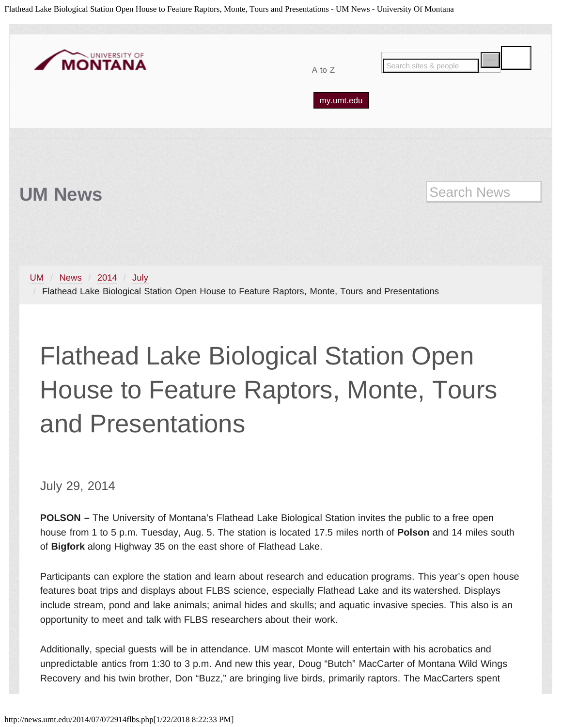UNIVERSITY OF MONTANA

A to Z

my.umt.edu

## UM News

UM / News / 2014 / July / Flathead Lake Biological Station Open House to Feature Raptors, Monte, Tours and Presentations

# Flathead Lake Biological Station Open House to Feature Raptors, Monte, Tours and Presentations

July 29, 2014

**POLSON –** The University of Montana's Flathead Lake Biological Station invites the public to a free open house from 1 to 5 p.m. Tuesday, Aug. 5. The station is located 17.5 miles north of **Polson** and 14 miles south of **Bigfork** along Highway 35 on the east shore of Flathead Lake.

Participants can explore the station and learn about research and education programs. This year's open house features boat trips and displays about FLBS science, especially Flathead Lake and its watershed. Displays include stream, pond and lake animals; animal hides and skulls; and aquatic invasive species. This also is an opportunity to meet and talk with FLBS researchers about their work.

Additionally, special guests will be in attendance. UM mascot Monte will entertain with his acrobatics and unpredictable antics from 1:30 to 3 p.m. And new this year, Doug "Butch" MacCarter of Montana Wild Wings Recovery and his twin brother, Don "Buzz," are bringing live birds, primarily raptors. The MacCarters spent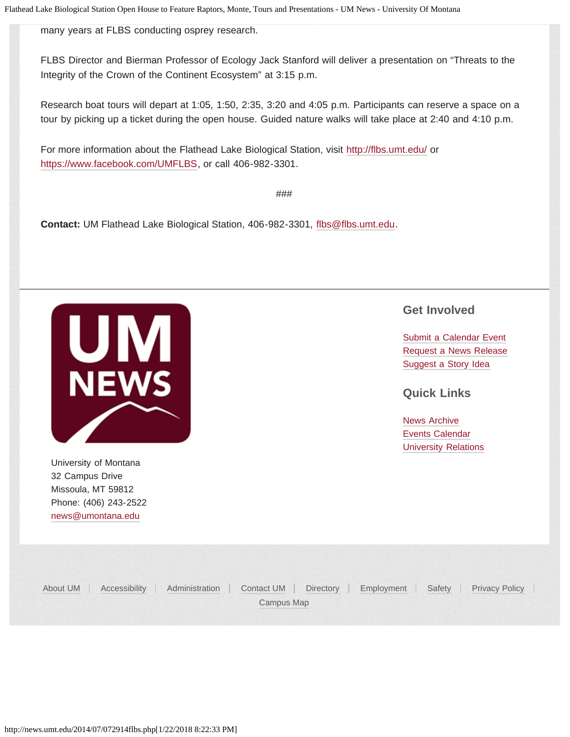many years at FLBS conducting osprey research.

FLBS Director and Bierman Professor of Ecology Jack Stanford will deliver a presentation on “Threats to the Integrity of the Crown of the Continent Ecosystem” at 3:15 p.m.

Research boat tours will depart at 1:05, 1:50, 2:35, 3:20 and 4:05 p.m. Participants can reserve a space on a tour by picking up a ticket during the open house. Guided nature walks will take place at 2:40 and 4:10 p.m.

For more information about the Flathead Lake Biological Station, visit http://flbs.umt.edu/ or https://www.facebook.com/UMFLBS, or call 406-982-3301.

###

**Contact:** UM Flathead Lake Biological Station, 406-982-3301, flbs@flbs.umt.edu.

University of Montana
32 Campus Drive
Missoula, MT 59812
Phone: (406) 243-2522
news@umontana.edu

## Get Involved

Submit a Calendar Event
Request a News Release
Suggest a Story Idea

## Quick Links

News Archive
Events Calendar
University Relations

About UM | Accessibility | Administration | Contact UM | Directory | Employment | Safety | Privacy Policy | Campus Map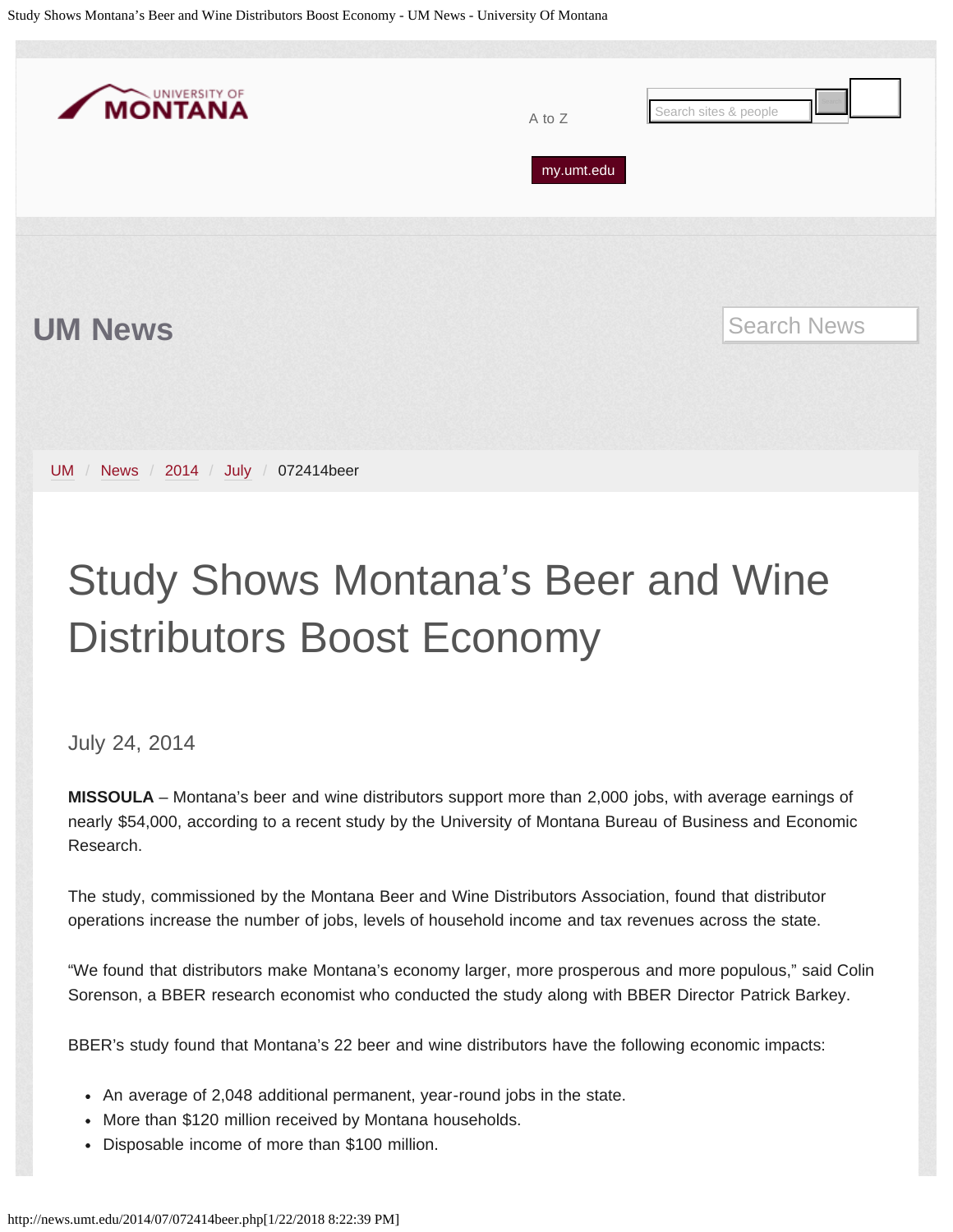UM News

UM / News / 2014 / July / 072414beer

# Study Shows Montana’s Beer and Wine Distributors Boost Economy

July 24, 2014

**MISSOULA** – Montana’s beer and wine distributors support more than 2,000 jobs, with average earnings of nearly $54,000, according to a recent study by the University of Montana Bureau of Business and Economic Research.

The study, commissioned by the Montana Beer and Wine Distributors Association, found that distributor operations increase the number of jobs, levels of household income and tax revenues across the state.

“We found that distributors make Montana’s economy larger, more prosperous and more populous,” said Colin Sorenson, a BBER research economist who conducted the study along with BBER Director Patrick Barkey.

BBER’s study found that Montana’s 22 beer and wine distributors have the following economic impacts:

- An average of 2,048 additional permanent, year-round jobs in the state.
- More than $120 million received by Montana households.
- Disposable income of more than $100 million.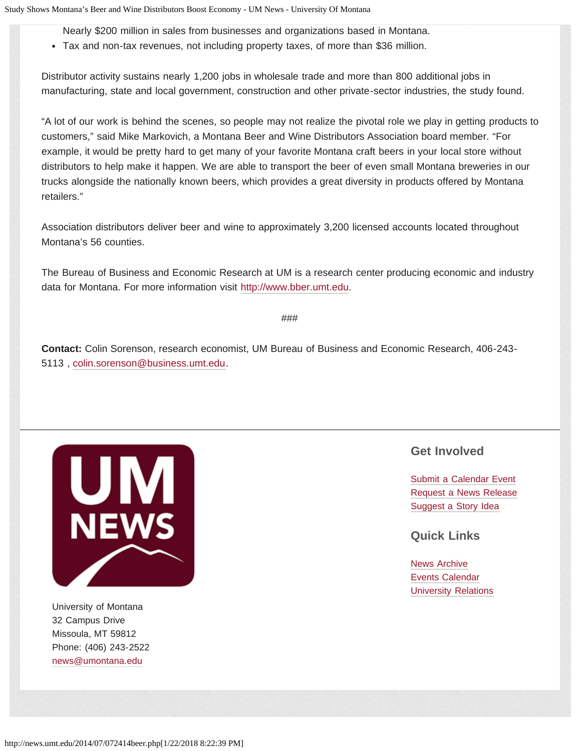Nearly $200 million in sales from businesses and organizations based in Montana.
- Tax and non-tax revenues, not including property taxes, of more than $36 million.

Distributor activity sustains nearly 1,200 jobs in wholesale trade and more than 800 additional jobs in manufacturing, state and local government, construction and other private-sector industries, the study found.

"A lot of our work is behind the scenes, so people may not realize the pivotal role we play in getting products to customers," said Mike Markovich, a Montana Beer and Wine Distributors Association board member. "For example, it would be pretty hard to get many of your favorite Montana craft beers in your local store without distributors to help make it happen. We are able to transport the beer of even small Montana breweries in our trucks alongside the nationally known beers, which provides a great diversity in products offered by Montana retailers."

Association distributors deliver beer and wine to approximately 3,200 licensed accounts located throughout Montana's 56 counties.

The Bureau of Business and Economic Research at UM is a research center producing economic and industry data for Montana. For more information visit http://www.bber.umt.edu.

###

**Contact:** Colin Sorenson, research economist, UM Bureau of Business and Economic Research, 406-243-5113 , colin.sorenson@business.umt.edu.

UM NEWS

University of Montana
32 Campus Drive
Missoula, MT 59812
Phone: (406) 243-2522
news@umontana.edu

## Get Involved

Submit a Calendar Event
Request a News Release
Suggest a Story Idea

## Quick Links

News Archive
Events Calendar
University Relations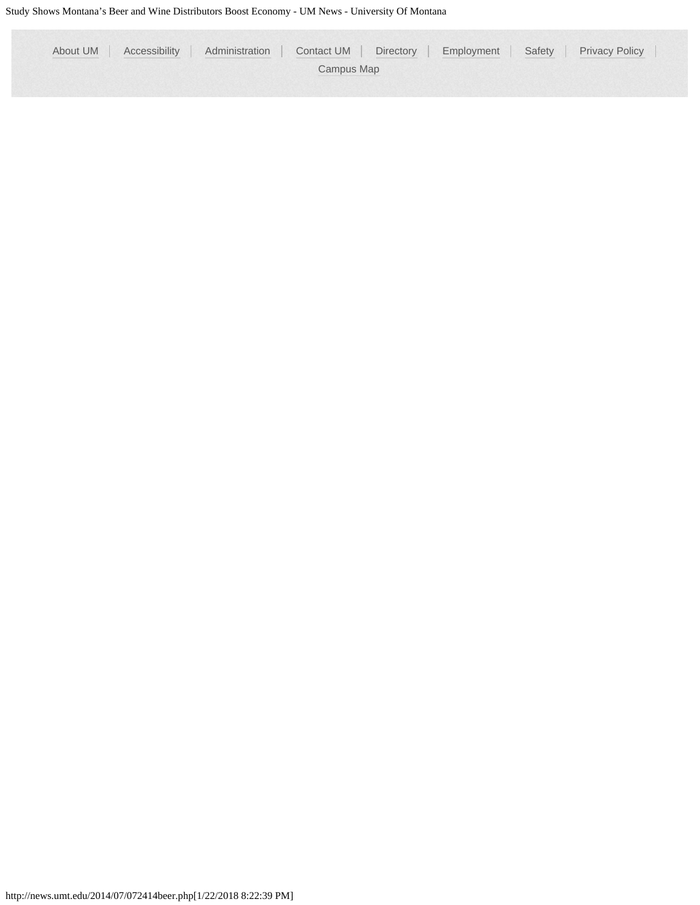About UM | Accessibility | Administration | Contact UM | Directory | Employment | Safety | Privacy Policy | Campus Map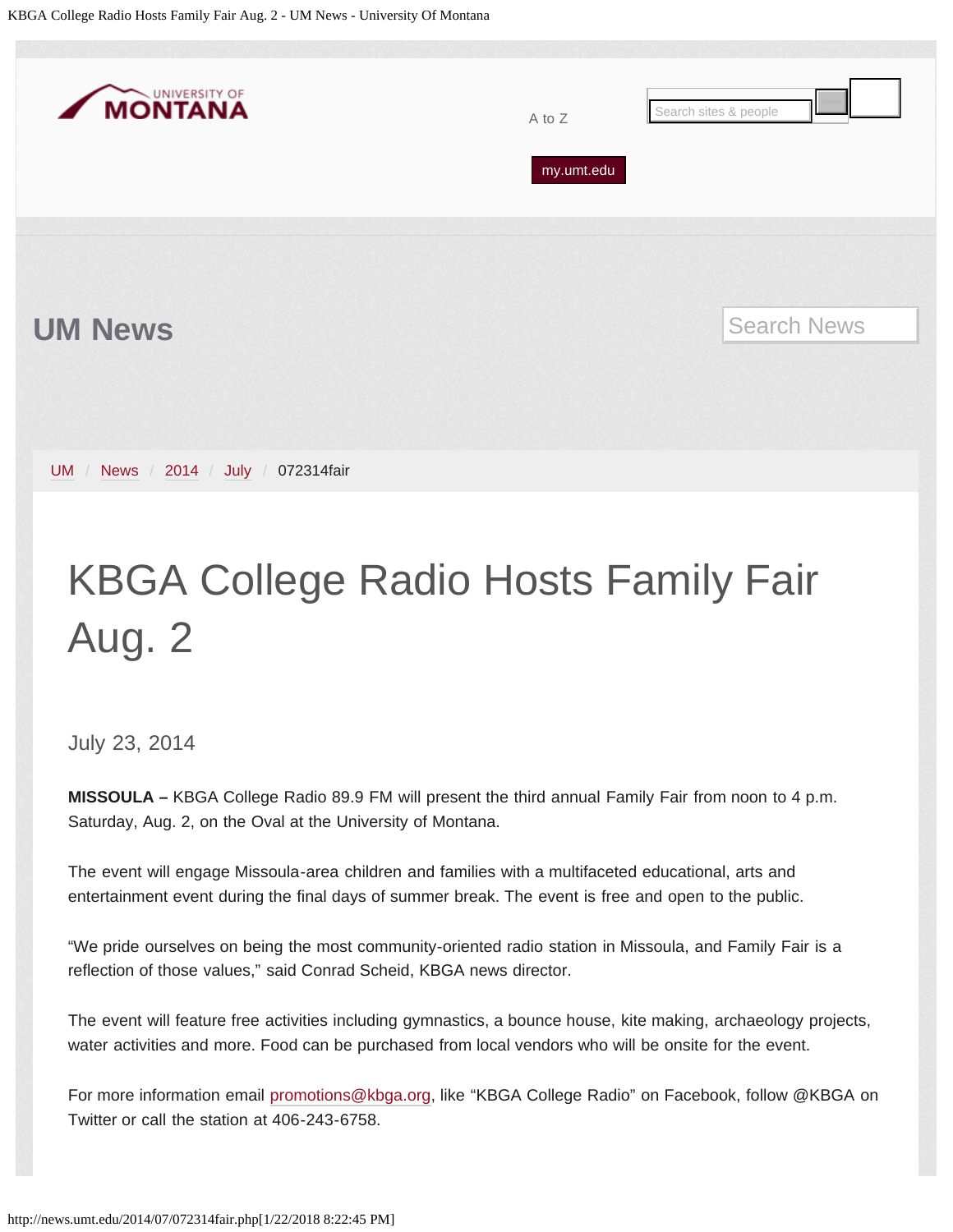# KBGA College Radio Hosts Family Fair Aug. 2

July 23, 2014

**MISSOULA –** KBGA College Radio 89.9 FM will present the third annual Family Fair from noon to 4 p.m. Saturday, Aug. 2, on the Oval at the University of Montana.

The event will engage Missoula-area children and families with a multifaceted educational, arts and entertainment event during the final days of summer break. The event is free and open to the public.

"We pride ourselves on being the most community-oriented radio station in Missoula, and Family Fair is a reflection of those values," said Conrad Scheid, KBGA news director.

The event will feature free activities including gymnastics, a bounce house, kite making, archaeology projects, water activities and more. Food can be purchased from local vendors who will be onsite for the event.

For more information email promotions@kbga.org, like "KBGA College Radio" on Facebook, follow @KBGA on Twitter or call the station at 406-243-6758.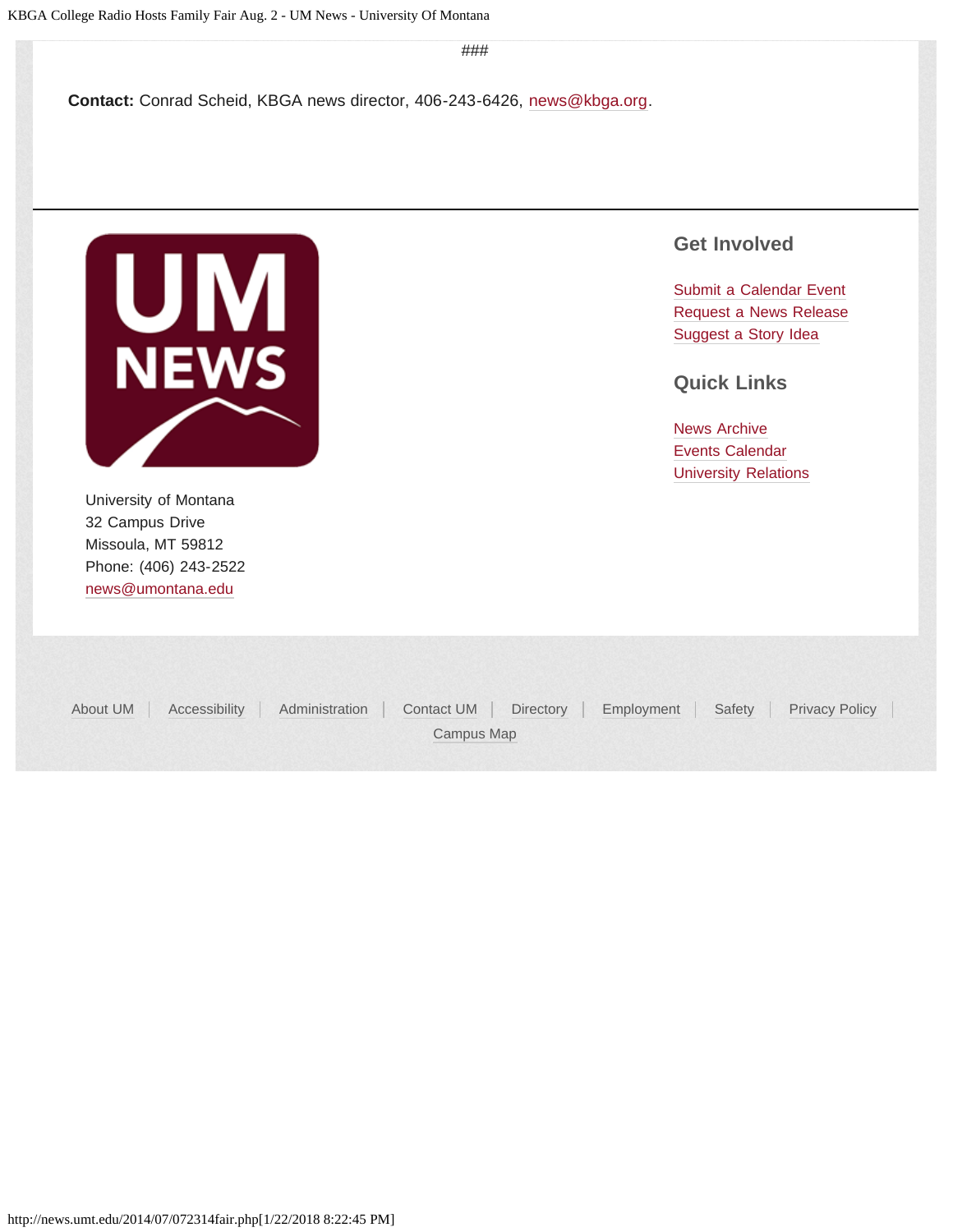###

**Contact:** Conrad Scheid, KBGA news director, 406-243-6426, news@kbga.org.

University of Montana
32 Campus Drive
Missoula, MT 59812
Phone: (406) 243-2522
news@umontana.edu

## Get Involved

Submit a Calendar Event
Request a News Release
Suggest a Story Idea

## Quick Links

News Archive
Events Calendar
University Relations

About UM | Accessibility | Administration | Contact UM | Directory | Employment | Safety | Privacy Policy | Campus Map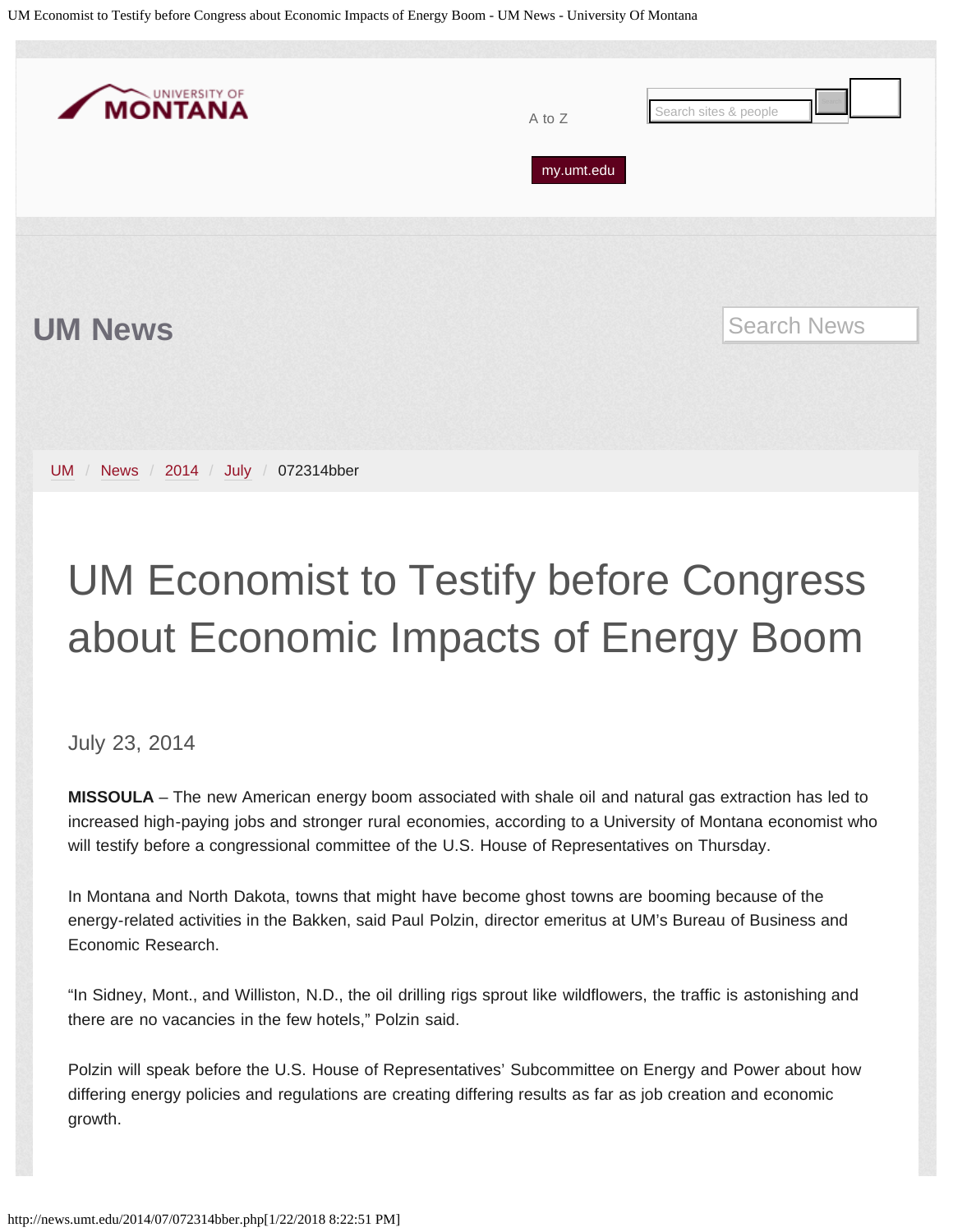# UM News

UM / News / 2014 / July / 072314bber

# UM Economist to Testify before Congress about Economic Impacts of Energy Boom

July 23, 2014

**MISSOULA** – The new American energy boom associated with shale oil and natural gas extraction has led to increased high-paying jobs and stronger rural economies, according to a University of Montana economist who will testify before a congressional committee of the U.S. House of Representatives on Thursday.

In Montana and North Dakota, towns that might have become ghost towns are booming because of the energy-related activities in the Bakken, said Paul Polzin, director emeritus at UM's Bureau of Business and Economic Research.

"In Sidney, Mont., and Williston, N.D., the oil drilling rigs sprout like wildflowers, the traffic is astonishing and there are no vacancies in the few hotels," Polzin said.

Polzin will speak before the U.S. House of Representatives' Subcommittee on Energy and Power about how differing energy policies and regulations are creating differing results as far as job creation and economic growth.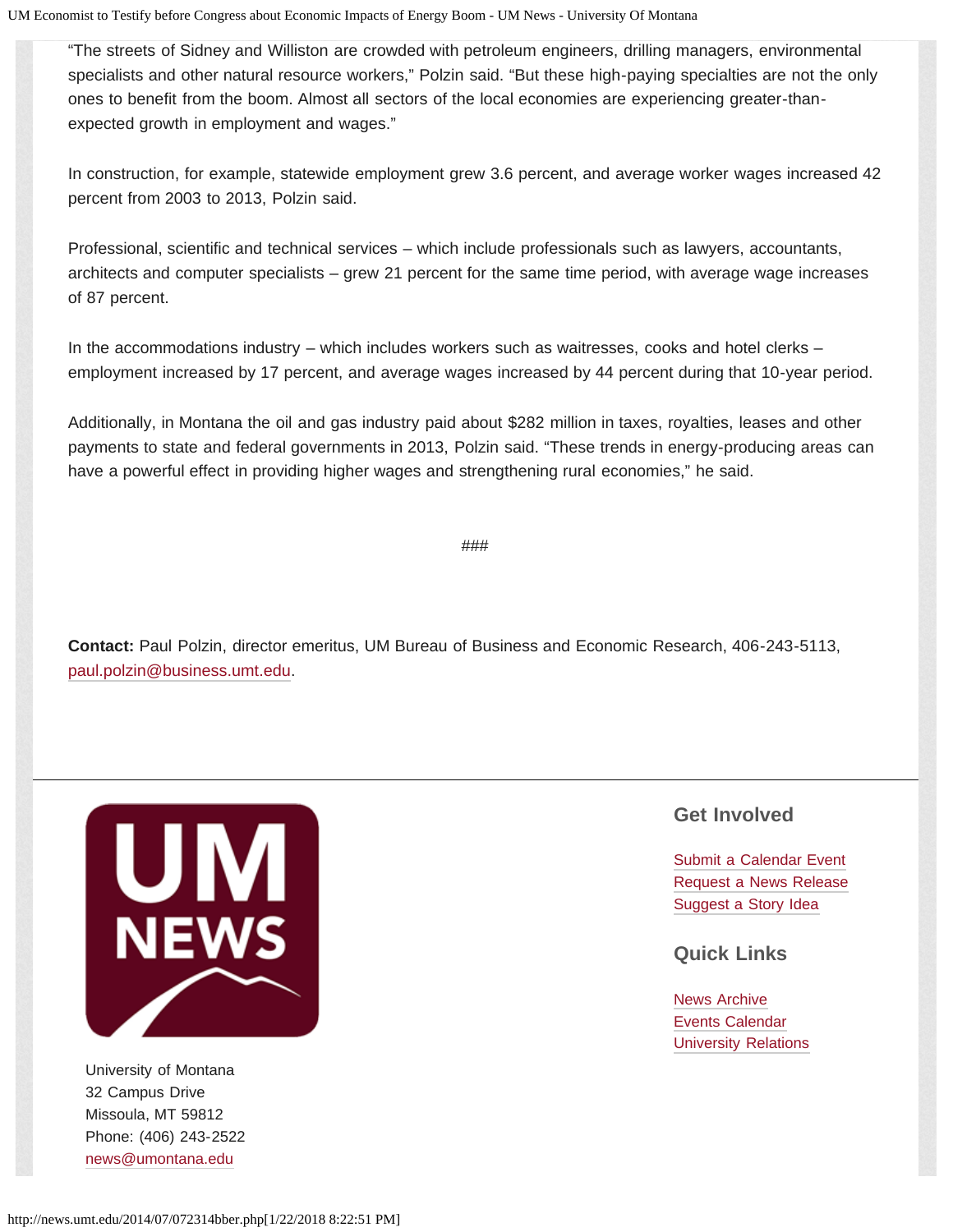"The streets of Sidney and Williston are crowded with petroleum engineers, drilling managers, environmental specialists and other natural resource workers," Polzin said. "But these high-paying specialties are not the only ones to benefit from the boom. Almost all sectors of the local economies are experiencing greater-than-expected growth in employment and wages."

In construction, for example, statewide employment grew 3.6 percent, and average worker wages increased 42 percent from 2003 to 2013, Polzin said.

Professional, scientific and technical services – which include professionals such as lawyers, accountants, architects and computer specialists – grew 21 percent for the same time period, with average wage increases of 87 percent.

In the accommodations industry – which includes workers such as waitresses, cooks and hotel clerks – employment increased by 17 percent, and average wages increased by 44 percent during that 10-year period.

Additionally, in Montana the oil and gas industry paid about $282 million in taxes, royalties, leases and other payments to state and federal governments in 2013, Polzin said. "These trends in energy-producing areas can have a powerful effect in providing higher wages and strengthening rural economies," he said.

###

**Contact:** Paul Polzin, director emeritus, UM Bureau of Business and Economic Research, 406-243-5113, paul.polzin@business.umt.edu.

---

University of Montana
32 Campus Drive
Missoula, MT 59812
Phone: (406) 243-2522
news@umontana.edu

## Get Involved

Submit a Calendar Event
Request a News Release
Suggest a Story Idea

## Quick Links

News Archive
Events Calendar
University Relations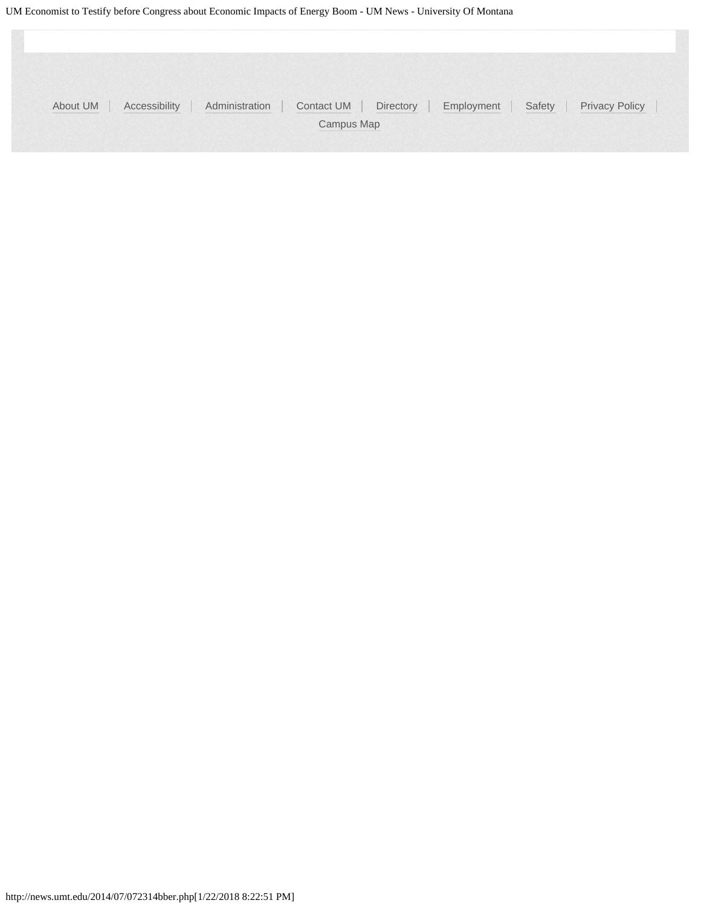About UM | Accessibility | Administration | Contact UM | Directory | Employment | Safety | Privacy Policy | Campus Map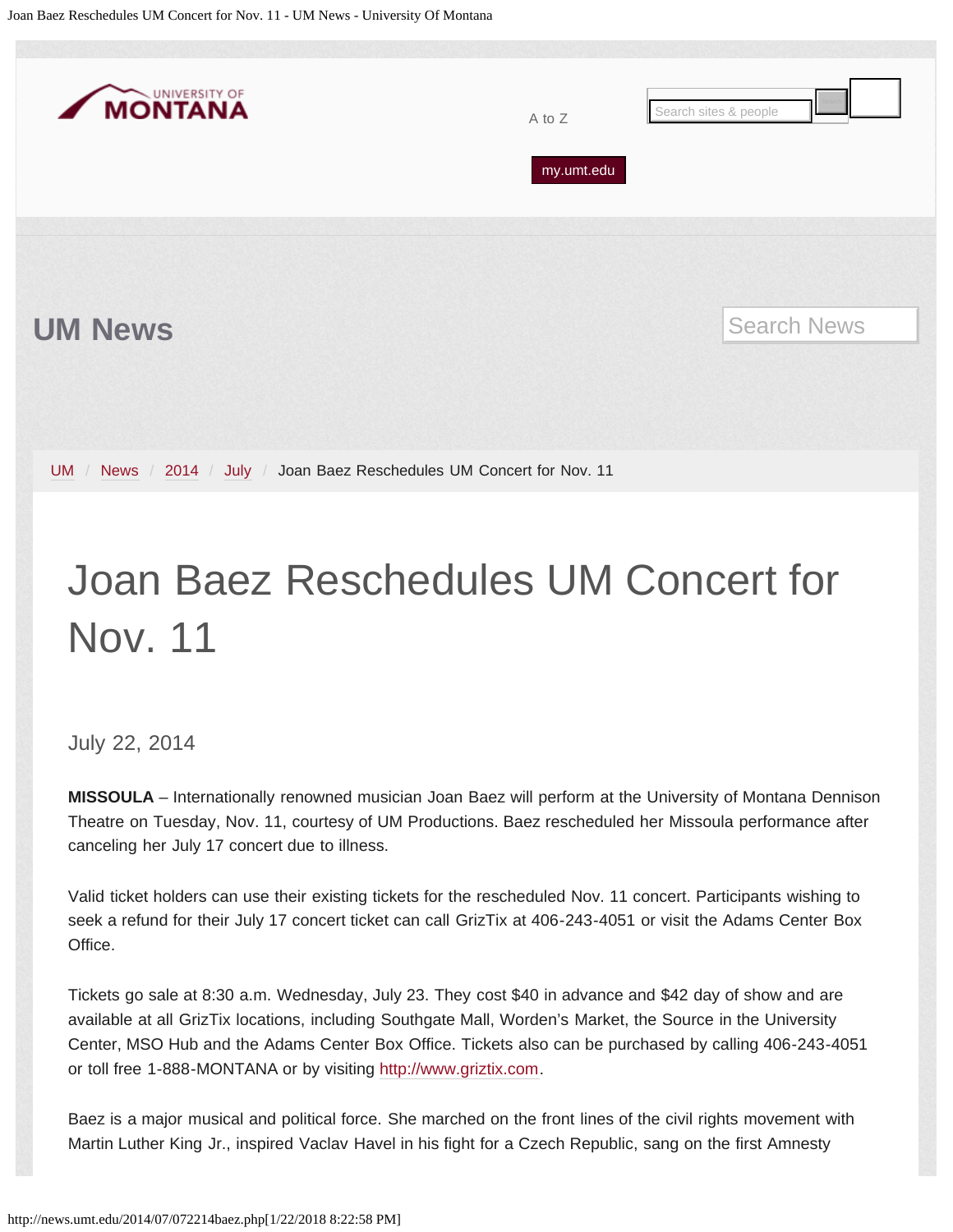UM News

UM / News / 2014 / July / Joan Baez Reschedules UM Concert for Nov. 11

# Joan Baez Reschedules UM Concert for Nov. 11

July 22, 2014

**MISSOULA** – Internationally renowned musician Joan Baez will perform at the University of Montana Dennison Theatre on Tuesday, Nov. 11, courtesy of UM Productions. Baez rescheduled her Missoula performance after canceling her July 17 concert due to illness.

Valid ticket holders can use their existing tickets for the rescheduled Nov. 11 concert. Participants wishing to seek a refund for their July 17 concert ticket can call GrizTix at 406-243-4051 or visit the Adams Center Box Office.

Tickets go sale at 8:30 a.m. Wednesday, July 23. They cost $40 in advance and $42 day of show and are available at all GrizTix locations, including Southgate Mall, Worden's Market, the Source in the University Center, MSO Hub and the Adams Center Box Office. Tickets also can be purchased by calling 406-243-4051 or toll free 1-888-MONTANA or by visiting http://www.griztix.com.

Baez is a major musical and political force. She marched on the front lines of the civil rights movement with Martin Luther King Jr., inspired Vaclav Havel in his fight for a Czech Republic, sang on the first Amnesty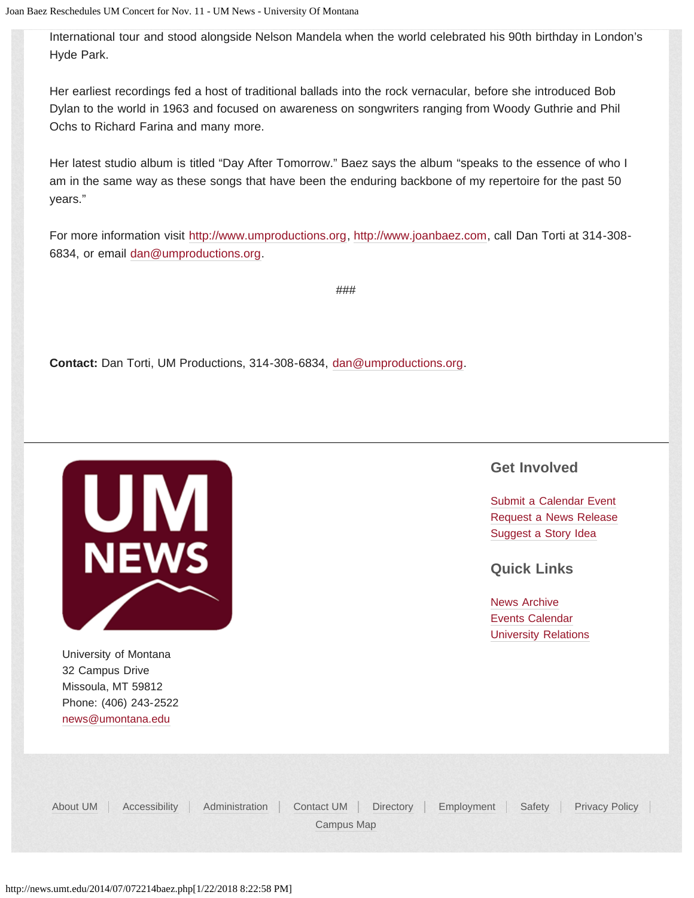International tour and stood alongside Nelson Mandela when the world celebrated his 90th birthday in London's Hyde Park.

Her earliest recordings fed a host of traditional ballads into the rock vernacular, before she introduced Bob Dylan to the world in 1963 and focused on awareness on songwriters ranging from Woody Guthrie and Phil Ochs to Richard Farina and many more.

Her latest studio album is titled "Day After Tomorrow." Baez says the album "speaks to the essence of who I am in the same way as these songs that have been the enduring backbone of my repertoire for the past 50 years."

For more information visit http://www.umproductions.org, http://www.joanbaez.com, call Dan Torti at 314-308-6834, or email dan@umproductions.org.

###

**Contact:** Dan Torti, UM Productions, 314-308-6834, dan@umproductions.org.

University of Montana
32 Campus Drive
Missoula, MT 59812
Phone: (406) 243-2522
news@umontana.edu

## Get Involved

Submit a Calendar Event
Request a News Release
Suggest a Story Idea

## Quick Links

News Archive
Events Calendar
University Relations

About UM | Accessibility | Administration | Contact UM | Directory | Employment | Safety | Privacy Policy | Campus Map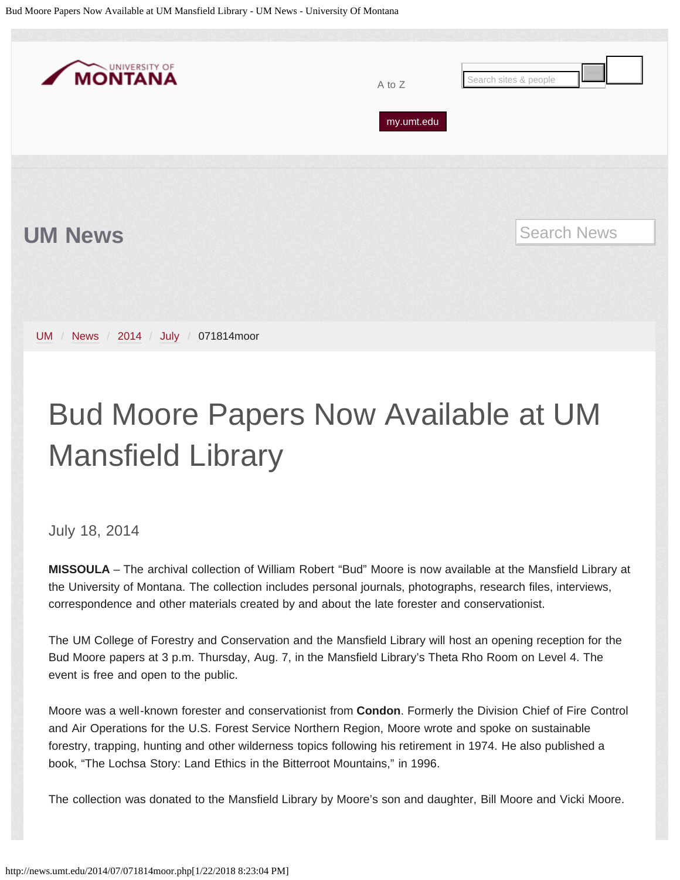UM News

UM / News / 2014 / July / 071814moor

# Bud Moore Papers Now Available at UM Mansfield Library

July 18, 2014

**MISSOULA** – The archival collection of William Robert "Bud" Moore is now available at the Mansfield Library at the University of Montana. The collection includes personal journals, photographs, research files, interviews, correspondence and other materials created by and about the late forester and conservationist.

The UM College of Forestry and Conservation and the Mansfield Library will host an opening reception for the Bud Moore papers at 3 p.m. Thursday, Aug. 7, in the Mansfield Library's Theta Rho Room on Level 4. The event is free and open to the public.

Moore was a well-known forester and conservationist from **Condon**. Formerly the Division Chief of Fire Control and Air Operations for the U.S. Forest Service Northern Region, Moore wrote and spoke on sustainable forestry, trapping, hunting and other wilderness topics following his retirement in 1974. He also published a book, "The Lochsa Story: Land Ethics in the Bitterroot Mountains," in 1996.

The collection was donated to the Mansfield Library by Moore's son and daughter, Bill Moore and Vicki Moore.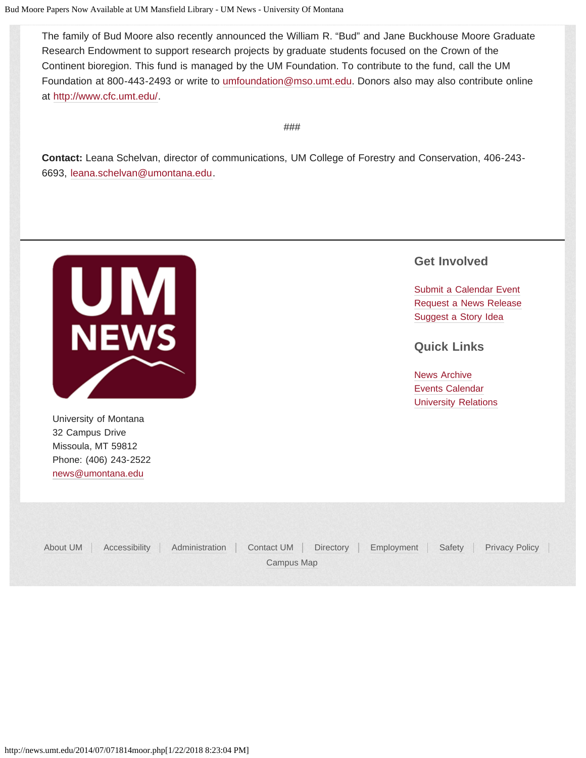The family of Bud Moore also recently announced the William R. "Bud" and Jane Buckhouse Moore Graduate Research Endowment to support research projects by graduate students focused on the Crown of the Continent bioregion. This fund is managed by the UM Foundation. To contribute to the fund, call the UM Foundation at 800-443-2493 or write to umfoundation@mso.umt.edu. Donors also may also contribute online at http://www.cfc.umt.edu/.

###

**Contact:** Leana Schelvan, director of communications, UM College of Forestry and Conservation, 406-243-6693, leana.schelvan@umontana.edu.

University of Montana
32 Campus Drive
Missoula, MT 59812
Phone: (406) 243-2522
news@umontana.edu

## Get Involved

Submit a Calendar Event
Request a News Release
Suggest a Story Idea

## Quick Links

News Archive
Events Calendar
University Relations

About UM | Accessibility | Administration | Contact UM | Directory | Employment | Safety | Privacy Policy | Campus Map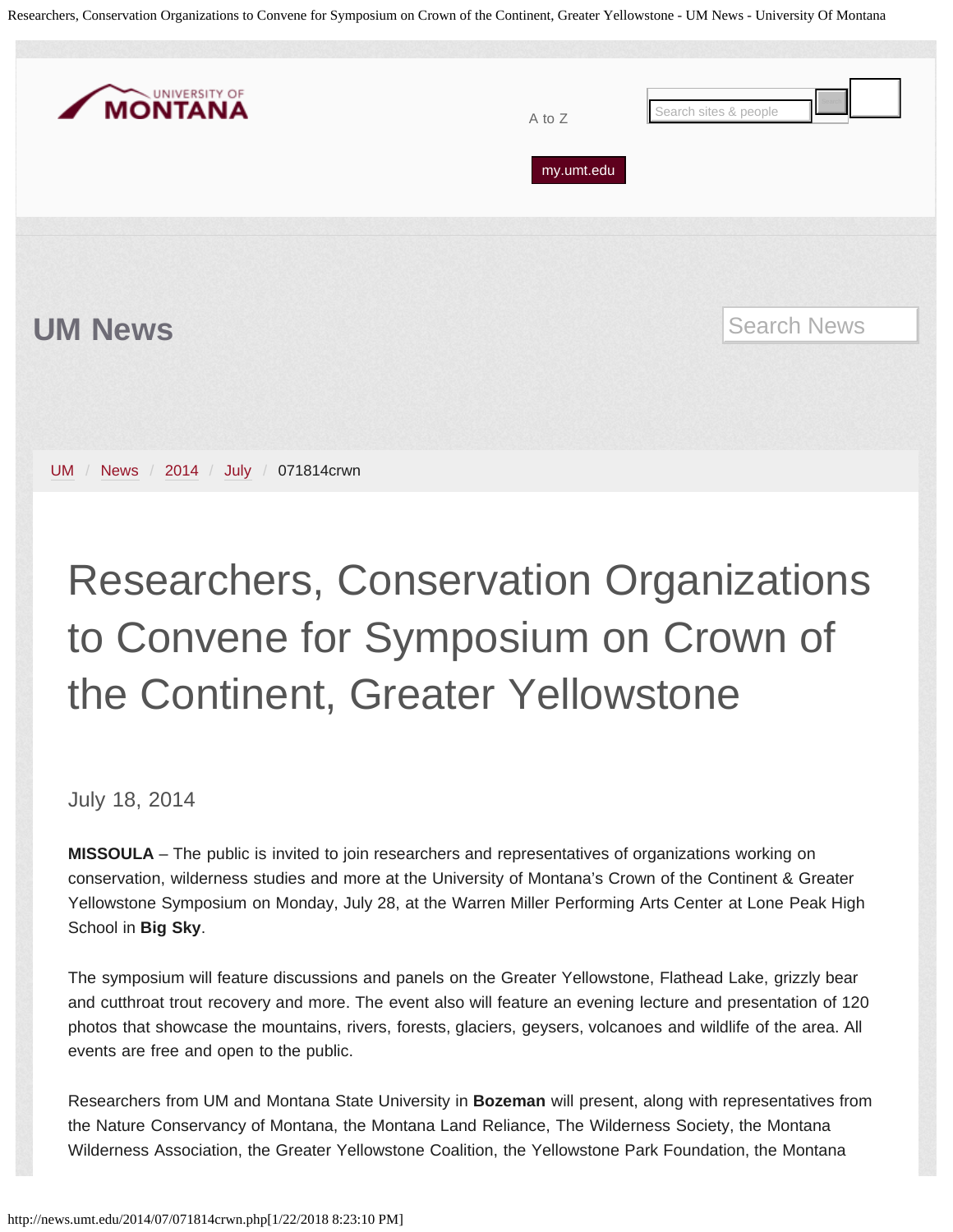UNIVERSITY OF MONTANA

A to Z

my.umt.edu

# UM News

UM / News / 2014 / July / 071814crwn

# Researchers, Conservation Organizations to Convene for Symposium on Crown of the Continent, Greater Yellowstone

July 18, 2014

**MISSOULA** – The public is invited to join researchers and representatives of organizations working on conservation, wilderness studies and more at the University of Montana's Crown of the Continent & Greater Yellowstone Symposium on Monday, July 28, at the Warren Miller Performing Arts Center at Lone Peak High School in **Big Sky**.

The symposium will feature discussions and panels on the Greater Yellowstone, Flathead Lake, grizzly bear and cutthroat trout recovery and more. The event also will feature an evening lecture and presentation of 120 photos that showcase the mountains, rivers, forests, glaciers, geysers, volcanoes and wildlife of the area. All events are free and open to the public.

Researchers from UM and Montana State University in **Bozeman** will present, along with representatives from the Nature Conservancy of Montana, the Montana Land Reliance, The Wilderness Society, the Montana Wilderness Association, the Greater Yellowstone Coalition, the Yellowstone Park Foundation, the Montana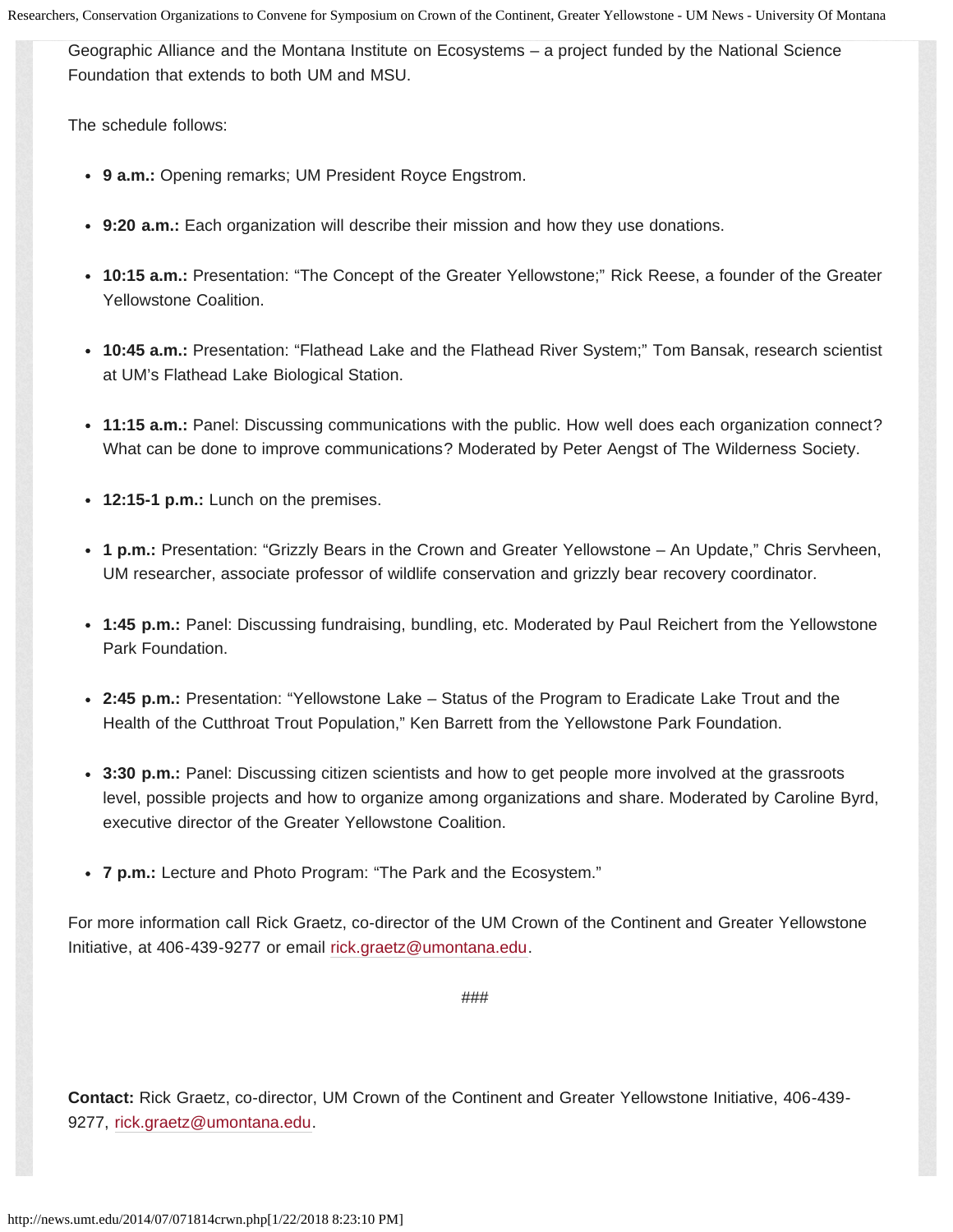Geographic Alliance and the Montana Institute on Ecosystems – a project funded by the National Science Foundation that extends to both UM and MSU.

The schedule follows:

- **9 a.m.:** Opening remarks; UM President Royce Engstrom.
- **9:20 a.m.:** Each organization will describe their mission and how they use donations.
- **10:15 a.m.:** Presentation: "The Concept of the Greater Yellowstone;" Rick Reese, a founder of the Greater Yellowstone Coalition.
- **10:45 a.m.:** Presentation: "Flathead Lake and the Flathead River System;" Tom Bansak, research scientist at UM's Flathead Lake Biological Station.
- **11:15 a.m.:** Panel: Discussing communications with the public. How well does each organization connect? What can be done to improve communications? Moderated by Peter Aengst of The Wilderness Society.
- **12:15-1 p.m.:** Lunch on the premises.
- **1 p.m.:** Presentation: "Grizzly Bears in the Crown and Greater Yellowstone – An Update," Chris Servheen, UM researcher, associate professor of wildlife conservation and grizzly bear recovery coordinator.
- **1:45 p.m.:** Panel: Discussing fundraising, bundling, etc. Moderated by Paul Reichert from the Yellowstone Park Foundation.
- **2:45 p.m.:** Presentation: "Yellowstone Lake – Status of the Program to Eradicate Lake Trout and the Health of the Cutthroat Trout Population," Ken Barrett from the Yellowstone Park Foundation.
- **3:30 p.m.:** Panel: Discussing citizen scientists and how to get people more involved at the grassroots level, possible projects and how to organize among organizations and share. Moderated by Caroline Byrd, executive director of the Greater Yellowstone Coalition.
- **7 p.m.:** Lecture and Photo Program: "The Park and the Ecosystem."

For more information call Rick Graetz, co-director of the UM Crown of the Continent and Greater Yellowstone Initiative, at 406-439-9277 or email rick.graetz@umontana.edu.

###

**Contact:** Rick Graetz, co-director, UM Crown of the Continent and Greater Yellowstone Initiative, 406-439-9277, rick.graetz@umontana.edu.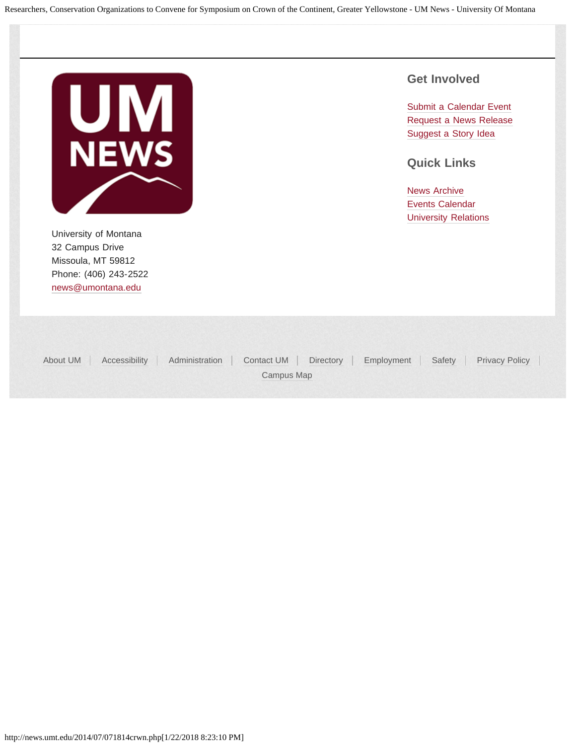University of Montana
32 Campus Drive
Missoula, MT 59812
Phone: (406) 243-2522
news@umontana.edu

## Get Involved

Submit a Calendar Event
Request a News Release
Suggest a Story Idea

## Quick Links

News Archive
Events Calendar
University Relations

About UM | Accessibility | Administration | Contact UM | Directory | Employment | Safety | Privacy Policy | Campus Map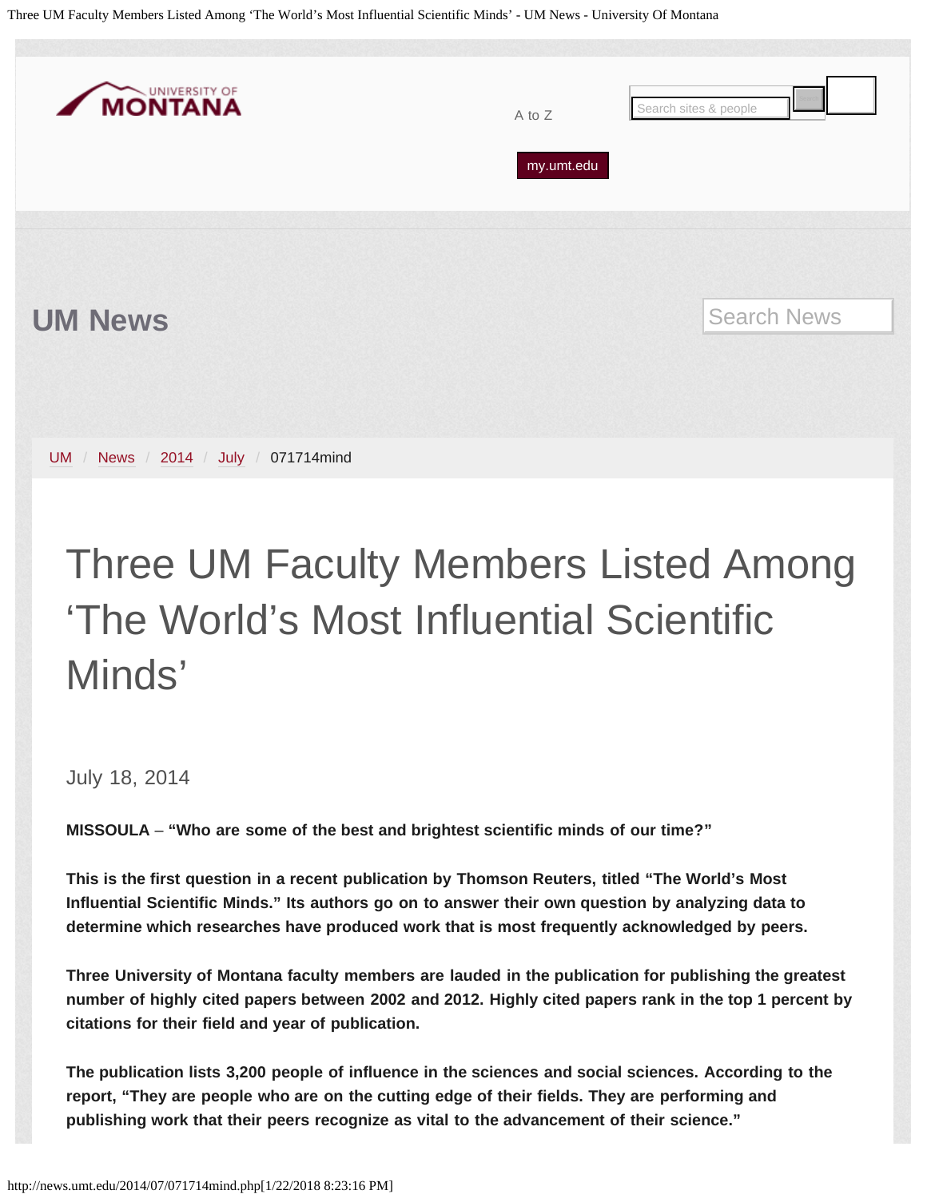# Three UM Faculty Members Listed Among ‘The World’s Most Influential Scientific Minds’

July 18, 2014

**MISSOULA – “Who are some of the best and brightest scientific minds of our time?”**

**This is the first question in a recent publication by Thomson Reuters, titled “The World’s Most Influential Scientific Minds.” Its authors go on to answer their own question by analyzing data to determine which researches have produced work that is most frequently acknowledged by peers.**

**Three University of Montana faculty members are lauded in the publication for publishing the greatest number of highly cited papers between 2002 and 2012. Highly cited papers rank in the top 1 percent by citations for their field and year of publication.**

**The publication lists 3,200 people of influence in the sciences and social sciences. According to the report, “They are people who are on the cutting edge of their fields. They are performing and publishing work that their peers recognize as vital to the advancement of their science.”**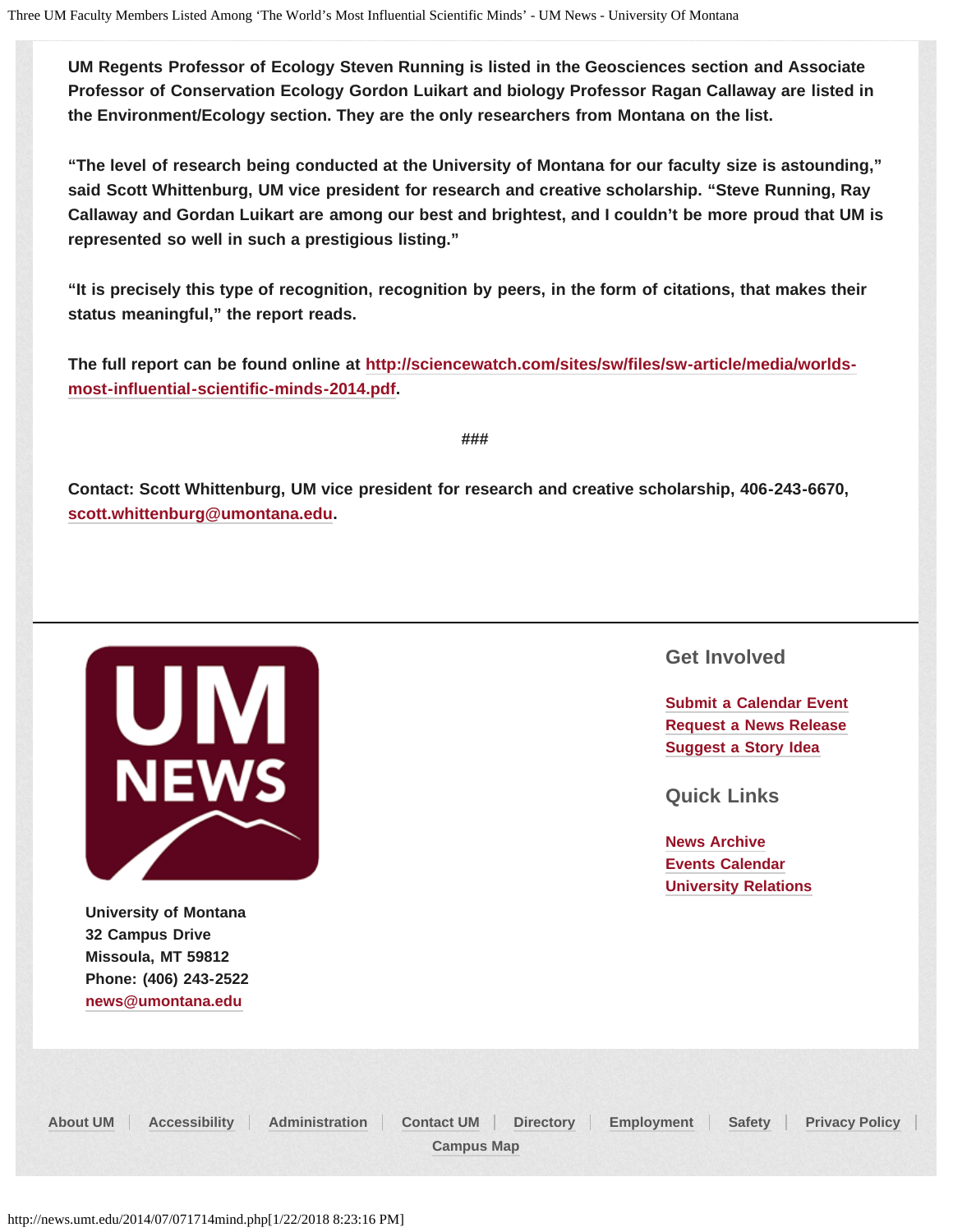UM Regents Professor of Ecology Steven Running is listed in the Geosciences section and Associate Professor of Conservation Ecology Gordon Luikart and biology Professor Ragan Callaway are listed in the Environment/Ecology section. They are the only researchers from Montana on the list.

“The level of research being conducted at the University of Montana for our faculty size is astounding,” said Scott Whittenburg, UM vice president for research and creative scholarship. “Steve Running, Ray Callaway and Gordan Luikart are among our best and brightest, and I couldn’t be more proud that UM is represented so well in such a prestigious listing.”

“It is precisely this type of recognition, recognition by peers, in the form of citations, that makes their status meaningful,” the report reads.

The full report can be found online at http://sciencewatch.com/sites/sw/files/sw-article/media/worlds-most-influential-scientific-minds-2014.pdf.

###

Contact: Scott Whittenburg, UM vice president for research and creative scholarship, 406-243-6670, scott.whittenburg@umontana.edu.

UM NEWS

University of Montana
32 Campus Drive
Missoula, MT 59812
Phone: (406) 243-2522
news@umontana.edu

## Get Involved

- Submit a Calendar Event
- Request a News Release
- Suggest a Story Idea

## Quick Links

- News Archive
- Events Calendar
- University Relations

About UM | Accessibility | Administration | Contact UM | Directory | Employment | Safety | Privacy Policy | Campus Map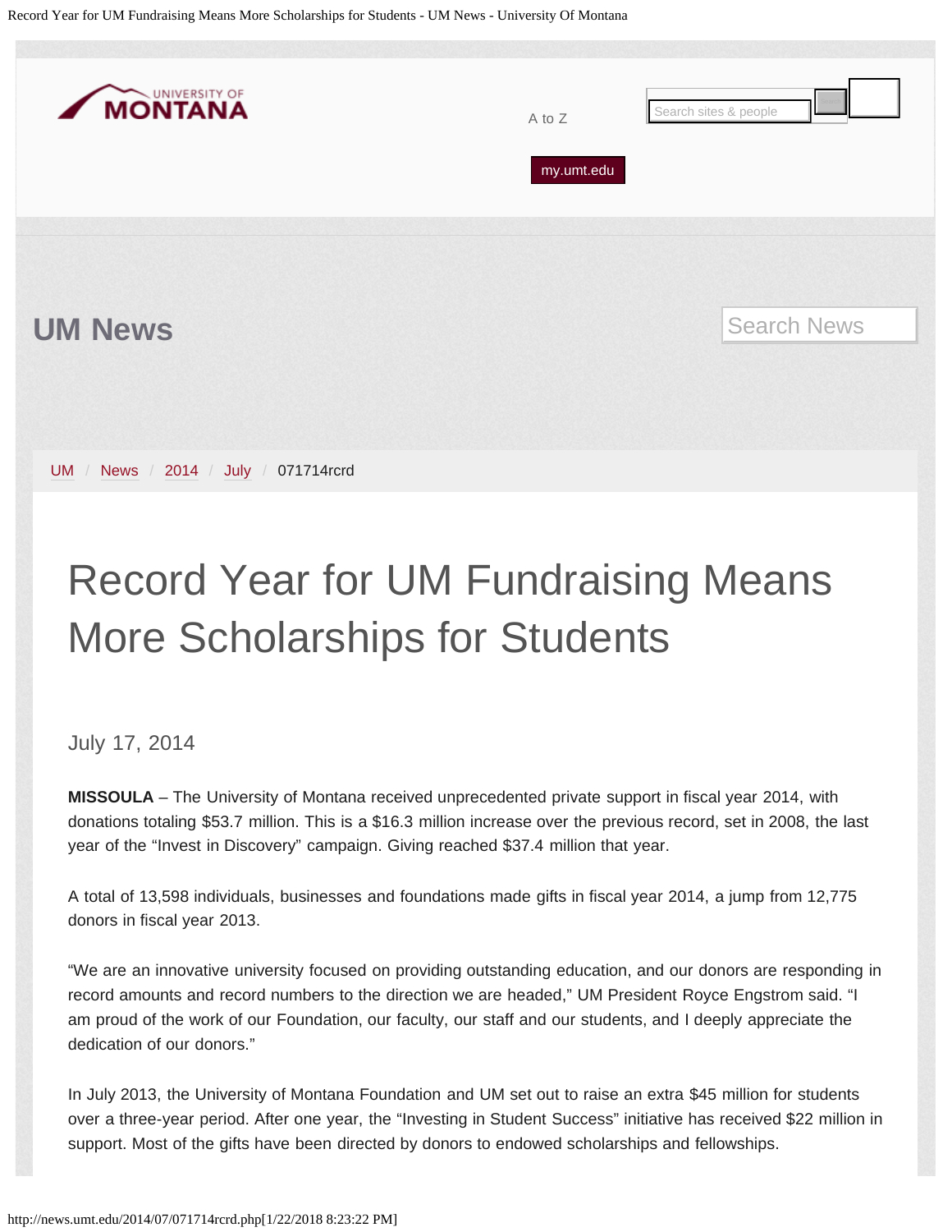UM News

UM / News / 2014 / July / 071714rcrd

# Record Year for UM Fundraising Means More Scholarships for Students

July 17, 2014

**MISSOULA** – The University of Montana received unprecedented private support in fiscal year 2014, with donations totaling $53.7 million. This is a $16.3 million increase over the previous record, set in 2008, the last year of the "Invest in Discovery" campaign. Giving reached $37.4 million that year.

A total of 13,598 individuals, businesses and foundations made gifts in fiscal year 2014, a jump from 12,775 donors in fiscal year 2013.

"We are an innovative university focused on providing outstanding education, and our donors are responding in record amounts and record numbers to the direction we are headed," UM President Royce Engstrom said. "I am proud of the work of our Foundation, our faculty, our staff and our students, and I deeply appreciate the dedication of our donors."

In July 2013, the University of Montana Foundation and UM set out to raise an extra $45 million for students over a three-year period. After one year, the "Investing in Student Success" initiative has received $22 million in support. Most of the gifts have been directed by donors to endowed scholarships and fellowships.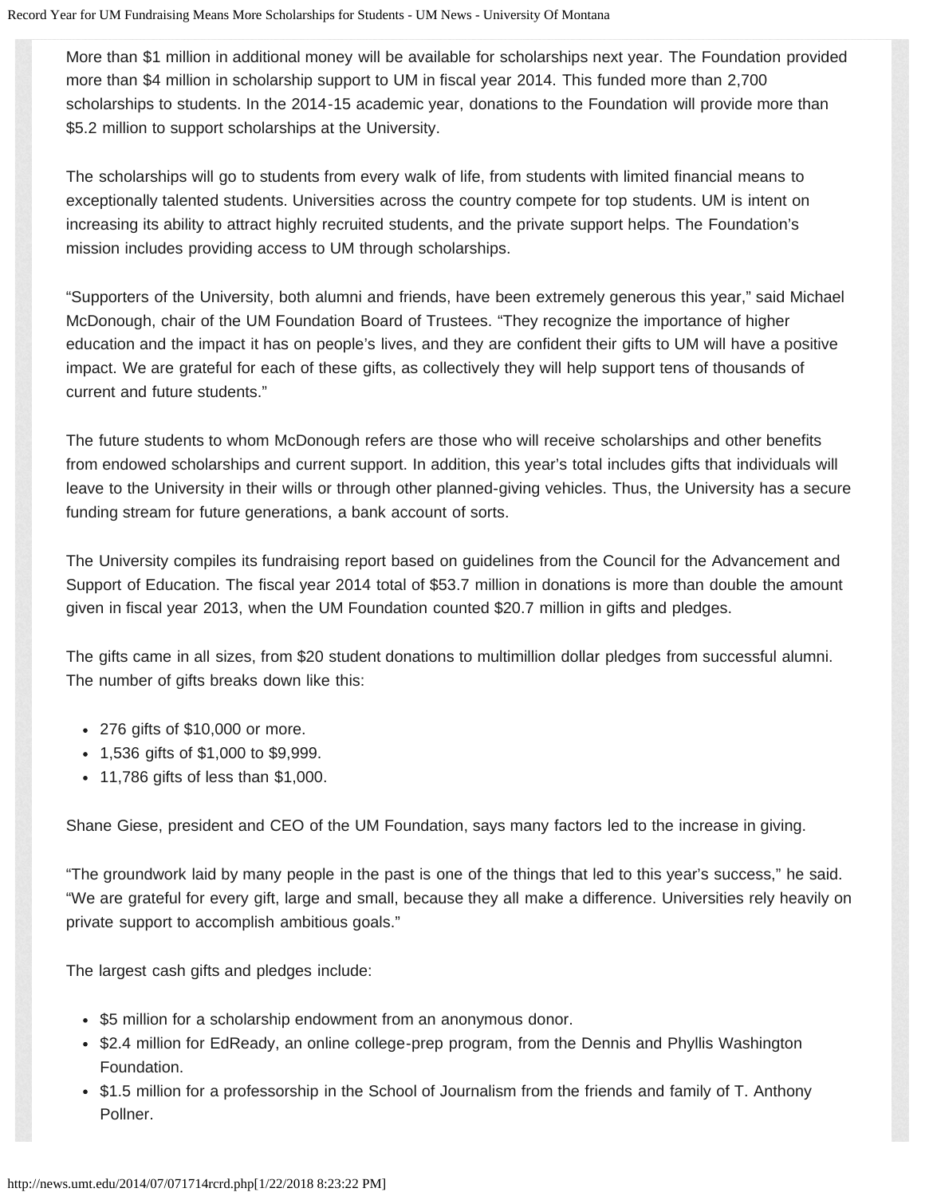More than $1 million in additional money will be available for scholarships next year. The Foundation provided more than $4 million in scholarship support to UM in fiscal year 2014. This funded more than 2,700 scholarships to students. In the 2014-15 academic year, donations to the Foundation will provide more than $5.2 million to support scholarships at the University.

The scholarships will go to students from every walk of life, from students with limited financial means to exceptionally talented students. Universities across the country compete for top students. UM is intent on increasing its ability to attract highly recruited students, and the private support helps. The Foundation's mission includes providing access to UM through scholarships.

"Supporters of the University, both alumni and friends, have been extremely generous this year," said Michael McDonough, chair of the UM Foundation Board of Trustees. "They recognize the importance of higher education and the impact it has on people's lives, and they are confident their gifts to UM will have a positive impact. We are grateful for each of these gifts, as collectively they will help support tens of thousands of current and future students."

The future students to whom McDonough refers are those who will receive scholarships and other benefits from endowed scholarships and current support. In addition, this year's total includes gifts that individuals will leave to the University in their wills or through other planned-giving vehicles. Thus, the University has a secure funding stream for future generations, a bank account of sorts.

The University compiles its fundraising report based on guidelines from the Council for the Advancement and Support of Education. The fiscal year 2014 total of $53.7 million in donations is more than double the amount given in fiscal year 2013, when the UM Foundation counted $20.7 million in gifts and pledges.

The gifts came in all sizes, from $20 student donations to multimillion dollar pledges from successful alumni. The number of gifts breaks down like this:

- 276 gifts of $10,000 or more.
- 1,536 gifts of $1,000 to $9,999.
- 11,786 gifts of less than $1,000.

Shane Giese, president and CEO of the UM Foundation, says many factors led to the increase in giving.

"The groundwork laid by many people in the past is one of the things that led to this year's success," he said. "We are grateful for every gift, large and small, because they all make a difference. Universities rely heavily on private support to accomplish ambitious goals."

The largest cash gifts and pledges include:

- $5 million for a scholarship endowment from an anonymous donor.
- $2.4 million for EdReady, an online college-prep program, from the Dennis and Phyllis Washington Foundation.
- $1.5 million for a professorship in the School of Journalism from the friends and family of T. Anthony Pollner.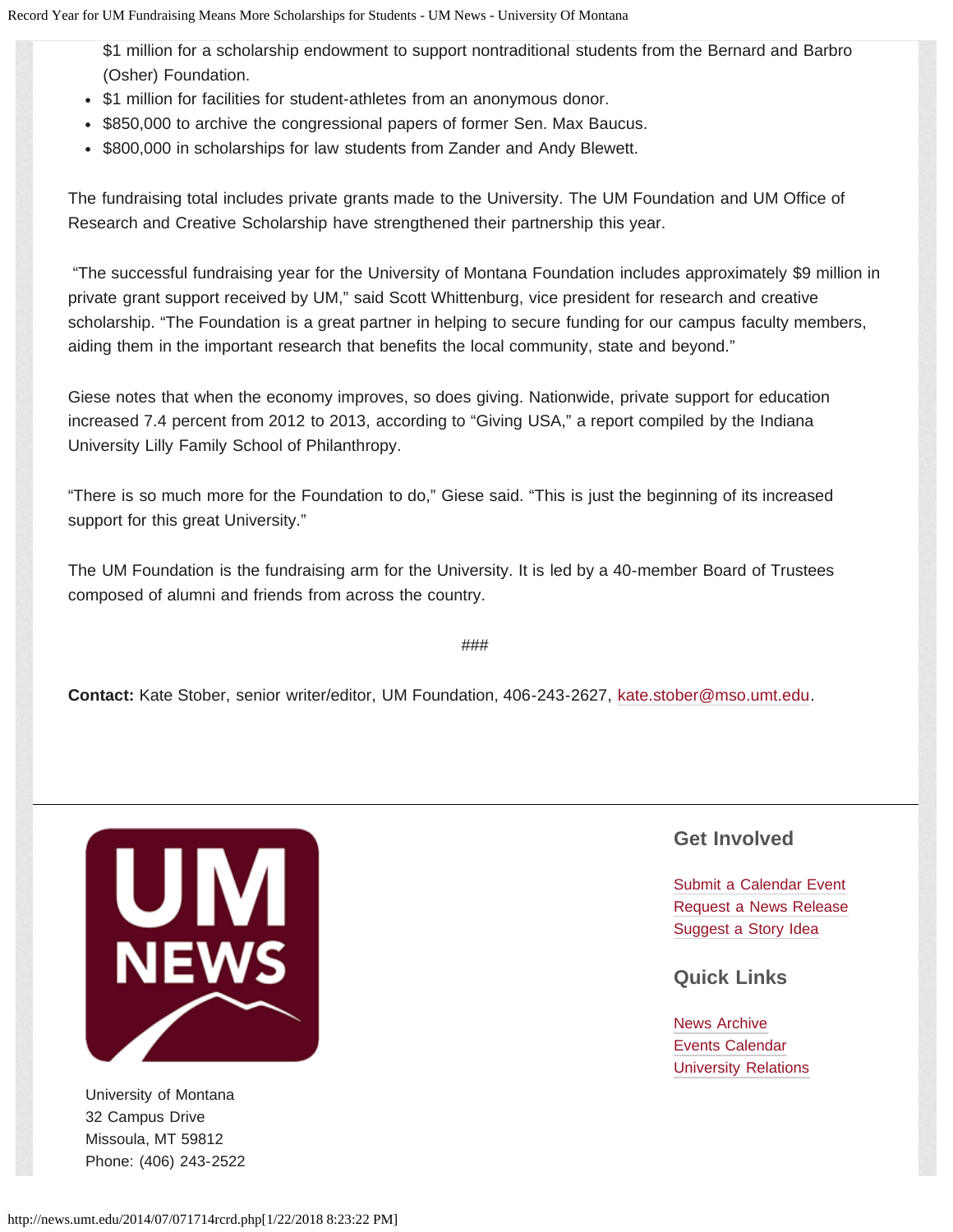$1 million for a scholarship endowment to support nontraditional students from the Bernard and Barbro (Osher) Foundation.

- $1 million for facilities for student-athletes from an anonymous donor.
- $850,000 to archive the congressional papers of former Sen. Max Baucus.
- $800,000 in scholarships for law students from Zander and Andy Blewett.

The fundraising total includes private grants made to the University. The UM Foundation and UM Office of Research and Creative Scholarship have strengthened their partnership this year.

"The successful fundraising year for the University of Montana Foundation includes approximately $9 million in private grant support received by UM," said Scott Whittenburg, vice president for research and creative scholarship. "The Foundation is a great partner in helping to secure funding for our campus faculty members, aiding them in the important research that benefits the local community, state and beyond."

Giese notes that when the economy improves, so does giving. Nationwide, private support for education increased 7.4 percent from 2012 to 2013, according to "Giving USA," a report compiled by the Indiana University Lilly Family School of Philanthropy.

"There is so much more for the Foundation to do," Giese said. "This is just the beginning of its increased support for this great University."

The UM Foundation is the fundraising arm for the University. It is led by a 40-member Board of Trustees composed of alumni and friends from across the country.

###

**Contact:** Kate Stober, senior writer/editor, UM Foundation, 406-243-2627, kate.stober@mso.umt.edu.

UM NEWS

University of Montana
32 Campus Drive
Missoula, MT 59812
Phone: (406) 243-2522

## Get Involved

Submit a Calendar Event
Request a News Release
Suggest a Story Idea

## Quick Links

News Archive
Events Calendar
University Relations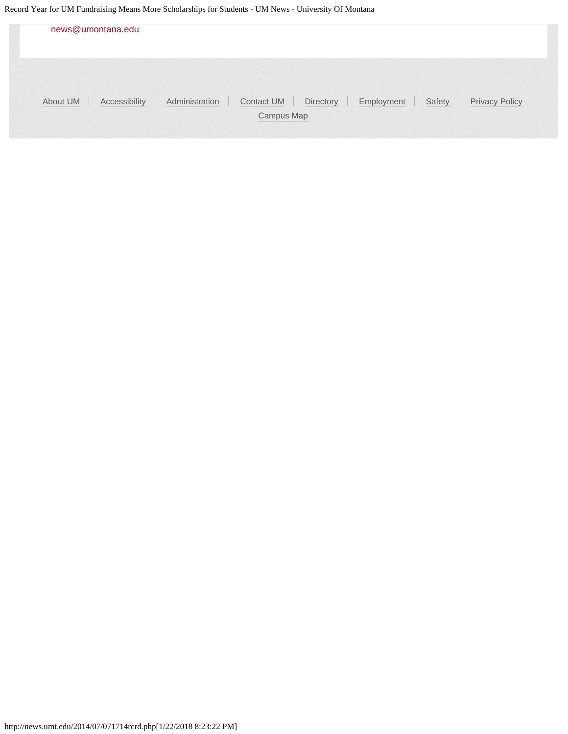news@umontana.edu

About UM | Accessibility | Administration | Contact UM | Directory | Employment | Safety | Privacy Policy | Campus Map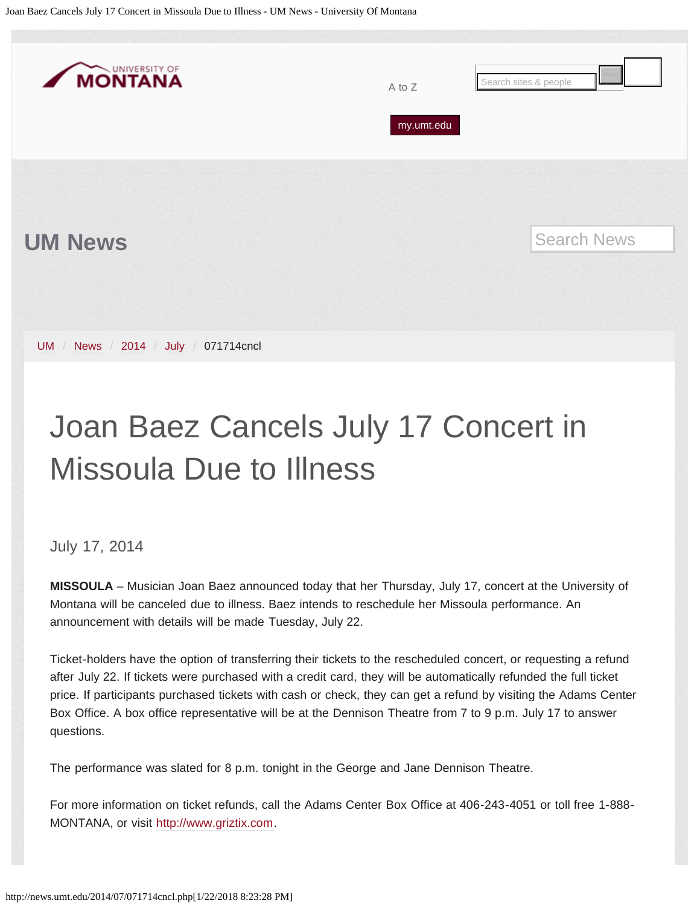UM News

UM / News / 2014 / July / 071714cncl

# Joan Baez Cancels July 17 Concert in Missoula Due to Illness

July 17, 2014

**MISSOULA** – Musician Joan Baez announced today that her Thursday, July 17, concert at the University of Montana will be canceled due to illness. Baez intends to reschedule her Missoula performance. An announcement with details will be made Tuesday, July 22.

Ticket-holders have the option of transferring their tickets to the rescheduled concert, or requesting a refund after July 22. If tickets were purchased with a credit card, they will be automatically refunded the full ticket price. If participants purchased tickets with cash or check, they can get a refund by visiting the Adams Center Box Office. A box office representative will be at the Dennison Theatre from 7 to 9 p.m. July 17 to answer questions.

The performance was slated for 8 p.m. tonight in the George and Jane Dennison Theatre.

For more information on ticket refunds, call the Adams Center Box Office at 406-243-4051 or toll free 1-888-MONTANA, or visit http://www.griztix.com.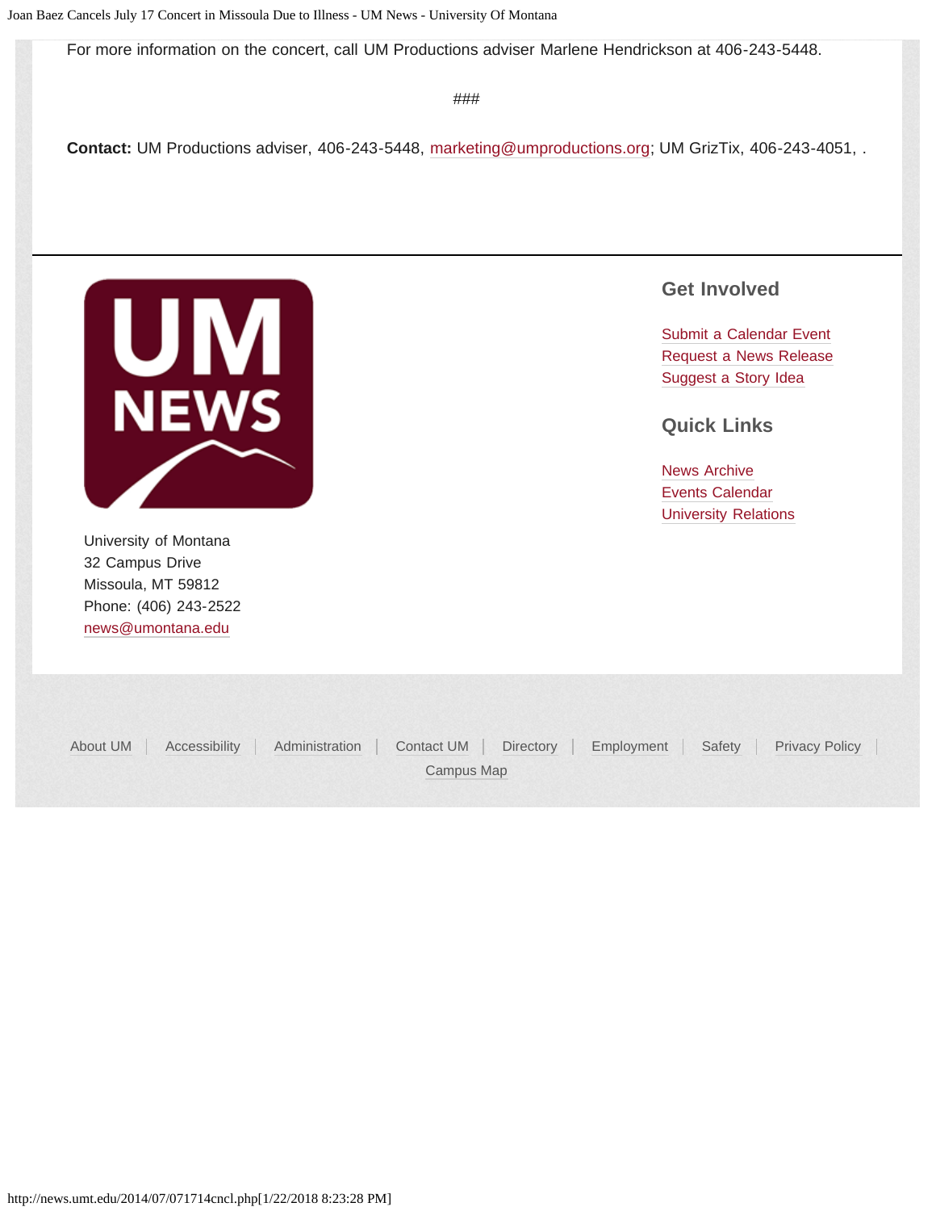For more information on the concert, call UM Productions adviser Marlene Hendrickson at 406-243-5448.

###

**Contact:** UM Productions adviser, 406-243-5448, marketing@umproductions.org; UM GrizTix, 406-243-4051, .

University of Montana
32 Campus Drive
Missoula, MT 59812
Phone: (406) 243-2522
news@umontana.edu

## Get Involved

Submit a Calendar Event
Request a News Release
Suggest a Story Idea

## Quick Links

News Archive
Events Calendar
University Relations

About UM | Accessibility | Administration | Contact UM | Directory | Employment | Safety | Privacy Policy | Campus Map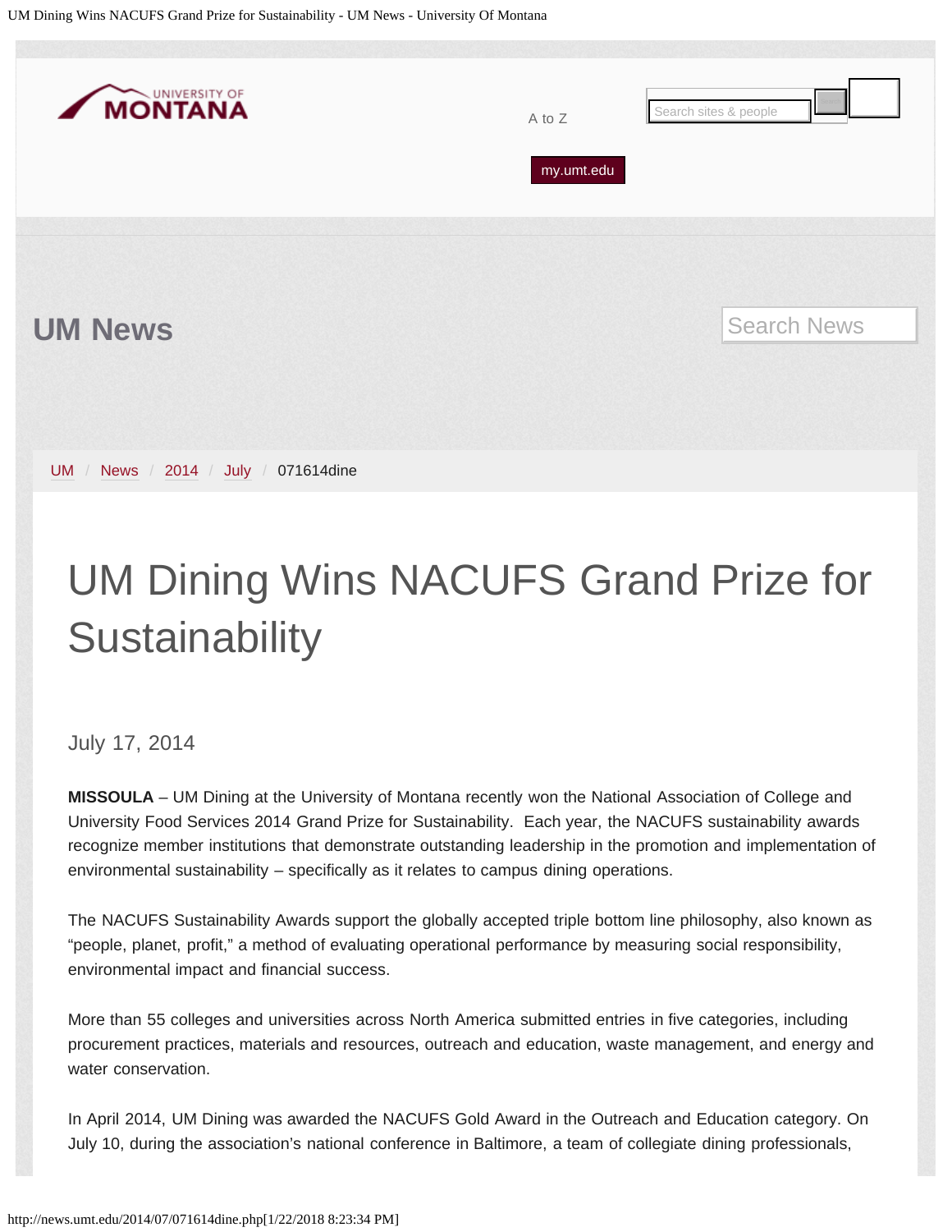UM News

UM / News / 2014 / July / 071614dine

# UM Dining Wins NACUFS Grand Prize for Sustainability

July 17, 2014

**MISSOULA** – UM Dining at the University of Montana recently won the National Association of College and University Food Services 2014 Grand Prize for Sustainability.  Each year, the NACUFS sustainability awards recognize member institutions that demonstrate outstanding leadership in the promotion and implementation of environmental sustainability – specifically as it relates to campus dining operations.

The NACUFS Sustainability Awards support the globally accepted triple bottom line philosophy, also known as "people, planet, profit," a method of evaluating operational performance by measuring social responsibility, environmental impact and financial success.

More than 55 colleges and universities across North America submitted entries in five categories, including procurement practices, materials and resources, outreach and education, waste management, and energy and water conservation.

In April 2014, UM Dining was awarded the NACUFS Gold Award in the Outreach and Education category. On July 10, during the association's national conference in Baltimore, a team of collegiate dining professionals,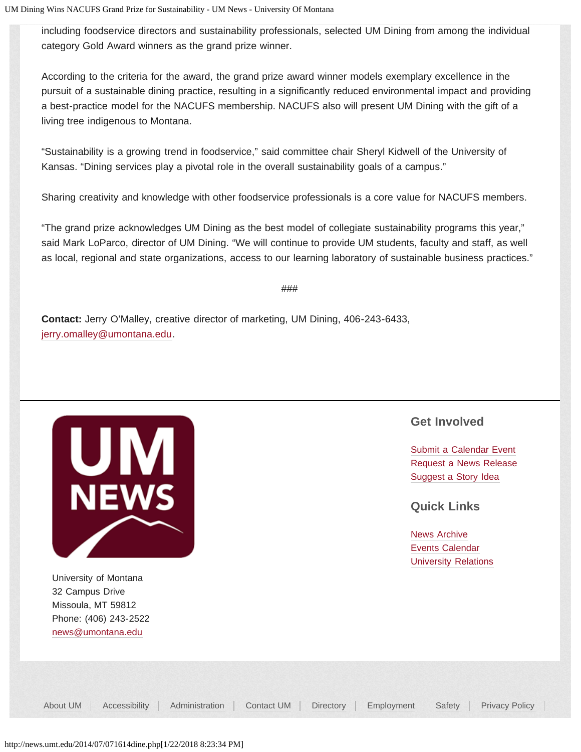including foodservice directors and sustainability professionals, selected UM Dining from among the individual category Gold Award winners as the grand prize winner.

According to the criteria for the award, the grand prize award winner models exemplary excellence in the pursuit of a sustainable dining practice, resulting in a significantly reduced environmental impact and providing a best-practice model for the NACUFS membership. NACUFS also will present UM Dining with the gift of a living tree indigenous to Montana.

"Sustainability is a growing trend in foodservice," said committee chair Sheryl Kidwell of the University of Kansas. "Dining services play a pivotal role in the overall sustainability goals of a campus."

Sharing creativity and knowledge with other foodservice professionals is a core value for NACUFS members.

"The grand prize acknowledges UM Dining as the best model of collegiate sustainability programs this year," said Mark LoParco, director of UM Dining. "We will continue to provide UM students, faculty and staff, as well as local, regional and state organizations, access to our learning laboratory of sustainable business practices."

###

**Contact:** Jerry O'Malley, creative director of marketing, UM Dining, 406-243-6433, jerry.omalley@umontana.edu.

University of Montana
32 Campus Drive
Missoula, MT 59812
Phone: (406) 243-2522
news@umontana.edu

## Get Involved

Submit a Calendar Event
Request a News Release
Suggest a Story Idea

## Quick Links

News Archive
Events Calendar
University Relations

About UM | Accessibility | Administration | Contact UM | Directory | Employment | Safety | Privacy Policy |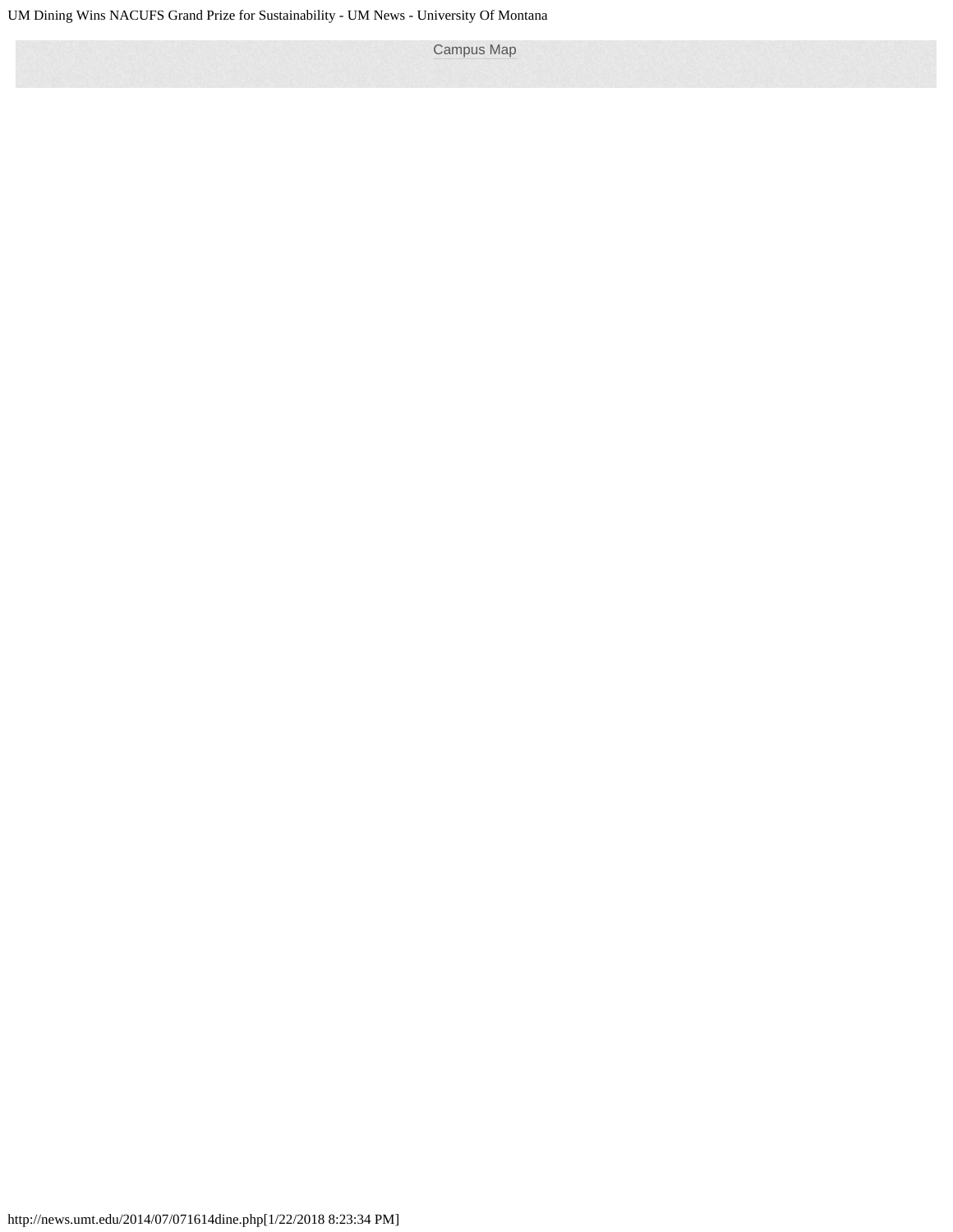Campus Map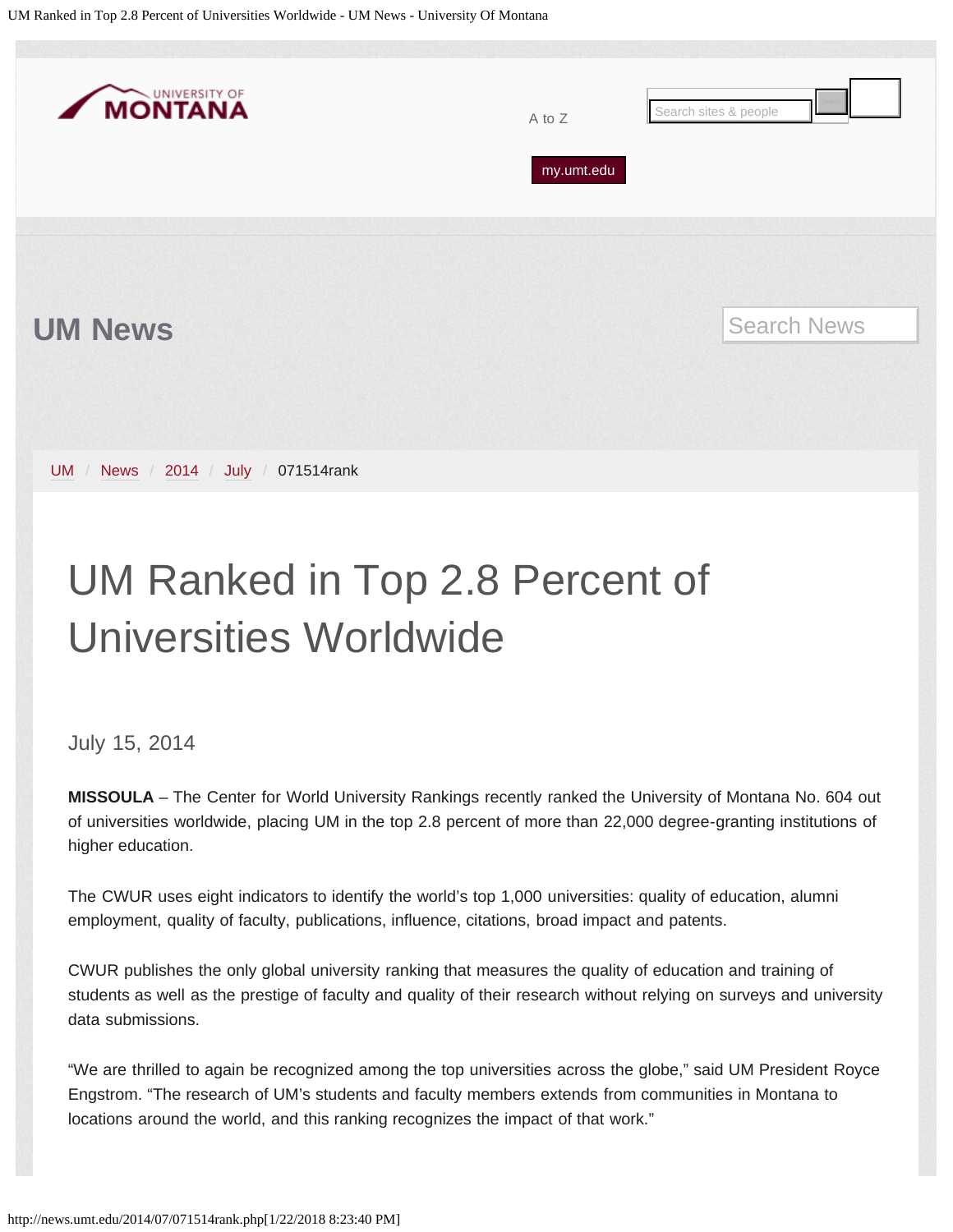UM News

UM / News / 2014 / July / 071514rank

# UM Ranked in Top 2.8 Percent of Universities Worldwide

July 15, 2014

**MISSOULA** – The Center for World University Rankings recently ranked the University of Montana No. 604 out of universities worldwide, placing UM in the top 2.8 percent of more than 22,000 degree-granting institutions of higher education.

The CWUR uses eight indicators to identify the world's top 1,000 universities: quality of education, alumni employment, quality of faculty, publications, influence, citations, broad impact and patents.

CWUR publishes the only global university ranking that measures the quality of education and training of students as well as the prestige of faculty and quality of their research without relying on surveys and university data submissions.

"We are thrilled to again be recognized among the top universities across the globe," said UM President Royce Engstrom. "The research of UM's students and faculty members extends from communities in Montana to locations around the world, and this ranking recognizes the impact of that work."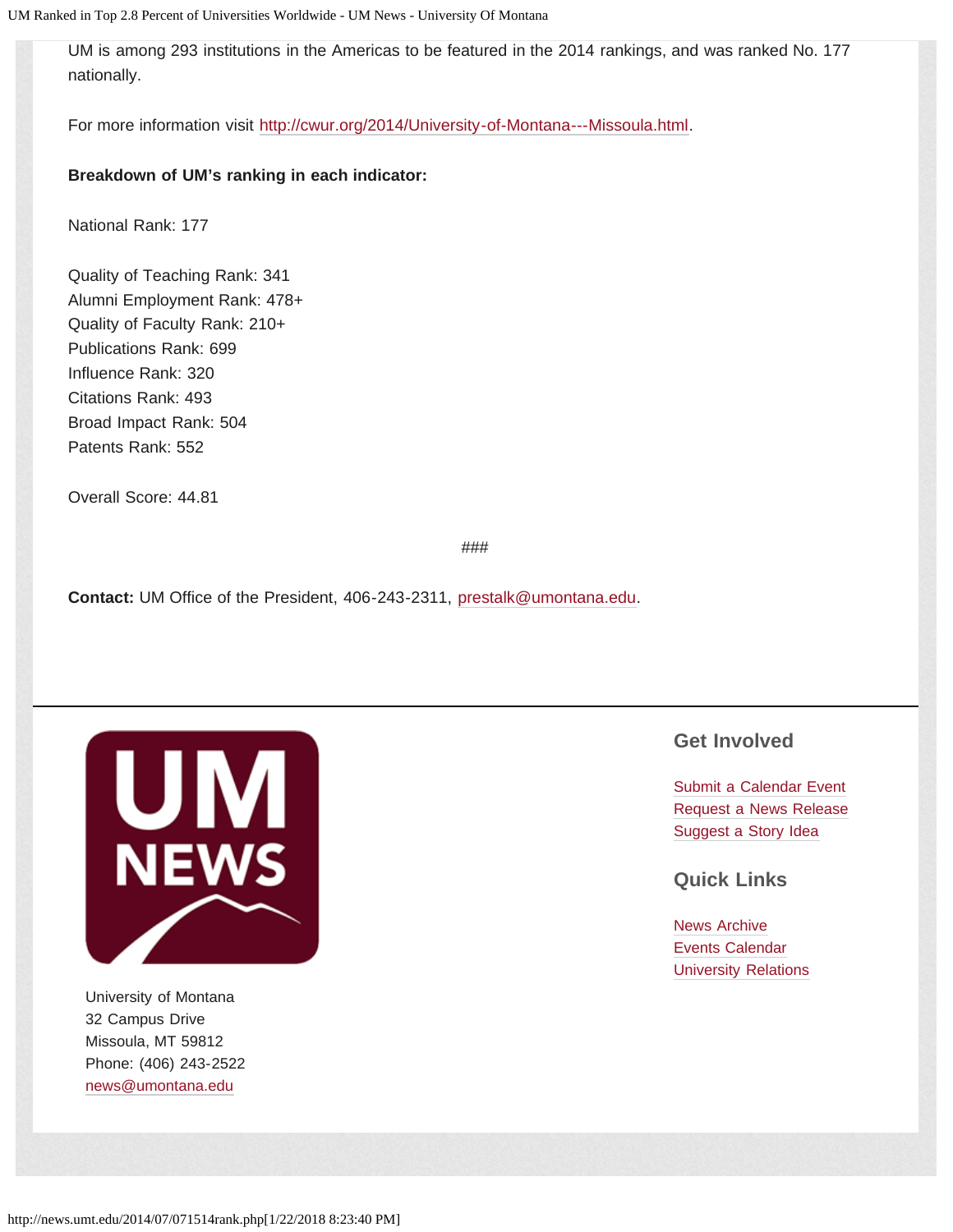UM is among 293 institutions in the Americas to be featured in the 2014 rankings, and was ranked No. 177 nationally.

For more information visit http://cwur.org/2014/University-of-Montana---Missoula.html.

**Breakdown of UM's ranking in each indicator:**

National Rank: 177

Quality of Teaching Rank: 341
Alumni Employment Rank: 478+
Quality of Faculty Rank: 210+
Publications Rank: 699
Influence Rank: 320
Citations Rank: 493
Broad Impact Rank: 504
Patents Rank: 552

Overall Score: 44.81

###

**Contact:** UM Office of the President, 406-243-2311, prestalk@umontana.edu.

University of Montana
32 Campus Drive
Missoula, MT 59812
Phone: (406) 243-2522
news@umontana.edu

## Get Involved

Submit a Calendar Event
Request a News Release
Suggest a Story Idea

## Quick Links

News Archive
Events Calendar
University Relations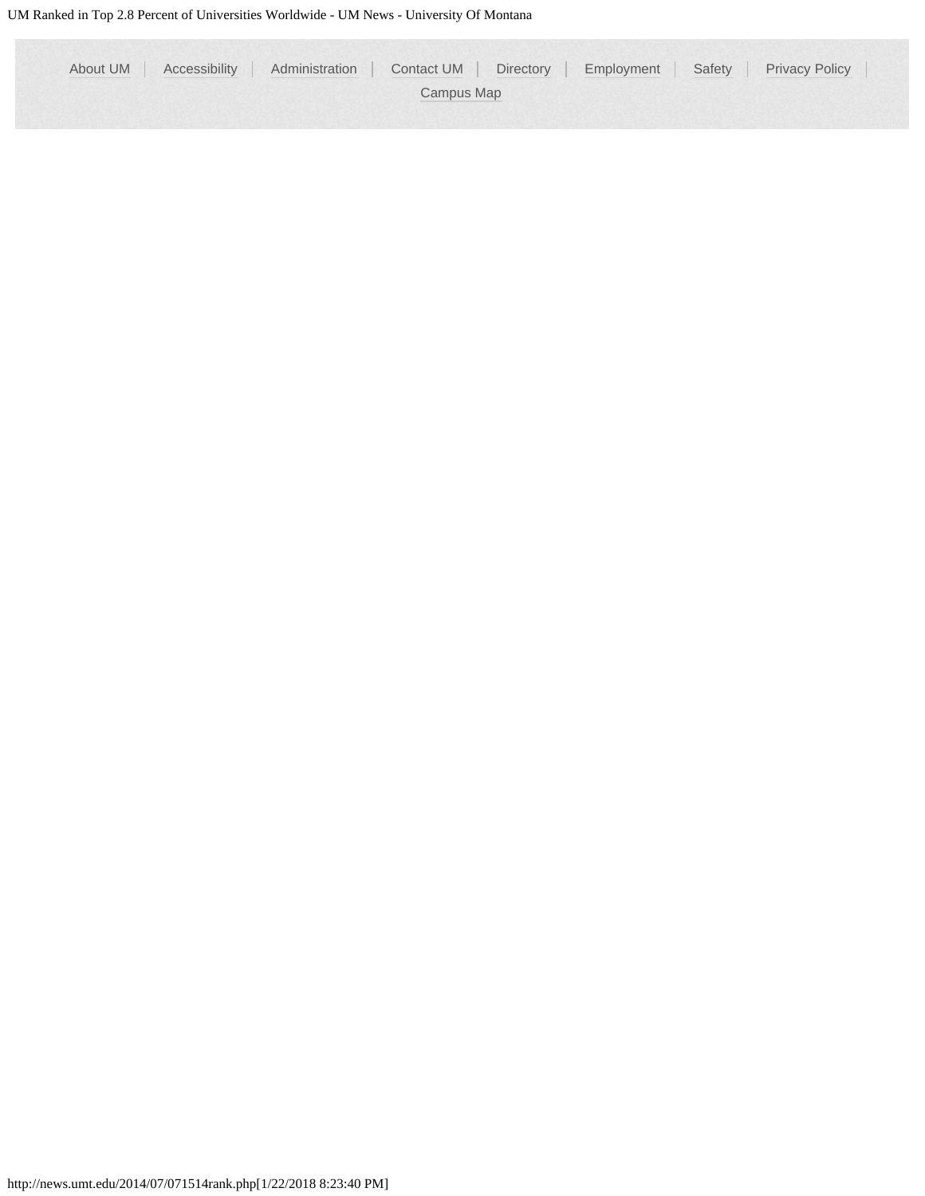About UM | Accessibility | Administration | Contact UM | Directory | Employment | Safety | Privacy Policy | Campus Map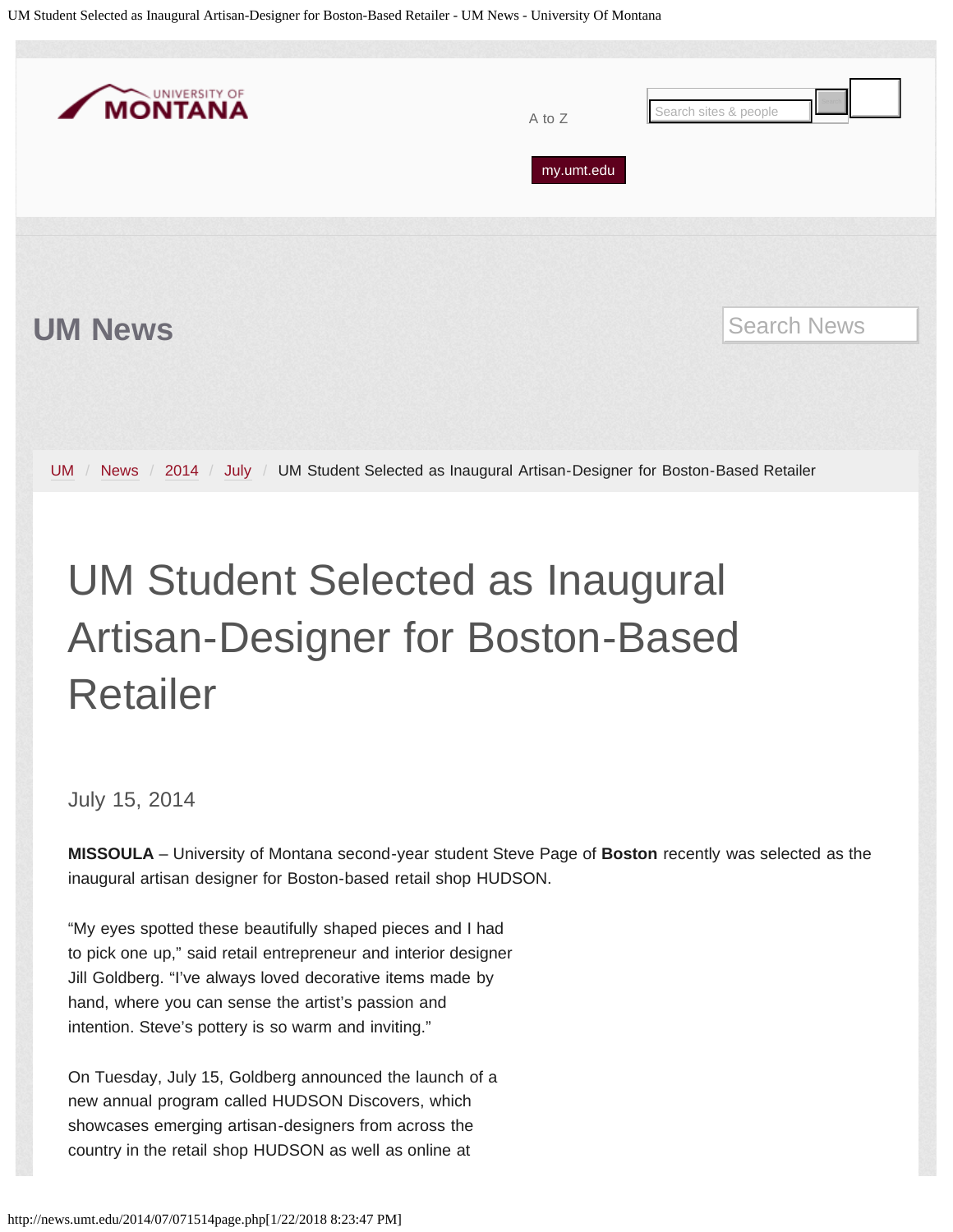UM News

UM / News / 2014 / July / UM Student Selected as Inaugural Artisan-Designer for Boston-Based Retailer

# UM Student Selected as Inaugural Artisan-Designer for Boston-Based Retailer

July 15, 2014

**MISSOULA** – University of Montana second-year student Steve Page of **Boston** recently was selected as the inaugural artisan designer for Boston-based retail shop HUDSON.

"My eyes spotted these beautifully shaped pieces and I had to pick one up," said retail entrepreneur and interior designer Jill Goldberg. "I've always loved decorative items made by hand, where you can sense the artist's passion and intention. Steve's pottery is so warm and inviting."

On Tuesday, July 15, Goldberg announced the launch of a new annual program called HUDSON Discovers, which showcases emerging artisan-designers from across the country in the retail shop HUDSON as well as online at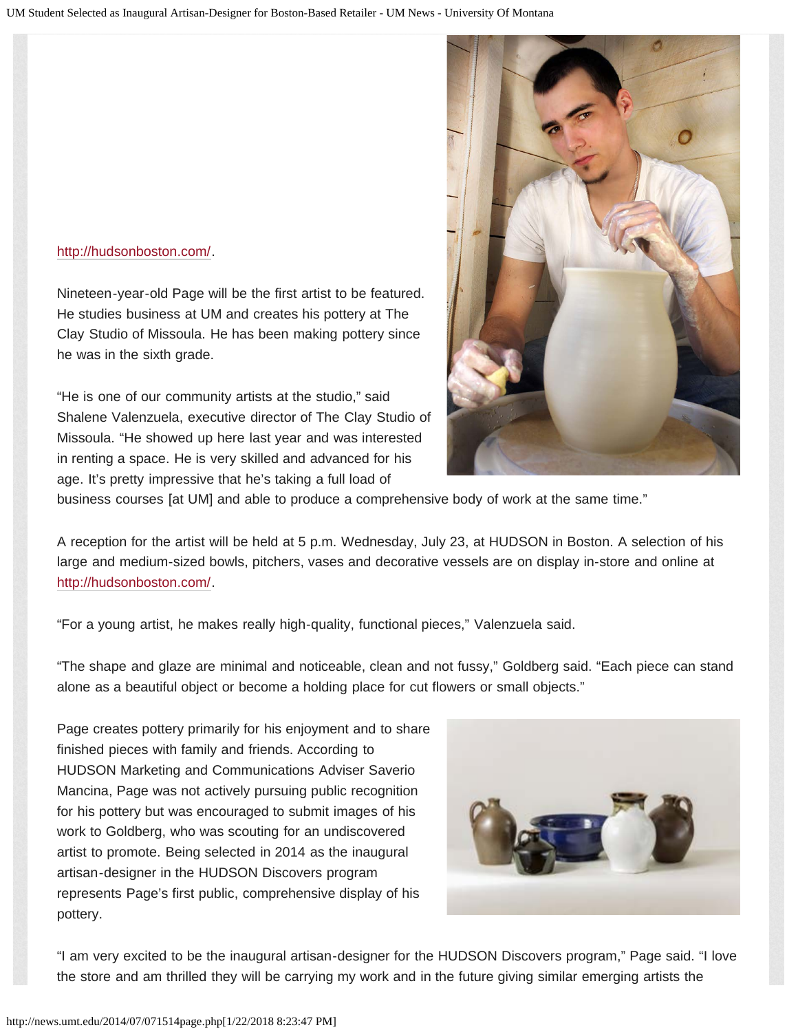http://hudsonboston.com/.

Nineteen-year-old Page will be the first artist to be featured. He studies business at UM and creates his pottery at The Clay Studio of Missoula. He has been making pottery since he was in the sixth grade.

“He is one of our community artists at the studio,” said Shalene Valenzuela, executive director of The Clay Studio of Missoula. “He showed up here last year and was interested in renting a space. He is very skilled and advanced for his age. It’s pretty impressive that he’s taking a full load of business courses [at UM] and able to produce a comprehensive body of work at the same time.”

A reception for the artist will be held at 5 p.m. Wednesday, July 23, at HUDSON in Boston. A selection of his large and medium-sized bowls, pitchers, vases and decorative vessels are on display in-store and online at http://hudsonboston.com/.

“For a young artist, he makes really high-quality, functional pieces,” Valenzuela said.

“The shape and glaze are minimal and noticeable, clean and not fussy,” Goldberg said. “Each piece can stand alone as a beautiful object or become a holding place for cut flowers or small objects.”

Page creates pottery primarily for his enjoyment and to share finished pieces with family and friends. According to HUDSON Marketing and Communications Adviser Saverio Mancina, Page was not actively pursuing public recognition for his pottery but was encouraged to submit images of his work to Goldberg, who was scouting for an undiscovered artist to promote. Being selected in 2014 as the inaugural artisan-designer in the HUDSON Discovers program represents Page’s first public, comprehensive display of his pottery.

“I am very excited to be the inaugural artisan-designer for the HUDSON Discovers program,” Page said. “I love the store and am thrilled they will be carrying my work and in the future giving similar emerging artists the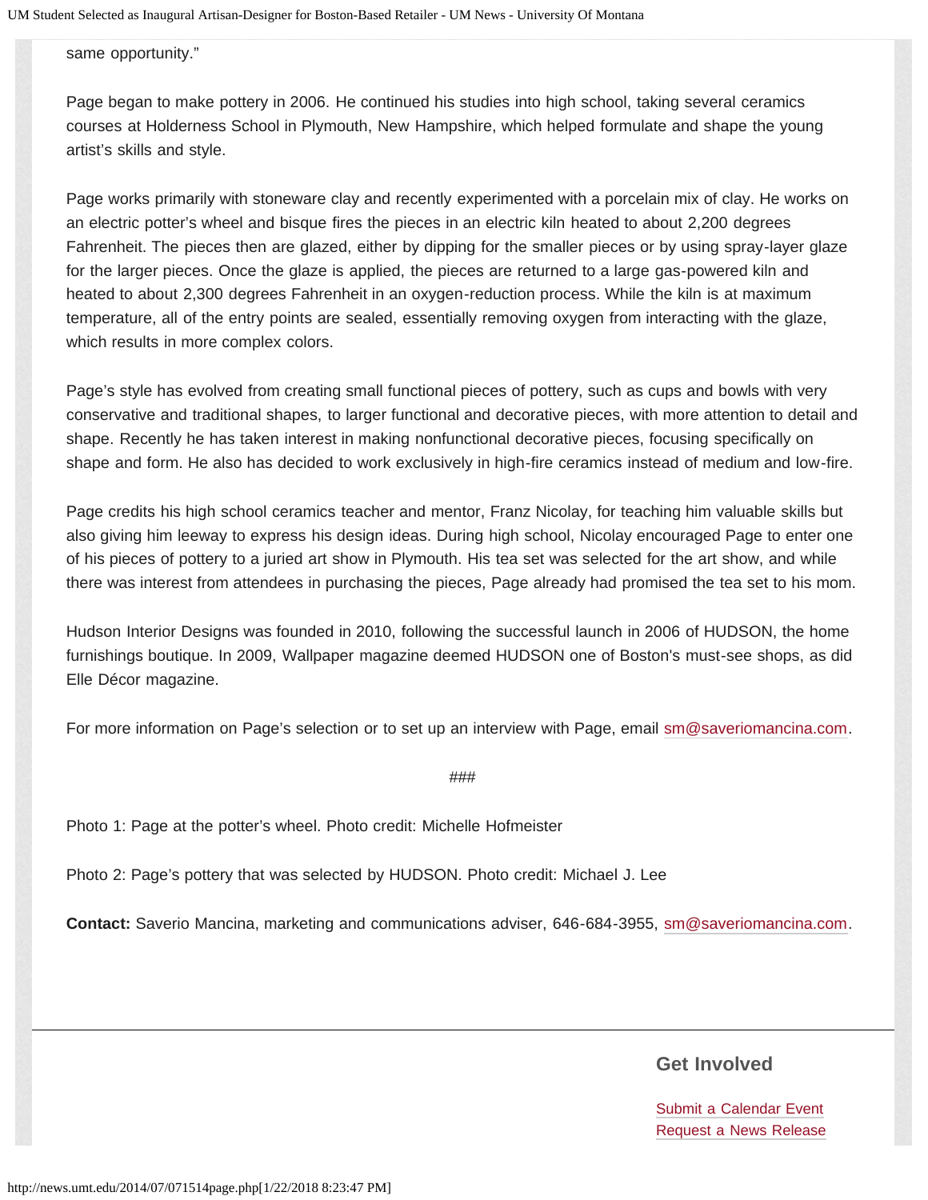same opportunity."

Page began to make pottery in 2006. He continued his studies into high school, taking several ceramics courses at Holderness School in Plymouth, New Hampshire, which helped formulate and shape the young artist's skills and style.

Page works primarily with stoneware clay and recently experimented with a porcelain mix of clay. He works on an electric potter's wheel and bisque fires the pieces in an electric kiln heated to about 2,200 degrees Fahrenheit. The pieces then are glazed, either by dipping for the smaller pieces or by using spray-layer glaze for the larger pieces. Once the glaze is applied, the pieces are returned to a large gas-powered kiln and heated to about 2,300 degrees Fahrenheit in an oxygen-reduction process. While the kiln is at maximum temperature, all of the entry points are sealed, essentially removing oxygen from interacting with the glaze, which results in more complex colors.

Page's style has evolved from creating small functional pieces of pottery, such as cups and bowls with very conservative and traditional shapes, to larger functional and decorative pieces, with more attention to detail and shape. Recently he has taken interest in making nonfunctional decorative pieces, focusing specifically on shape and form. He also has decided to work exclusively in high-fire ceramics instead of medium and low-fire.

Page credits his high school ceramics teacher and mentor, Franz Nicolay, for teaching him valuable skills but also giving him leeway to express his design ideas. During high school, Nicolay encouraged Page to enter one of his pieces of pottery to a juried art show in Plymouth. His tea set was selected for the art show, and while there was interest from attendees in purchasing the pieces, Page already had promised the tea set to his mom.

Hudson Interior Designs was founded in 2010, following the successful launch in 2006 of HUDSON, the home furnishings boutique. In 2009, Wallpaper magazine deemed HUDSON one of Boston's must-see shops, as did Elle Décor magazine.

For more information on Page's selection or to set up an interview with Page, email sm@saveriomancina.com.

###

Photo 1: Page at the potter's wheel. Photo credit: Michelle Hofmeister

Photo 2: Page's pottery that was selected by HUDSON. Photo credit: Michael J. Lee

**Contact:** Saverio Mancina, marketing and communications adviser, 646-684-3955, sm@saveriomancina.com.

## Get Involved

Submit a Calendar Event
Request a News Release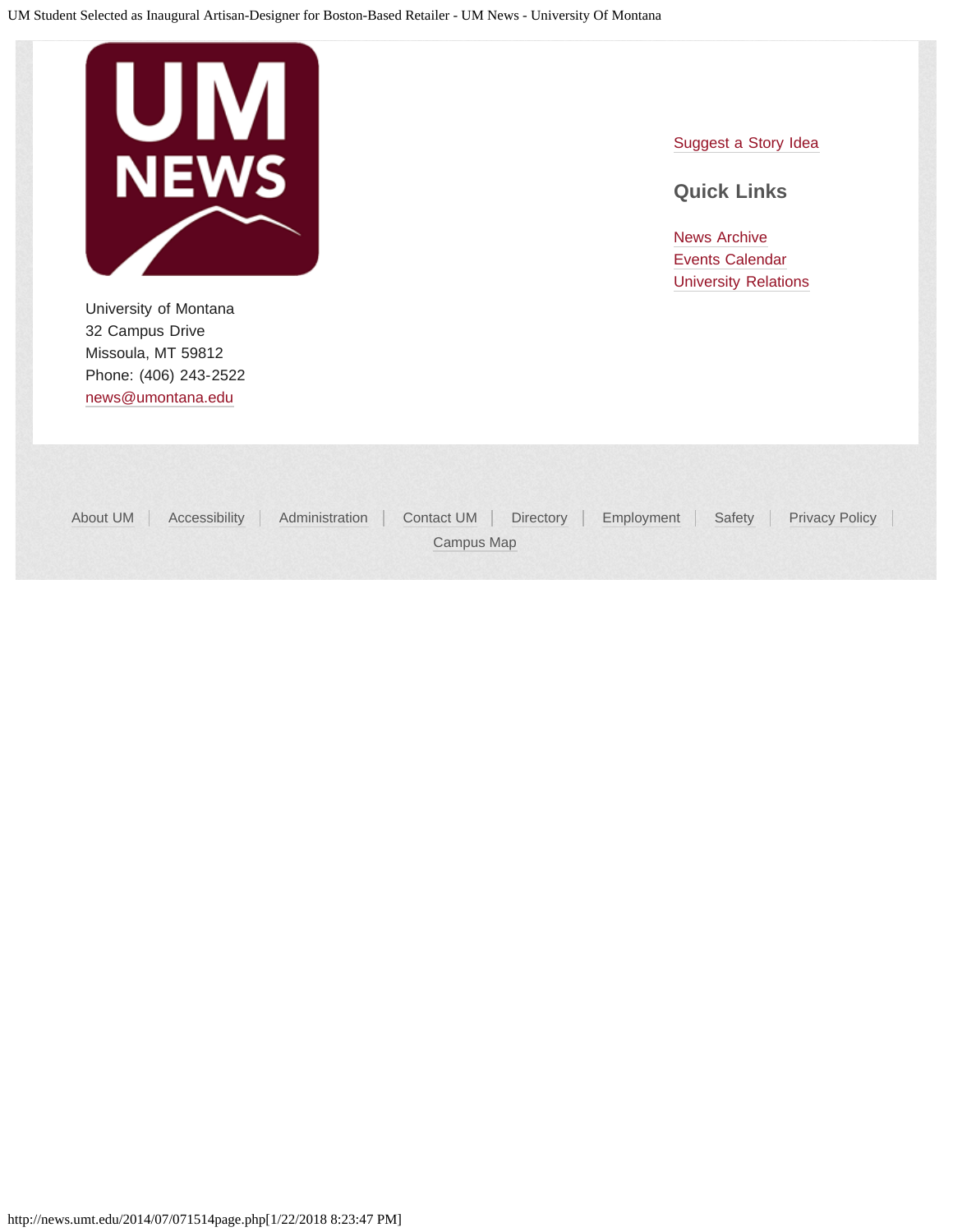University of Montana
32 Campus Drive
Missoula, MT 59812
Phone: (406) 243-2522
news@umontana.edu

Suggest a Story Idea

## Quick Links

News Archive
Events Calendar
University Relations

About UM | Accessibility | Administration | Contact UM | Directory | Employment | Safety | Privacy Policy | Campus Map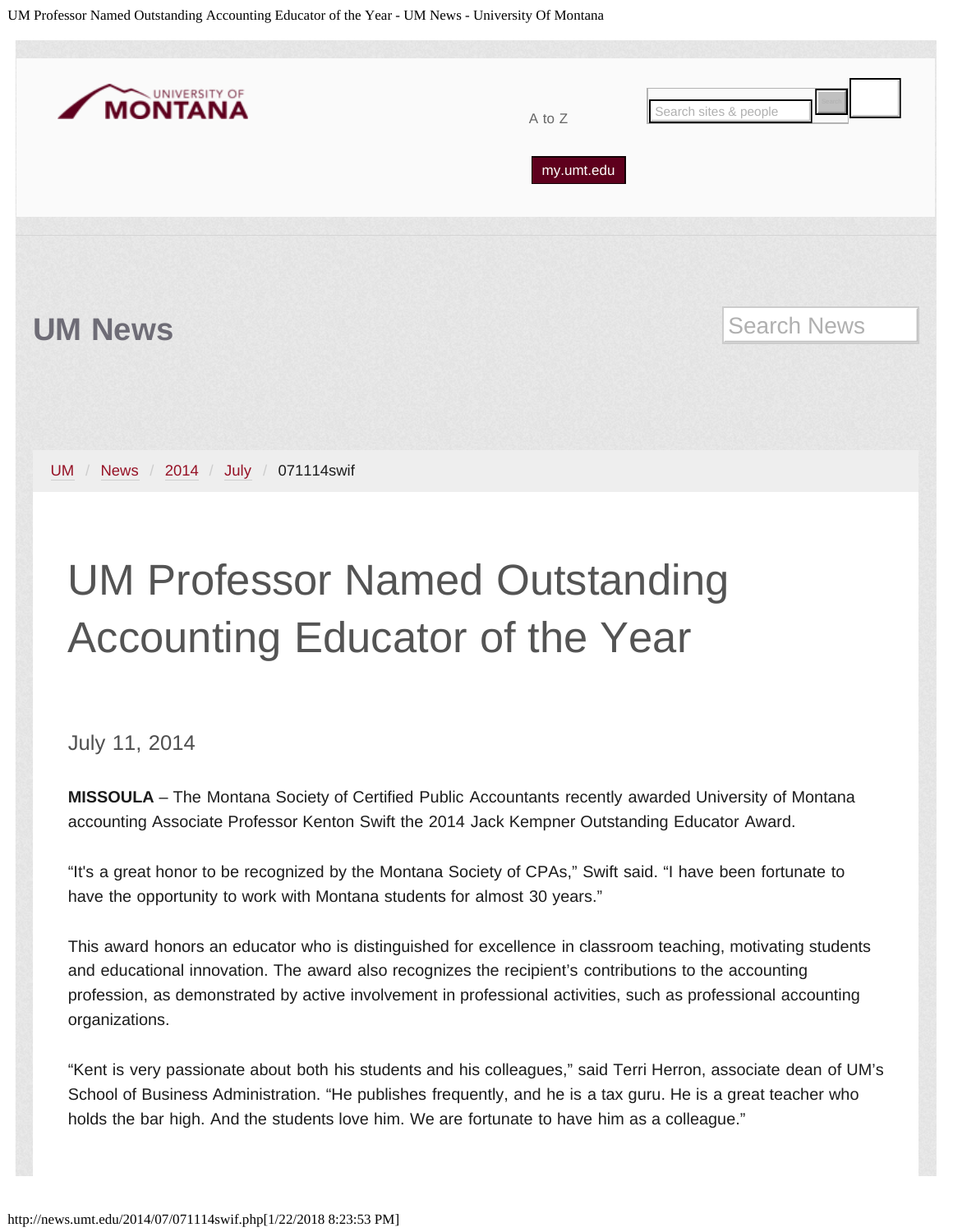UM Professor Named Outstanding Accounting Educator of the Year - UM News - University Of Montana

UNIVERSITY OF MONTANA

A to Z

my.umt.edu

## UM News

UM / News / 2014 / July / 071114swif

# UM Professor Named Outstanding Accounting Educator of the Year

July 11, 2014

**MISSOULA** – The Montana Society of Certified Public Accountants recently awarded University of Montana accounting Associate Professor Kenton Swift the 2014 Jack Kempner Outstanding Educator Award.

"It's a great honor to be recognized by the Montana Society of CPAs," Swift said. "I have been fortunate to have the opportunity to work with Montana students for almost 30 years."

This award honors an educator who is distinguished for excellence in classroom teaching, motivating students and educational innovation. The award also recognizes the recipient's contributions to the accounting profession, as demonstrated by active involvement in professional activities, such as professional accounting organizations.

"Kent is very passionate about both his students and his colleagues," said Terri Herron, associate dean of UM's School of Business Administration. "He publishes frequently, and he is a tax guru. He is a great teacher who holds the bar high. And the students love him. We are fortunate to have him as a colleague."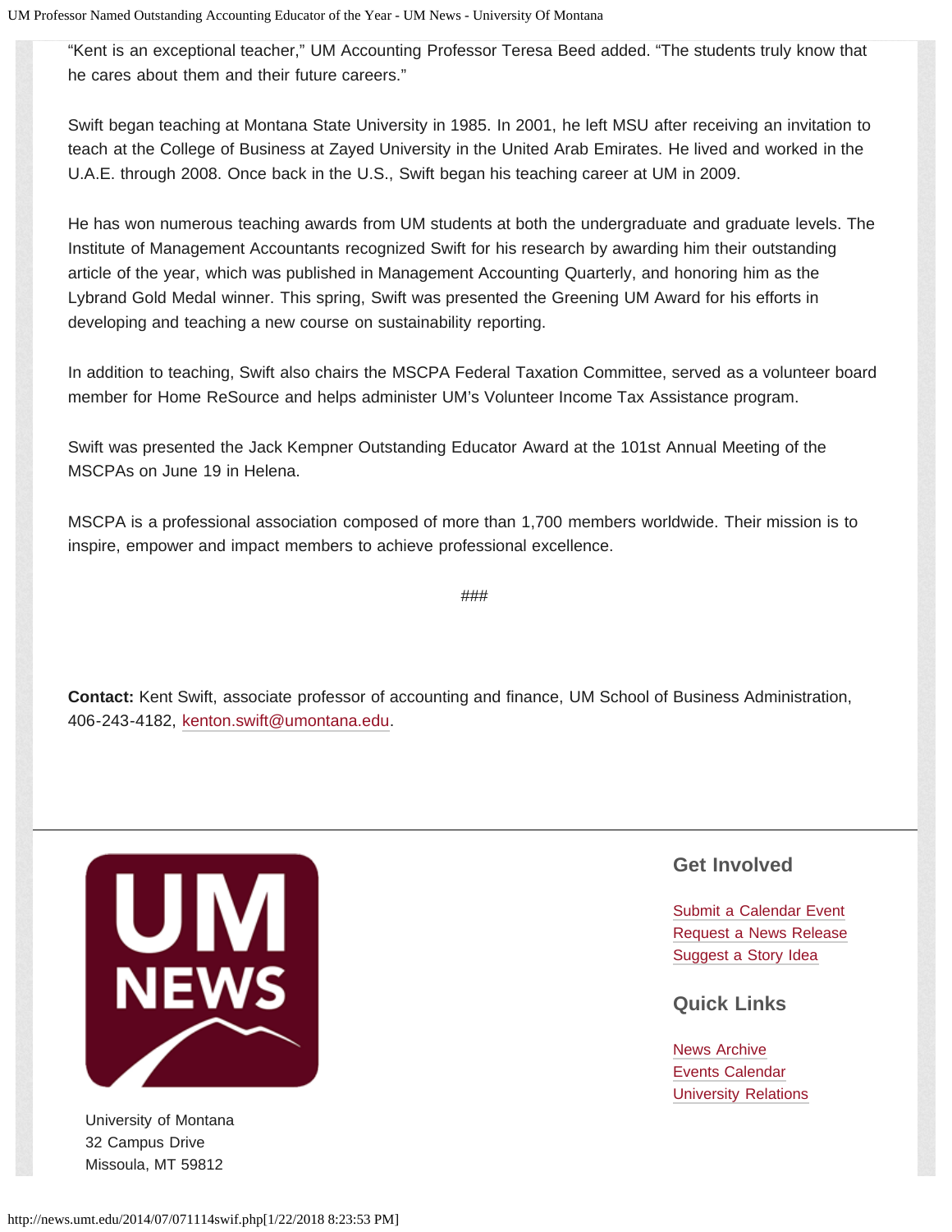“Kent is an exceptional teacher,” UM Accounting Professor Teresa Beed added. “The students truly know that he cares about them and their future careers.”

Swift began teaching at Montana State University in 1985. In 2001, he left MSU after receiving an invitation to teach at the College of Business at Zayed University in the United Arab Emirates. He lived and worked in the U.A.E. through 2008. Once back in the U.S., Swift began his teaching career at UM in 2009.

He has won numerous teaching awards from UM students at both the undergraduate and graduate levels. The Institute of Management Accountants recognized Swift for his research by awarding him their outstanding article of the year, which was published in Management Accounting Quarterly, and honoring him as the Lybrand Gold Medal winner. This spring, Swift was presented the Greening UM Award for his efforts in developing and teaching a new course on sustainability reporting.

In addition to teaching, Swift also chairs the MSCPA Federal Taxation Committee, served as a volunteer board member for Home ReSource and helps administer UM’s Volunteer Income Tax Assistance program.

Swift was presented the Jack Kempner Outstanding Educator Award at the 101st Annual Meeting of the MSCPAs on June 19 in Helena.

MSCPA is a professional association composed of more than 1,700 members worldwide. Their mission is to inspire, empower and impact members to achieve professional excellence.

###

**Contact:** Kent Swift, associate professor of accounting and finance, UM School of Business Administration, 406-243-4182, kenton.swift@umontana.edu.

UM NEWS

University of Montana
32 Campus Drive
Missoula, MT 59812

## Get Involved

Submit a Calendar Event
Request a News Release
Suggest a Story Idea

## Quick Links

News Archive
Events Calendar
University Relations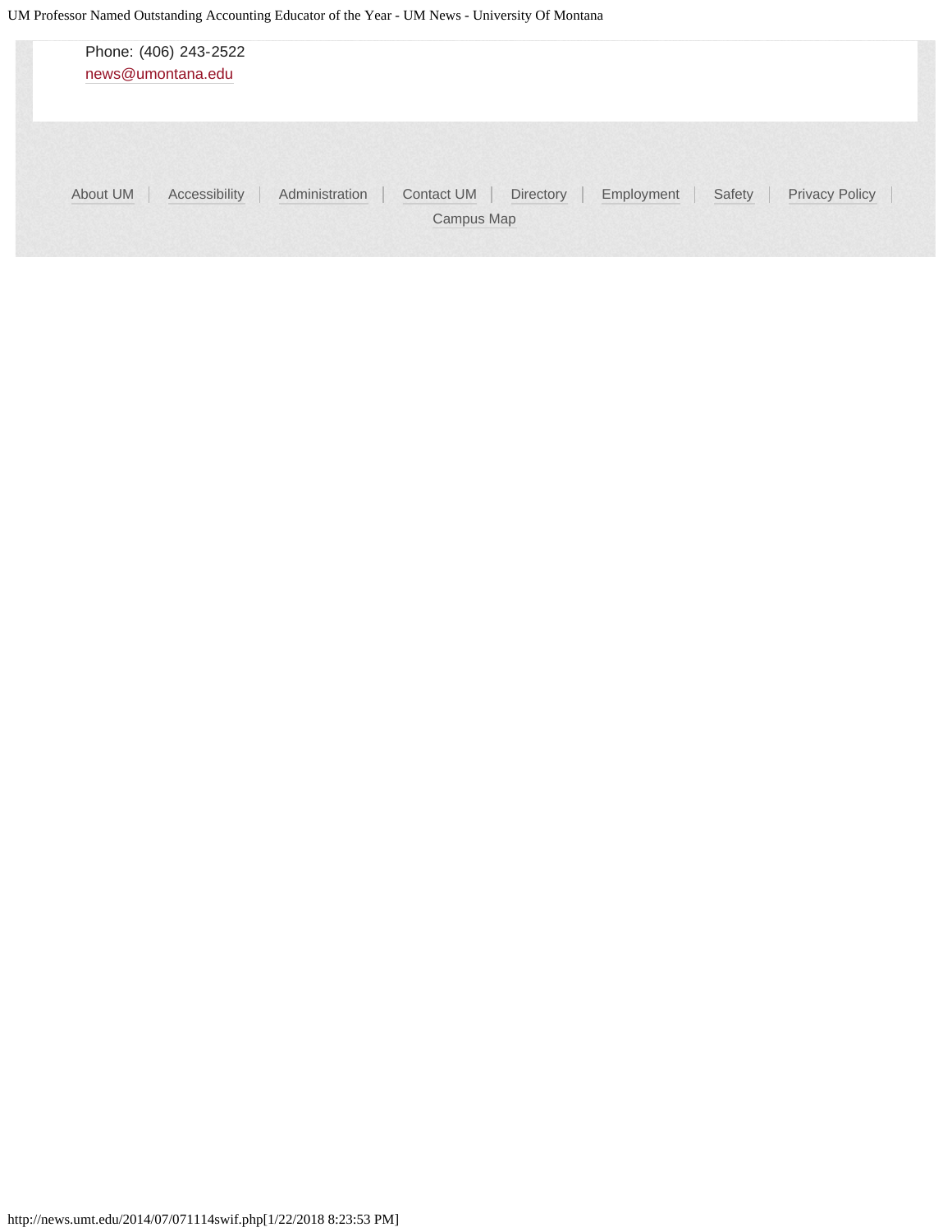Phone: (406) 243-2522
news@umontana.edu

About UM | Accessibility | Administration | Contact UM | Directory | Employment | Safety | Privacy Policy | Campus Map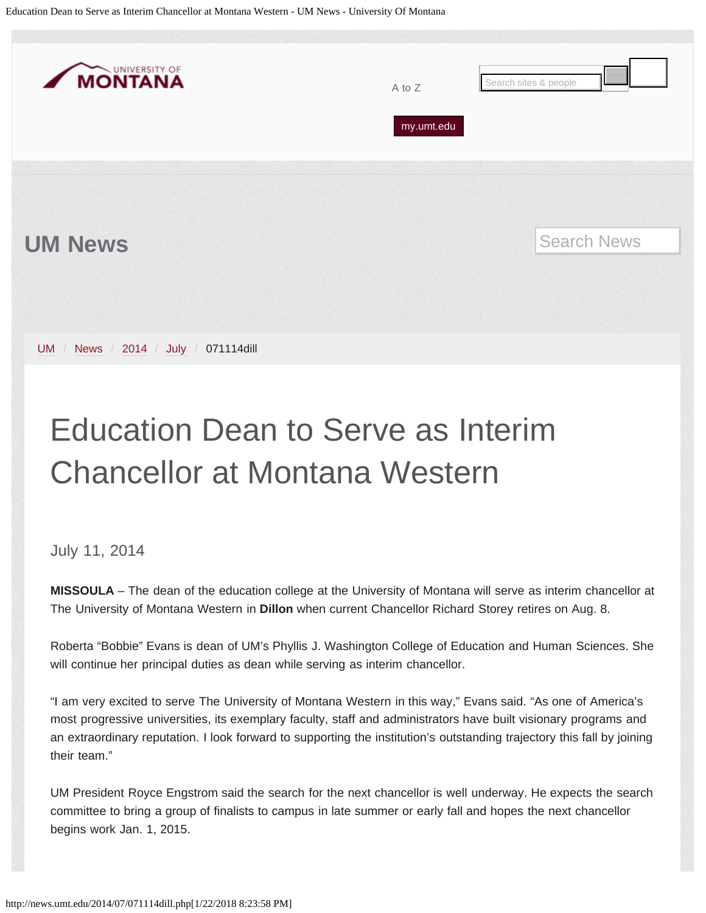UM News

UM / News / 2014 / July / 071114dill

# Education Dean to Serve as Interim Chancellor at Montana Western

July 11, 2014

**MISSOULA** – The dean of the education college at the University of Montana will serve as interim chancellor at The University of Montana Western in **Dillon** when current Chancellor Richard Storey retires on Aug. 8.

Roberta "Bobbie" Evans is dean of UM's Phyllis J. Washington College of Education and Human Sciences. She will continue her principal duties as dean while serving as interim chancellor.

"I am very excited to serve The University of Montana Western in this way," Evans said. "As one of America's most progressive universities, its exemplary faculty, staff and administrators have built visionary programs and an extraordinary reputation. I look forward to supporting the institution's outstanding trajectory this fall by joining their team."

UM President Royce Engstrom said the search for the next chancellor is well underway. He expects the search committee to bring a group of finalists to campus in late summer or early fall and hopes the next chancellor begins work Jan. 1, 2015.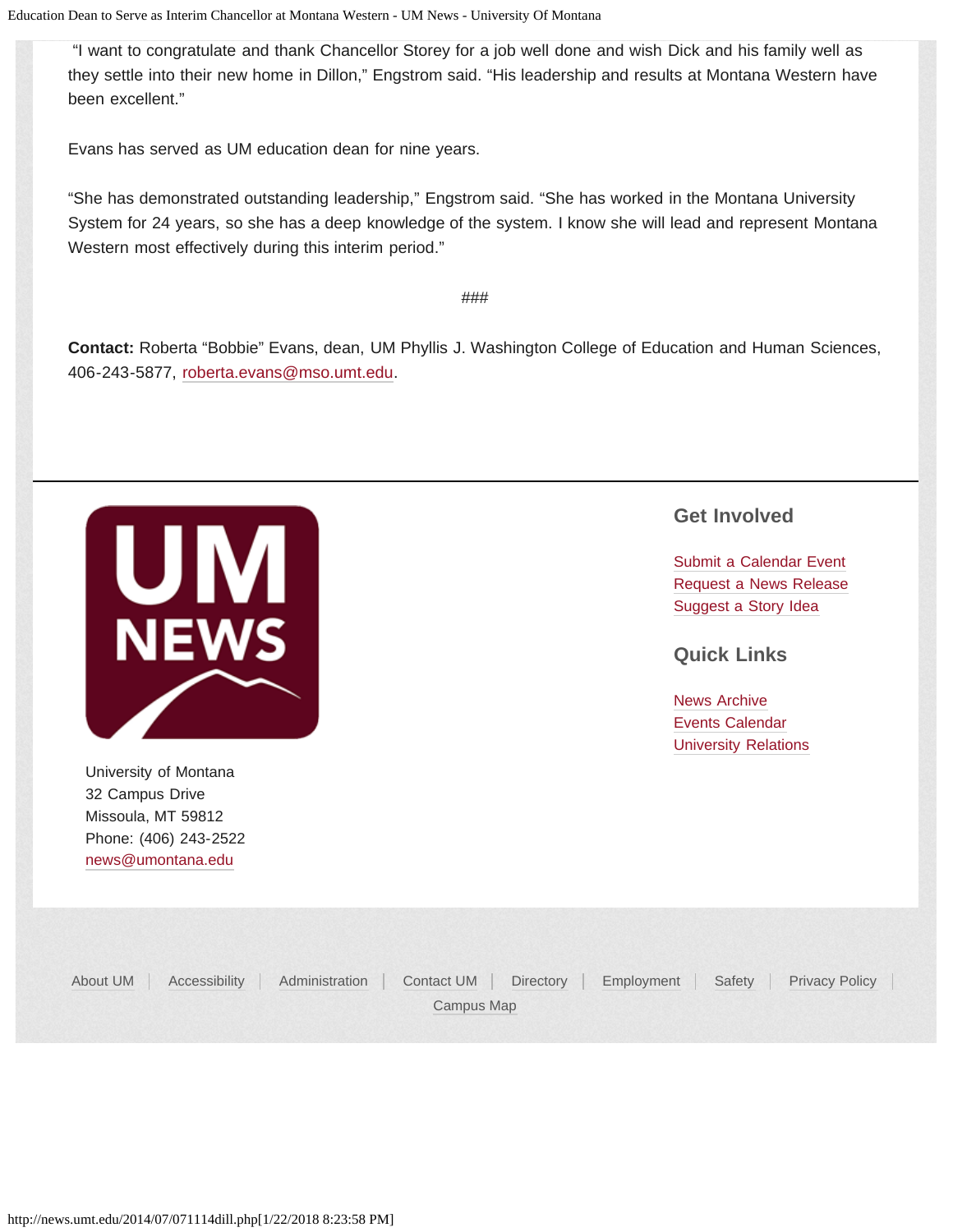"I want to congratulate and thank Chancellor Storey for a job well done and wish Dick and his family well as they settle into their new home in Dillon," Engstrom said. "His leadership and results at Montana Western have been excellent."

Evans has served as UM education dean for nine years.

"She has demonstrated outstanding leadership," Engstrom said. "She has worked in the Montana University System for 24 years, so she has a deep knowledge of the system. I know she will lead and represent Montana Western most effectively during this interim period."

###

**Contact:** Roberta "Bobbie" Evans, dean, UM Phyllis J. Washington College of Education and Human Sciences, 406-243-5877, roberta.evans@mso.umt.edu.

University of Montana
32 Campus Drive
Missoula, MT 59812
Phone: (406) 243-2522
news@umontana.edu

## Get Involved

Submit a Calendar Event
Request a News Release
Suggest a Story Idea

## Quick Links

News Archive
Events Calendar
University Relations

About UM | Accessibility | Administration | Contact UM | Directory | Employment | Safety | Privacy Policy | Campus Map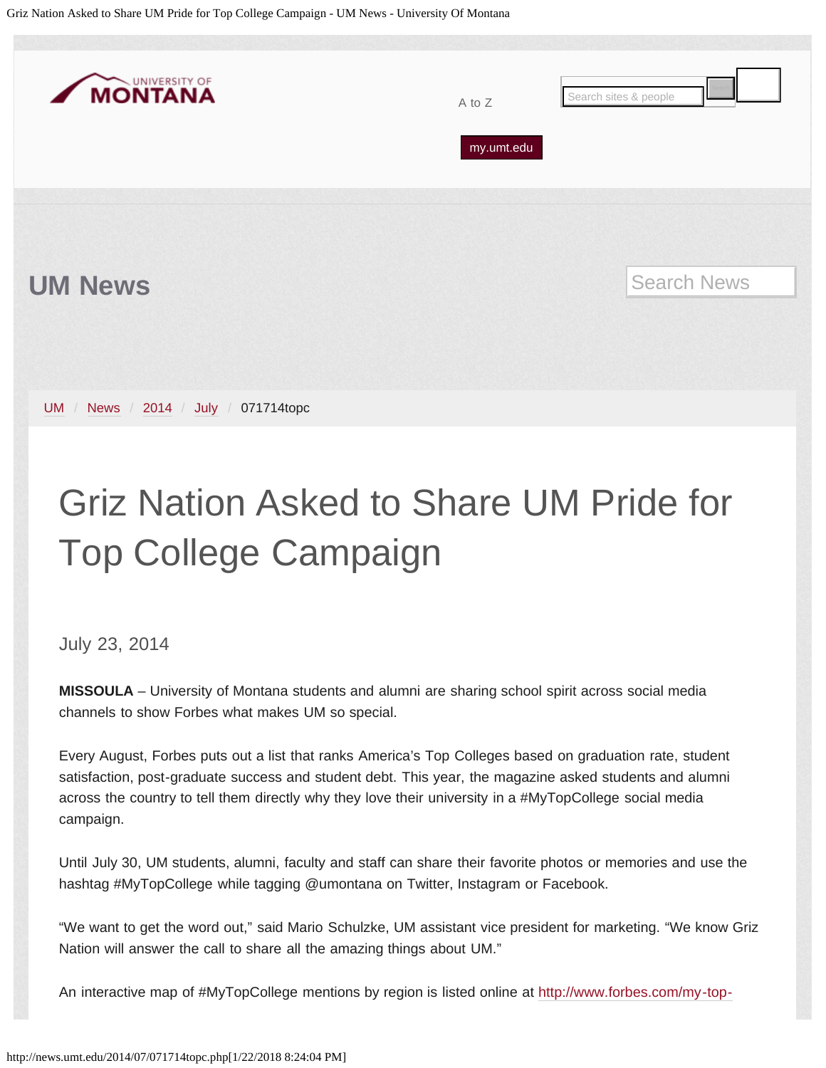UM News

UM / News / 2014 / July / 071714topc

# Griz Nation Asked to Share UM Pride for Top College Campaign

July 23, 2014

**MISSOULA** – University of Montana students and alumni are sharing school spirit across social media channels to show Forbes what makes UM so special.

Every August, Forbes puts out a list that ranks America's Top Colleges based on graduation rate, student satisfaction, post-graduate success and student debt. This year, the magazine asked students and alumni across the country to tell them directly why they love their university in a #MyTopCollege social media campaign.

Until July 30, UM students, alumni, faculty and staff can share their favorite photos or memories and use the hashtag #MyTopCollege while tagging @umontana on Twitter, Instagram or Facebook.

"We want to get the word out," said Mario Schulzke, UM assistant vice president for marketing. "We know Griz Nation will answer the call to share all the amazing things about UM."

An interactive map of #MyTopCollege mentions by region is listed online at http://www.forbes.com/my-top-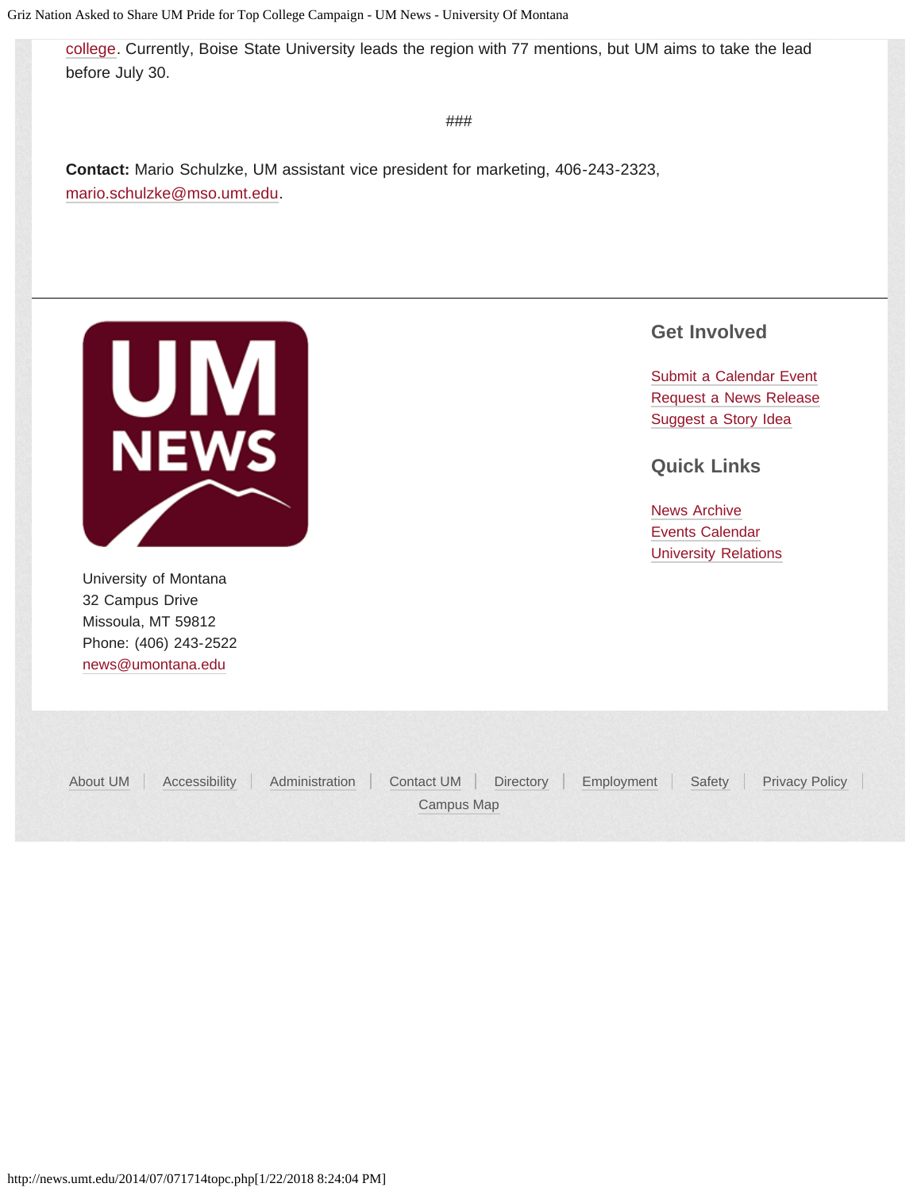college. Currently, Boise State University leads the region with 77 mentions, but UM aims to take the lead before July 30.

###

**Contact:** Mario Schulzke, UM assistant vice president for marketing, 406-243-2323, mario.schulzke@mso.umt.edu.

University of Montana
32 Campus Drive
Missoula, MT 59812
Phone: (406) 243-2522
news@umontana.edu

## Get Involved

Submit a Calendar Event
Request a News Release
Suggest a Story Idea

## Quick Links

News Archive
Events Calendar
University Relations

About UM | Accessibility | Administration | Contact UM | Directory | Employment | Safety | Privacy Policy | Campus Map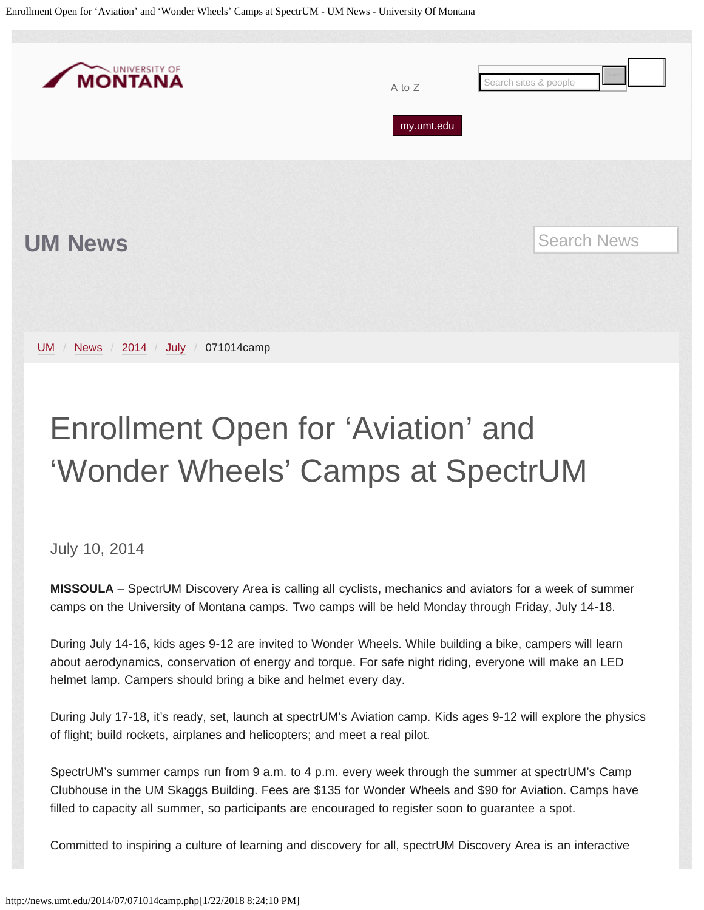UM News

UM / News / 2014 / July / 071014camp

# Enrollment Open for ‘Aviation’ and ‘Wonder Wheels’ Camps at SpectrUM

July 10, 2014

**MISSOULA** – SpectrUM Discovery Area is calling all cyclists, mechanics and aviators for a week of summer camps on the University of Montana camps. Two camps will be held Monday through Friday, July 14-18.

During July 14-16, kids ages 9-12 are invited to Wonder Wheels. While building a bike, campers will learn about aerodynamics, conservation of energy and torque. For safe night riding, everyone will make an LED helmet lamp. Campers should bring a bike and helmet every day.

During July 17-18, it’s ready, set, launch at spectrUM’s Aviation camp. Kids ages 9-12 will explore the physics of flight; build rockets, airplanes and helicopters; and meet a real pilot.

SpectrUM’s summer camps run from 9 a.m. to 4 p.m. every week through the summer at spectrUM’s Camp Clubhouse in the UM Skaggs Building. Fees are $135 for Wonder Wheels and $90 for Aviation. Camps have filled to capacity all summer, so participants are encouraged to register soon to guarantee a spot.

Committed to inspiring a culture of learning and discovery for all, spectrUM Discovery Area is an interactive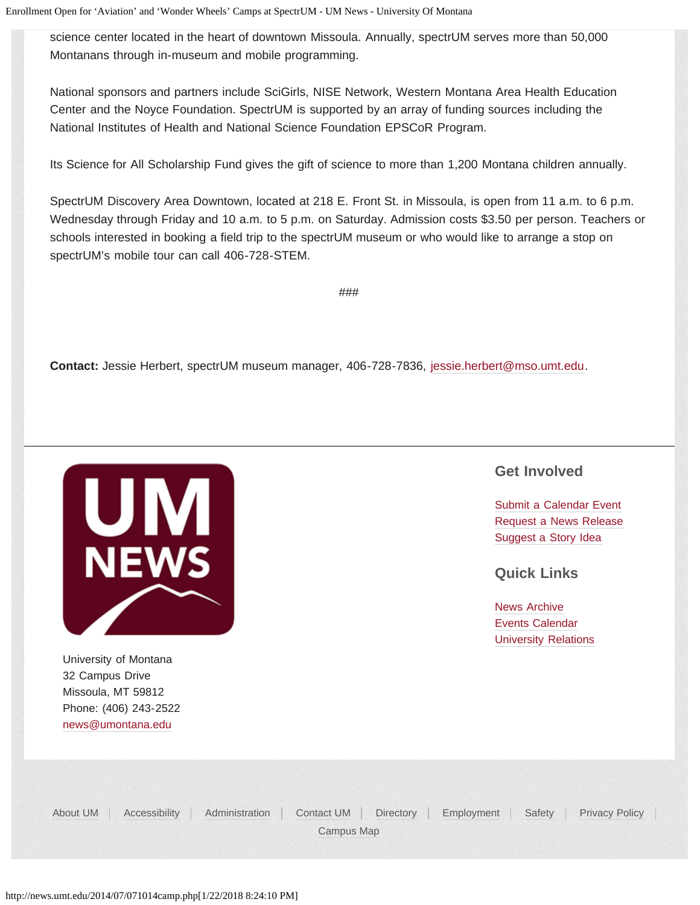science center located in the heart of downtown Missoula. Annually, spectrUM serves more than 50,000 Montanans through in-museum and mobile programming.

National sponsors and partners include SciGirls, NISE Network, Western Montana Area Health Education Center and the Noyce Foundation. SpectrUM is supported by an array of funding sources including the National Institutes of Health and National Science Foundation EPSCoR Program.

Its Science for All Scholarship Fund gives the gift of science to more than 1,200 Montana children annually.

SpectrUM Discovery Area Downtown, located at 218 E. Front St. in Missoula, is open from 11 a.m. to 6 p.m. Wednesday through Friday and 10 a.m. to 5 p.m. on Saturday. Admission costs $3.50 per person. Teachers or schools interested in booking a field trip to the spectrUM museum or who would like to arrange a stop on spectrUM's mobile tour can call 406-728-STEM.

###

**Contact:** Jessie Herbert, spectrUM museum manager, 406-728-7836, jessie.herbert@mso.umt.edu.

---

University of Montana
32 Campus Drive
Missoula, MT 59812
Phone: (406) 243-2522
news@umontana.edu

## Get Involved

Submit a Calendar Event
Request a News Release
Suggest a Story Idea

## Quick Links

News Archive
Events Calendar
University Relations

About UM | Accessibility | Administration | Contact UM | Directory | Employment | Safety | Privacy Policy | Campus Map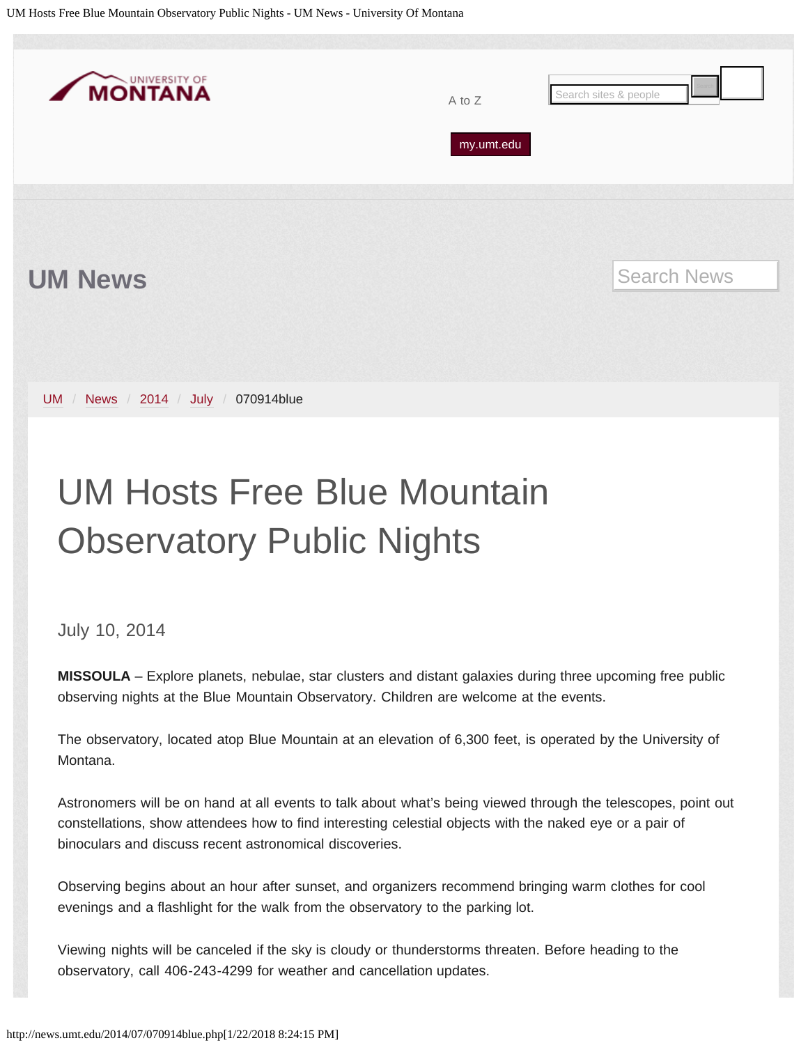UM News

UM / News / 2014 / July / 070914blue

# UM Hosts Free Blue Mountain Observatory Public Nights

July 10, 2014

**MISSOULA** – Explore planets, nebulae, star clusters and distant galaxies during three upcoming free public observing nights at the Blue Mountain Observatory. Children are welcome at the events.

The observatory, located atop Blue Mountain at an elevation of 6,300 feet, is operated by the University of Montana.

Astronomers will be on hand at all events to talk about what's being viewed through the telescopes, point out constellations, show attendees how to find interesting celestial objects with the naked eye or a pair of binoculars and discuss recent astronomical discoveries.

Observing begins about an hour after sunset, and organizers recommend bringing warm clothes for cool evenings and a flashlight for the walk from the observatory to the parking lot.

Viewing nights will be canceled if the sky is cloudy or thunderstorms threaten. Before heading to the observatory, call 406-243-4299 for weather and cancellation updates.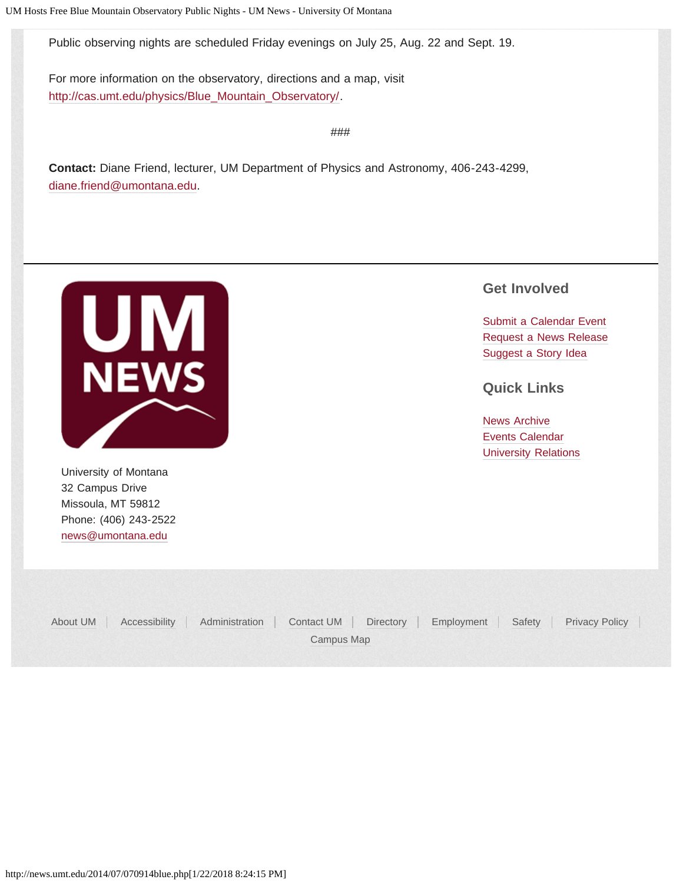Public observing nights are scheduled Friday evenings on July 25, Aug. 22 and Sept. 19.

For more information on the observatory, directions and a map, visit http://cas.umt.edu/physics/Blue_Mountain_Observatory/.

###

**Contact:** Diane Friend, lecturer, UM Department of Physics and Astronomy, 406-243-4299, diane.friend@umontana.edu.

University of Montana
32 Campus Drive
Missoula, MT 59812
Phone: (406) 243-2522
news@umontana.edu

## Get Involved

Submit a Calendar Event
Request a News Release
Suggest a Story Idea

## Quick Links

News Archive
Events Calendar
University Relations

About UM | Accessibility | Administration | Contact UM | Directory | Employment | Safety | Privacy Policy | Campus Map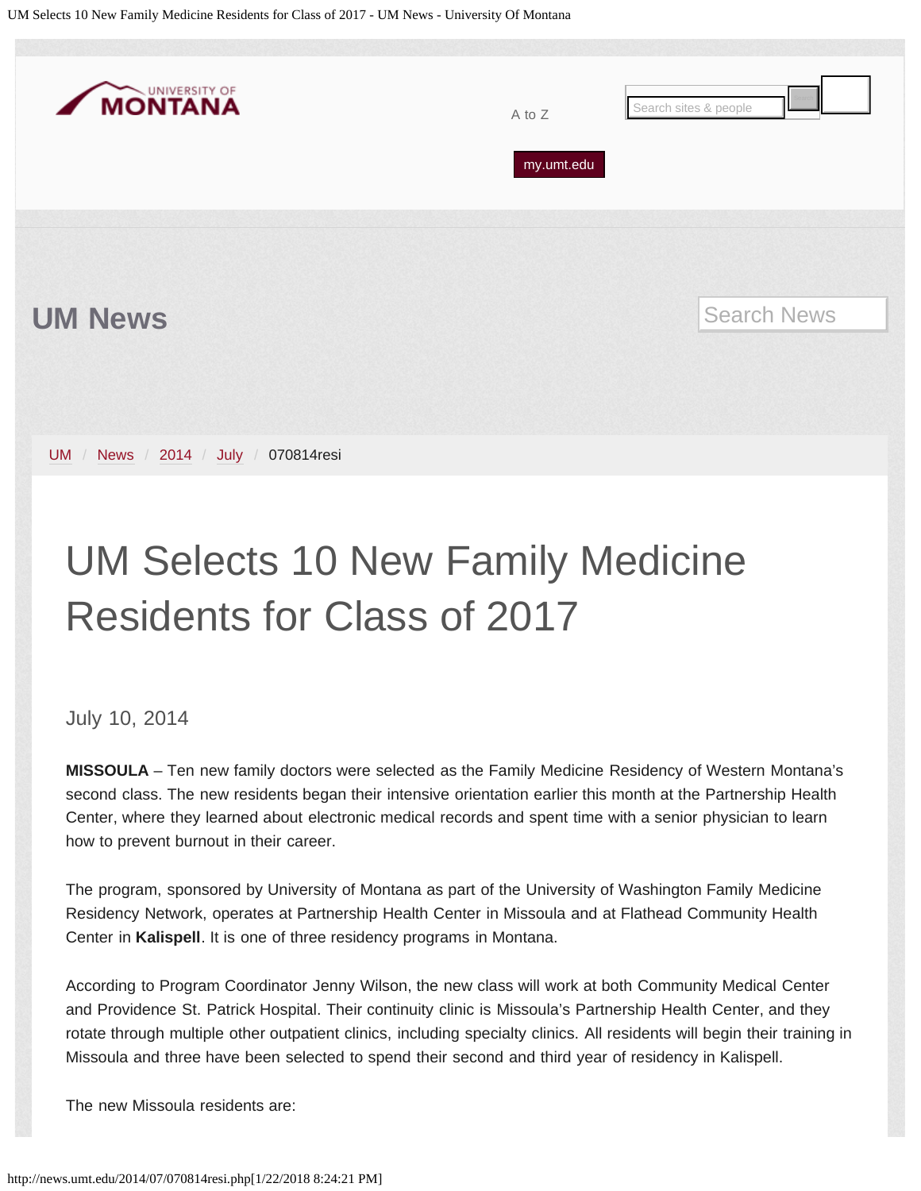UM Selects 10 New Family Medicine Residents for Class of 2017 - UM News - University Of Montana

UNIVERSITY OF MONTANA

A to Z

my.umt.edu

## UM News

UM / News / 2014 / July / 070814resi

# UM Selects 10 New Family Medicine Residents for Class of 2017

July 10, 2014

**MISSOULA** – Ten new family doctors were selected as the Family Medicine Residency of Western Montana's second class. The new residents began their intensive orientation earlier this month at the Partnership Health Center, where they learned about electronic medical records and spent time with a senior physician to learn how to prevent burnout in their career.

The program, sponsored by University of Montana as part of the University of Washington Family Medicine Residency Network, operates at Partnership Health Center in Missoula and at Flathead Community Health Center in **Kalispell**. It is one of three residency programs in Montana.

According to Program Coordinator Jenny Wilson, the new class will work at both Community Medical Center and Providence St. Patrick Hospital. Their continuity clinic is Missoula's Partnership Health Center, and they rotate through multiple other outpatient clinics, including specialty clinics. All residents will begin their training in Missoula and three have been selected to spend their second and third year of residency in Kalispell.

The new Missoula residents are:

http://news.umt.edu/2014/07/070814resi.php[1/22/2018 8:24:21 PM]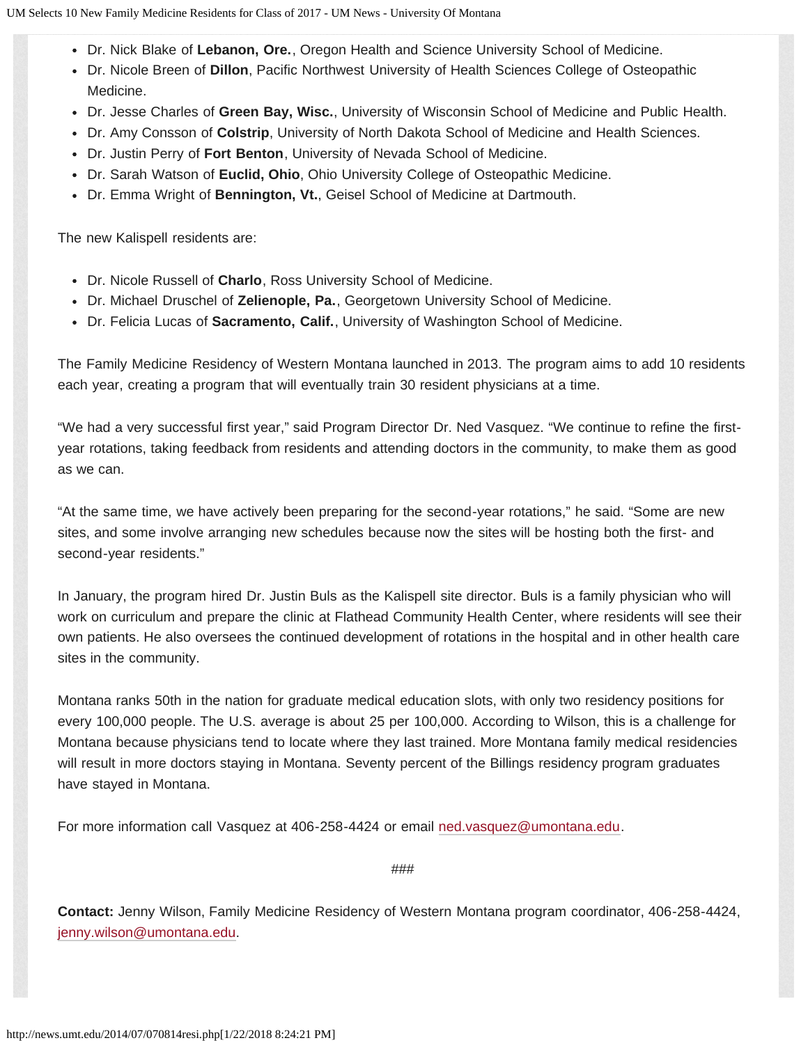- Dr. Nick Blake of **Lebanon, Ore.**, Oregon Health and Science University School of Medicine.
- Dr. Nicole Breen of **Dillon**, Pacific Northwest University of Health Sciences College of Osteopathic Medicine.
- Dr. Jesse Charles of **Green Bay, Wisc.**, University of Wisconsin School of Medicine and Public Health.
- Dr. Amy Consson of **Colstrip**, University of North Dakota School of Medicine and Health Sciences.
- Dr. Justin Perry of **Fort Benton**, University of Nevada School of Medicine.
- Dr. Sarah Watson of **Euclid, Ohio**, Ohio University College of Osteopathic Medicine.
- Dr. Emma Wright of **Bennington, Vt.**, Geisel School of Medicine at Dartmouth.

The new Kalispell residents are:

- Dr. Nicole Russell of **Charlo**, Ross University School of Medicine.
- Dr. Michael Druschel of **Zelienople, Pa.**, Georgetown University School of Medicine.
- Dr. Felicia Lucas of **Sacramento, Calif.**, University of Washington School of Medicine.

The Family Medicine Residency of Western Montana launched in 2013. The program aims to add 10 residents each year, creating a program that will eventually train 30 resident physicians at a time.

"We had a very successful first year," said Program Director Dr. Ned Vasquez. "We continue to refine the first-year rotations, taking feedback from residents and attending doctors in the community, to make them as good as we can.

"At the same time, we have actively been preparing for the second-year rotations," he said. "Some are new sites, and some involve arranging new schedules because now the sites will be hosting both the first- and second-year residents."

In January, the program hired Dr. Justin Buls as the Kalispell site director. Buls is a family physician who will work on curriculum and prepare the clinic at Flathead Community Health Center, where residents will see their own patients. He also oversees the continued development of rotations in the hospital and in other health care sites in the community.

Montana ranks 50th in the nation for graduate medical education slots, with only two residency positions for every 100,000 people. The U.S. average is about 25 per 100,000. According to Wilson, this is a challenge for Montana because physicians tend to locate where they last trained. More Montana family medical residencies will result in more doctors staying in Montana. Seventy percent of the Billings residency program graduates have stayed in Montana.

For more information call Vasquez at 406-258-4424 or email ned.vasquez@umontana.edu.

###

**Contact:** Jenny Wilson, Family Medicine Residency of Western Montana program coordinator, 406-258-4424, jenny.wilson@umontana.edu.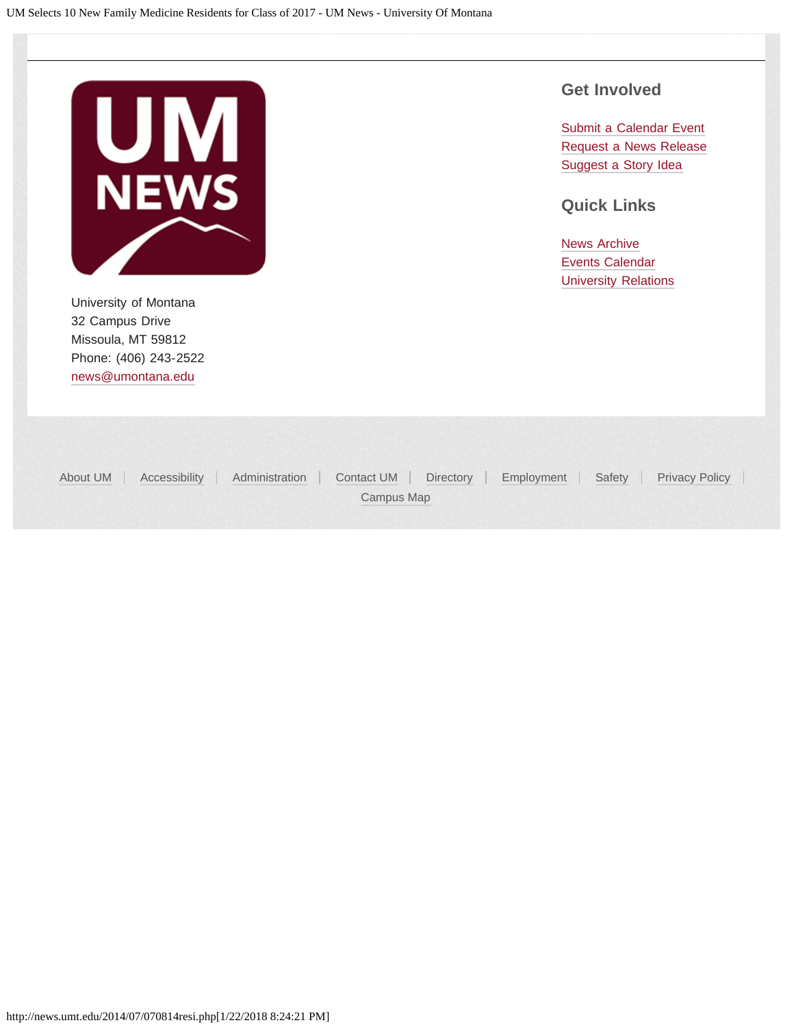UM NEWS

University of Montana
32 Campus Drive
Missoula, MT 59812
Phone: (406) 243-2522
news@umontana.edu

## Get Involved

Submit a Calendar Event
Request a News Release
Suggest a Story Idea

## Quick Links

News Archive
Events Calendar
University Relations

About UM | Accessibility | Administration | Contact UM | Directory | Employment | Safety | Privacy Policy | Campus Map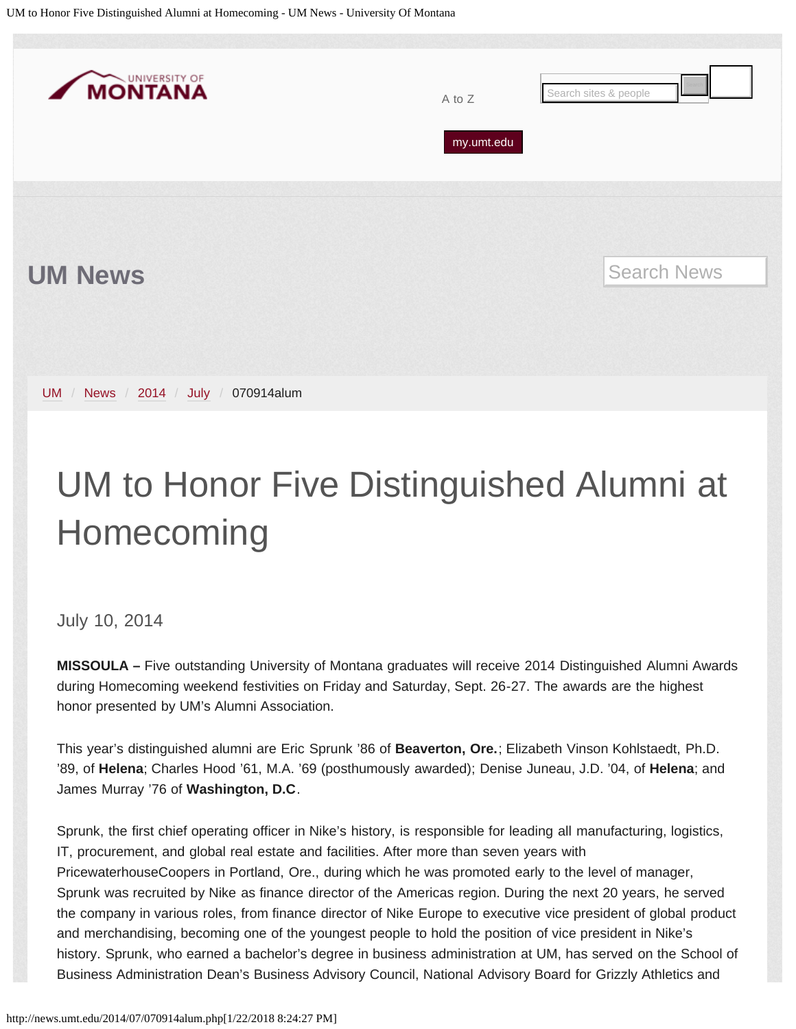UM News

Search News

UM / News / 2014 / July / 070914alum

# UM to Honor Five Distinguished Alumni at Homecoming

July 10, 2014

**MISSOULA –** Five outstanding University of Montana graduates will receive 2014 Distinguished Alumni Awards during Homecoming weekend festivities on Friday and Saturday, Sept. 26-27. The awards are the highest honor presented by UM's Alumni Association.

This year's distinguished alumni are Eric Sprunk '86 of **Beaverton, Ore.**; Elizabeth Vinson Kohlstaedt, Ph.D. '89, of **Helena**; Charles Hood '61, M.A. '69 (posthumously awarded); Denise Juneau, J.D. '04, of **Helena**; and James Murray '76 of **Washington, D.C**.

Sprunk, the first chief operating officer in Nike's history, is responsible for leading all manufacturing, logistics, IT, procurement, and global real estate and facilities. After more than seven years with PricewaterhouseCoopers in Portland, Ore., during which he was promoted early to the level of manager, Sprunk was recruited by Nike as finance director of the Americas region. During the next 20 years, he served the company in various roles, from finance director of Nike Europe to executive vice president of global product and merchandising, becoming one of the youngest people to hold the position of vice president in Nike's history. Sprunk, who earned a bachelor's degree in business administration at UM, has served on the School of Business Administration Dean's Business Advisory Council, National Advisory Board for Grizzly Athletics and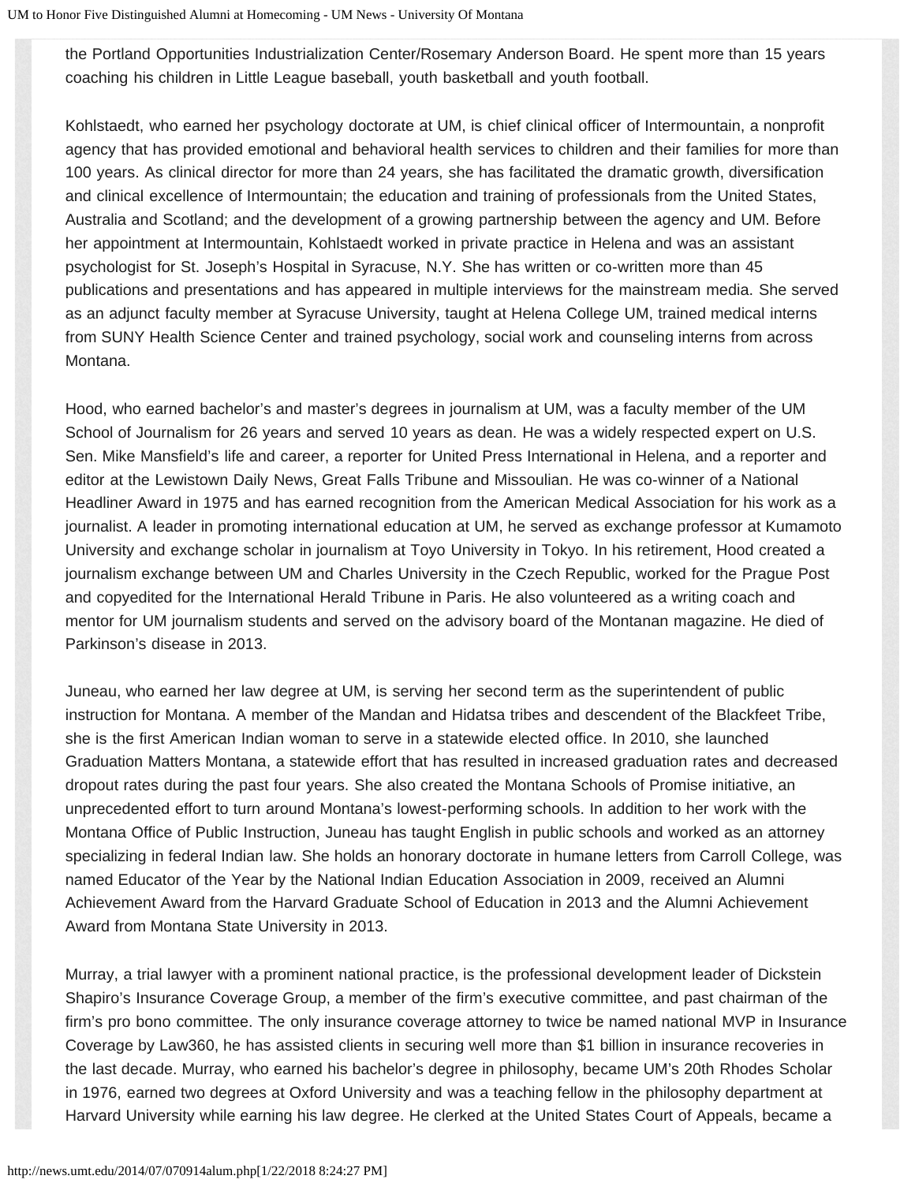the Portland Opportunities Industrialization Center/Rosemary Anderson Board. He spent more than 15 years coaching his children in Little League baseball, youth basketball and youth football.

Kohlstaedt, who earned her psychology doctorate at UM, is chief clinical officer of Intermountain, a nonprofit agency that has provided emotional and behavioral health services to children and their families for more than 100 years. As clinical director for more than 24 years, she has facilitated the dramatic growth, diversification and clinical excellence of Intermountain; the education and training of professionals from the United States, Australia and Scotland; and the development of a growing partnership between the agency and UM. Before her appointment at Intermountain, Kohlstaedt worked in private practice in Helena and was an assistant psychologist for St. Joseph's Hospital in Syracuse, N.Y. She has written or co-written more than 45 publications and presentations and has appeared in multiple interviews for the mainstream media. She served as an adjunct faculty member at Syracuse University, taught at Helena College UM, trained medical interns from SUNY Health Science Center and trained psychology, social work and counseling interns from across Montana.

Hood, who earned bachelor's and master's degrees in journalism at UM, was a faculty member of the UM School of Journalism for 26 years and served 10 years as dean. He was a widely respected expert on U.S. Sen. Mike Mansfield's life and career, a reporter for United Press International in Helena, and a reporter and editor at the Lewistown Daily News, Great Falls Tribune and Missoulian. He was co-winner of a National Headliner Award in 1975 and has earned recognition from the American Medical Association for his work as a journalist. A leader in promoting international education at UM, he served as exchange professor at Kumamoto University and exchange scholar in journalism at Toyo University in Tokyo. In his retirement, Hood created a journalism exchange between UM and Charles University in the Czech Republic, worked for the Prague Post and copyedited for the International Herald Tribune in Paris. He also volunteered as a writing coach and mentor for UM journalism students and served on the advisory board of the Montanan magazine. He died of Parkinson's disease in 2013.

Juneau, who earned her law degree at UM, is serving her second term as the superintendent of public instruction for Montana. A member of the Mandan and Hidatsa tribes and descendent of the Blackfeet Tribe, she is the first American Indian woman to serve in a statewide elected office. In 2010, she launched Graduation Matters Montana, a statewide effort that has resulted in increased graduation rates and decreased dropout rates during the past four years. She also created the Montana Schools of Promise initiative, an unprecedented effort to turn around Montana's lowest-performing schools. In addition to her work with the Montana Office of Public Instruction, Juneau has taught English in public schools and worked as an attorney specializing in federal Indian law. She holds an honorary doctorate in humane letters from Carroll College, was named Educator of the Year by the National Indian Education Association in 2009, received an Alumni Achievement Award from the Harvard Graduate School of Education in 2013 and the Alumni Achievement Award from Montana State University in 2013.

Murray, a trial lawyer with a prominent national practice, is the professional development leader of Dickstein Shapiro's Insurance Coverage Group, a member of the firm's executive committee, and past chairman of the firm's pro bono committee. The only insurance coverage attorney to twice be named national MVP in Insurance Coverage by Law360, he has assisted clients in securing well more than $1 billion in insurance recoveries in the last decade. Murray, who earned his bachelor's degree in philosophy, became UM's 20th Rhodes Scholar in 1976, earned two degrees at Oxford University and was a teaching fellow in the philosophy department at Harvard University while earning his law degree. He clerked at the United States Court of Appeals, became a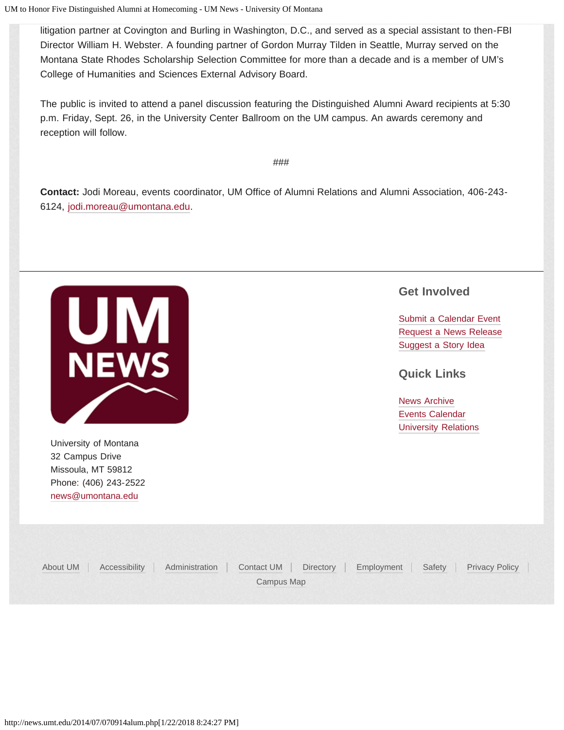litigation partner at Covington and Burling in Washington, D.C., and served as a special assistant to then-FBI Director William H. Webster. A founding partner of Gordon Murray Tilden in Seattle, Murray served on the Montana State Rhodes Scholarship Selection Committee for more than a decade and is a member of UM's College of Humanities and Sciences External Advisory Board.

The public is invited to attend a panel discussion featuring the Distinguished Alumni Award recipients at 5:30 p.m. Friday, Sept. 26, in the University Center Ballroom on the UM campus. An awards ceremony and reception will follow.

###

**Contact:** Jodi Moreau, events coordinator, UM Office of Alumni Relations and Alumni Association, 406-243-6124, jodi.moreau@umontana.edu.

University of Montana
32 Campus Drive
Missoula, MT 59812
Phone: (406) 243-2522
news@umontana.edu

## Get Involved

Submit a Calendar Event
Request a News Release
Suggest a Story Idea

## Quick Links

News Archive
Events Calendar
University Relations

About UM | Accessibility | Administration | Contact UM | Directory | Employment | Safety | Privacy Policy | Campus Map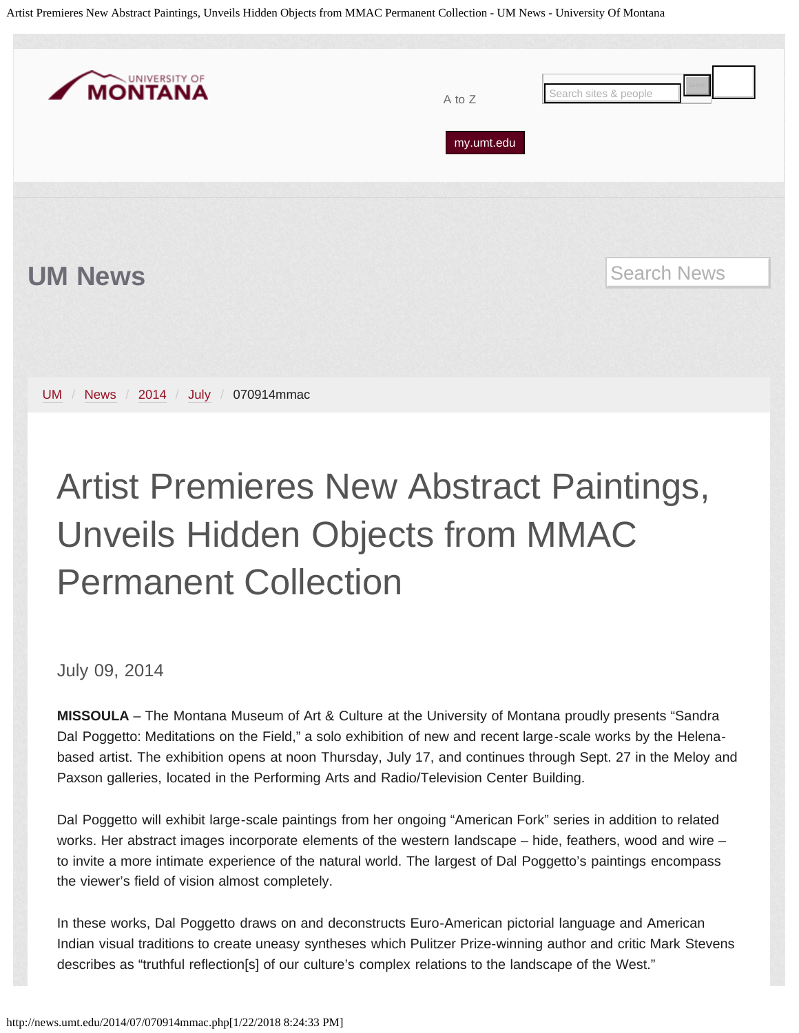UNIVERSITY OF MONTANA

A to Z

my.umt.edu

## UM News

UM / News / 2014 / July / 070914mmac

# Artist Premieres New Abstract Paintings, Unveils Hidden Objects from MMAC Permanent Collection

July 09, 2014

**MISSOULA** – The Montana Museum of Art & Culture at the University of Montana proudly presents “Sandra Dal Poggetto: Meditations on the Field,” a solo exhibition of new and recent large-scale works by the Helena-based artist. The exhibition opens at noon Thursday, July 17, and continues through Sept. 27 in the Meloy and Paxson galleries, located in the Performing Arts and Radio/Television Center Building.

Dal Poggetto will exhibit large-scale paintings from her ongoing “American Fork” series in addition to related works. Her abstract images incorporate elements of the western landscape – hide, feathers, wood and wire – to invite a more intimate experience of the natural world. The largest of Dal Poggetto’s paintings encompass the viewer’s field of vision almost completely.

In these works, Dal Poggetto draws on and deconstructs Euro-American pictorial language and American Indian visual traditions to create uneasy syntheses which Pulitzer Prize-winning author and critic Mark Stevens describes as “truthful reflection[s] of our culture’s complex relations to the landscape of the West.”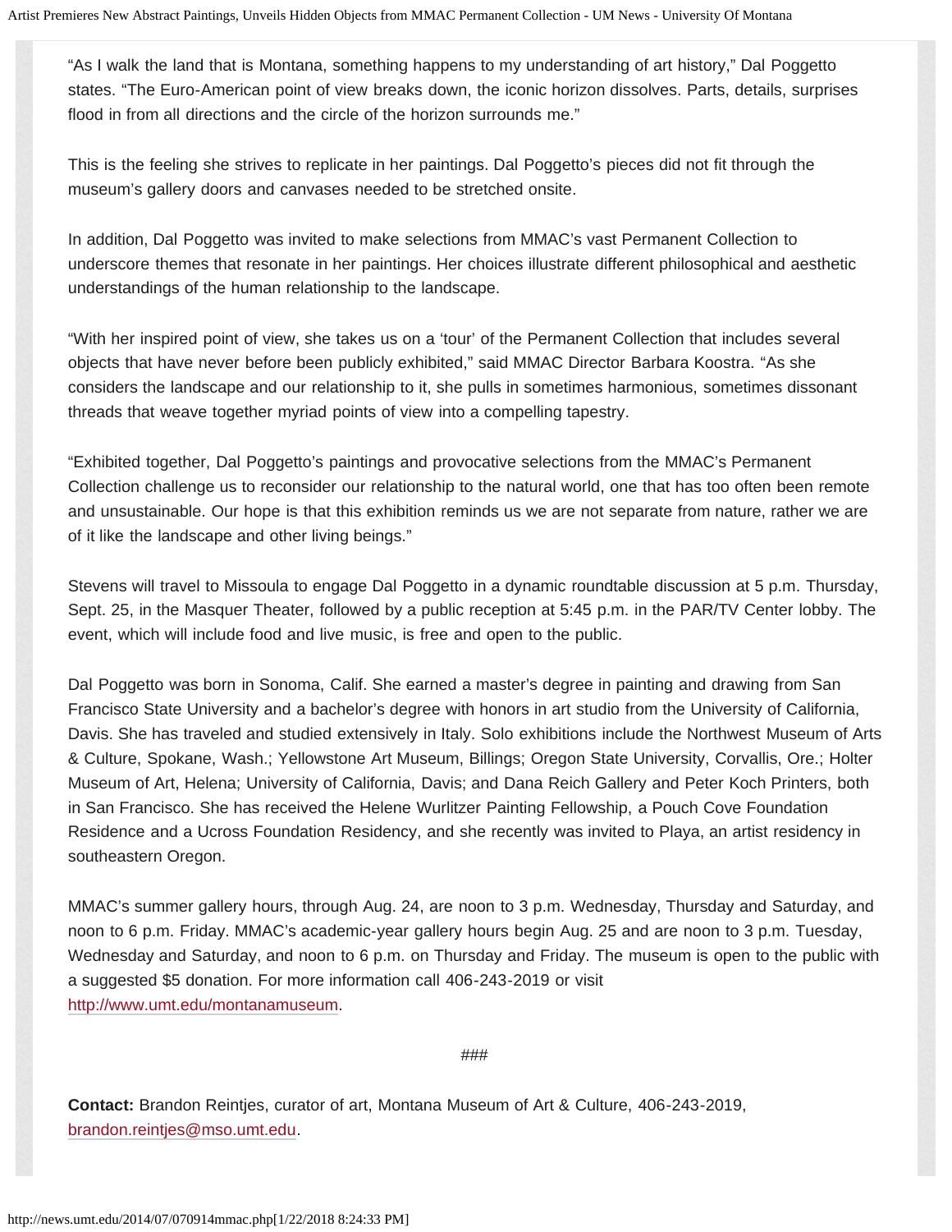"As I walk the land that is Montana, something happens to my understanding of art history," Dal Poggetto states. "The Euro-American point of view breaks down, the iconic horizon dissolves. Parts, details, surprises flood in from all directions and the circle of the horizon surrounds me."

This is the feeling she strives to replicate in her paintings. Dal Poggetto's pieces did not fit through the museum's gallery doors and canvases needed to be stretched onsite.

In addition, Dal Poggetto was invited to make selections from MMAC's vast Permanent Collection to underscore themes that resonate in her paintings. Her choices illustrate different philosophical and aesthetic understandings of the human relationship to the landscape.

"With her inspired point of view, she takes us on a 'tour' of the Permanent Collection that includes several objects that have never before been publicly exhibited," said MMAC Director Barbara Koostra. "As she considers the landscape and our relationship to it, she pulls in sometimes harmonious, sometimes dissonant threads that weave together myriad points of view into a compelling tapestry.

"Exhibited together, Dal Poggetto's paintings and provocative selections from the MMAC's Permanent Collection challenge us to reconsider our relationship to the natural world, one that has too often been remote and unsustainable. Our hope is that this exhibition reminds us we are not separate from nature, rather we are of it like the landscape and other living beings."

Stevens will travel to Missoula to engage Dal Poggetto in a dynamic roundtable discussion at 5 p.m. Thursday, Sept. 25, in the Masquer Theater, followed by a public reception at 5:45 p.m. in the PAR/TV Center lobby. The event, which will include food and live music, is free and open to the public.

Dal Poggetto was born in Sonoma, Calif. She earned a master's degree in painting and drawing from San Francisco State University and a bachelor's degree with honors in art studio from the University of California, Davis. She has traveled and studied extensively in Italy. Solo exhibitions include the Northwest Museum of Arts & Culture, Spokane, Wash.; Yellowstone Art Museum, Billings; Oregon State University, Corvallis, Ore.; Holter Museum of Art, Helena; University of California, Davis; and Dana Reich Gallery and Peter Koch Printers, both in San Francisco. She has received the Helene Wurlitzer Painting Fellowship, a Pouch Cove Foundation Residence and a Ucross Foundation Residency, and she recently was invited to Playa, an artist residency in southeastern Oregon.

MMAC's summer gallery hours, through Aug. 24, are noon to 3 p.m. Wednesday, Thursday and Saturday, and noon to 6 p.m. Friday. MMAC's academic-year gallery hours begin Aug. 25 and are noon to 3 p.m. Tuesday, Wednesday and Saturday, and noon to 6 p.m. on Thursday and Friday. The museum is open to the public with a suggested $5 donation. For more information call 406-243-2019 or visit http://www.umt.edu/montanamuseum.

###

**Contact:** Brandon Reintjes, curator of art, Montana Museum of Art & Culture, 406-243-2019, brandon.reintjes@mso.umt.edu.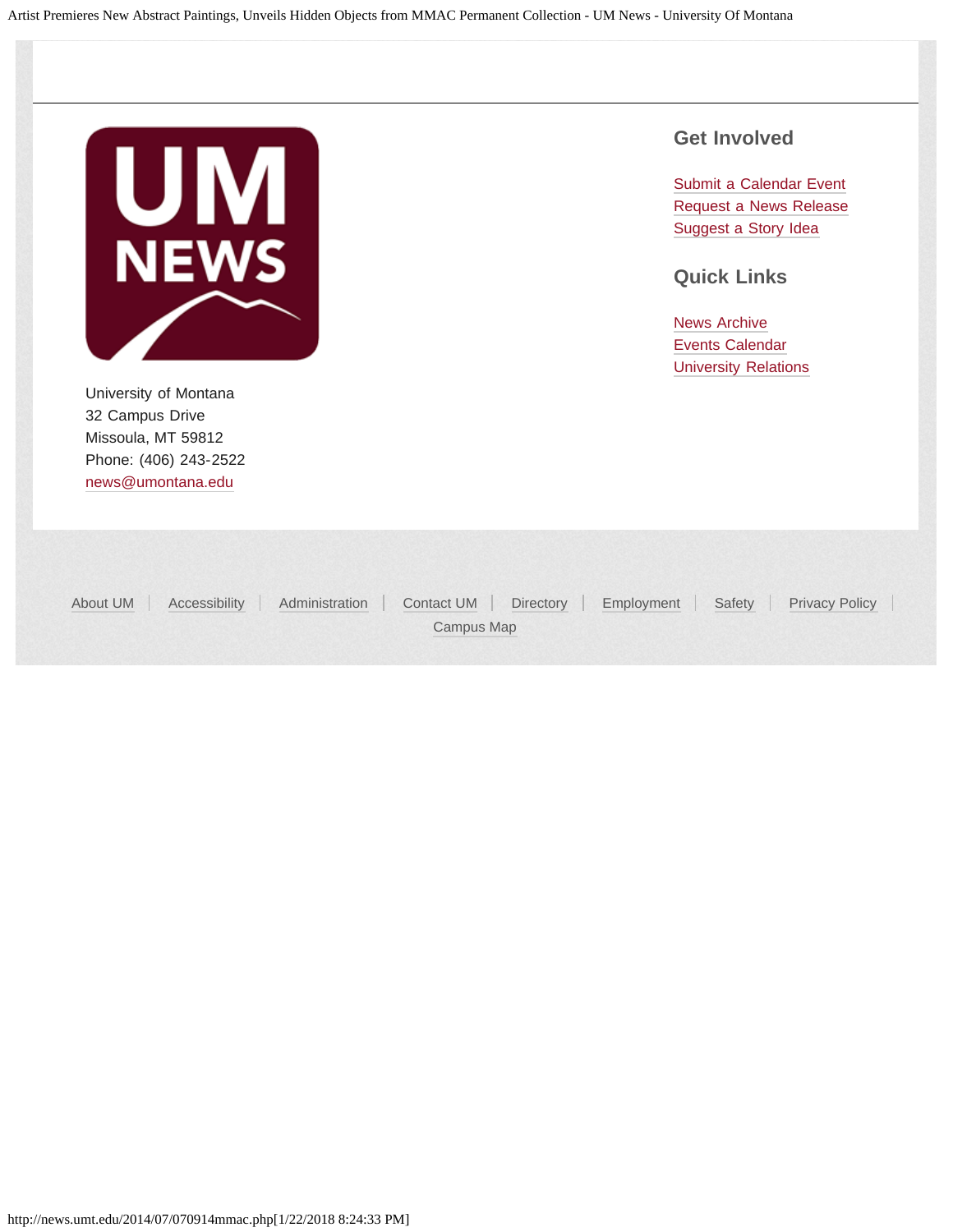University of Montana
32 Campus Drive
Missoula, MT 59812
Phone: (406) 243-2522
news@umontana.edu

## Get Involved

Submit a Calendar Event
Request a News Release
Suggest a Story Idea

## Quick Links

News Archive
Events Calendar
University Relations

About UM | Accessibility | Administration | Contact UM | Directory | Employment | Safety | Privacy Policy | Campus Map